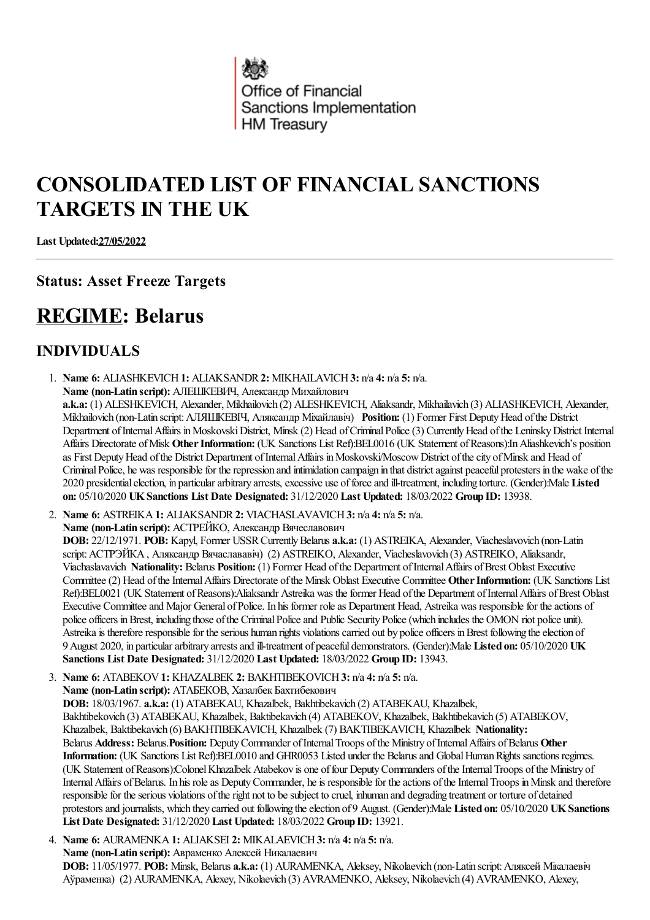Office of Financial Sanctions Implementation
HM Treasury

# CONSOLIDATED LIST OF FINANCIAL SANCTIONS TARGETS IN THE UK

**Last Updated:27/05/2022**

## Status: Asset Freeze Targets

# REGIME: Belarus

## INDIVIDUALS

1. **Name 6:** ALIASHKEVICH **1:** ALIAKSANDR **2:** MIKHAILAVICH **3:** n/a **4:** n/a **5:** n/a.
**Name (non-Latin script):** АЛЕШКЕВИЧ, Александр Михайлович
**a.k.a:** (1) ALESHKEVICH, Alexander, Mikhailovich (2) ALESHKEVICH, Aliaksandr, Mikhailavich (3) ALIASHKEVICH, Alexander, Mikhailovich (non-Latin script: АЛЯШКЕВІЧ, Аляксандр Міхайлавіч) **Position:** (1) Former First Deputy Head of the District Department of Internal Affairs in Moskovski District, Minsk (2) Head of Criminal Police (3) Currently Head of the Leninsky District Internal Affairs Directorate of Misk **Other Information:** (UK Sanctions List Ref):BEL0016 (UK Statement of Reasons):In Aliashkevich's position as First Deputy Head of the District Department of Internal Affairs in Moskovski/Moscow District of the city of Minsk and Head of Criminal Police, he was responsible for the repression and intimidation campaign in that district against peaceful protesters in the wake of the 2020 presidential election, in particular arbitrary arrests, excessive use of force and ill-treatment, including torture. (Gender):Male **Listed on:** 05/10/2020 **UK Sanctions List Date Designated:** 31/12/2020 **Last Updated:** 18/03/2022 **Group ID:** 13938.

2. **Name 6:** ASTREIKA **1:** ALIAKSANDR **2:** VIACHASLAVAVICH **3:** n/a **4:** n/a **5:** n/a.
**Name (non-Latin script):** АСТРЕЙКО, Александр Вячеславович
**DOB:** 22/12/1971. **POB:** Kapyl, Former USSR Currently Belarus **a.k.a:** (1) ASTREIKA, Alexander, Viacheslavovich (non-Latin script: АСТРЭЙКА , Аляксандр Вячаслававіч) (2) ASTREIKO, Alexander, Viacheslavovich (3) ASTREIKO, Aliaksandr, Viachaslavavich **Nationality:** Belarus **Position:** (1) Former Head of the Department of Internal Affairs of Brest Oblast Executive Committee (2) Head of the Internal Affairs Directorate of the Minsk Oblast Executive Committee **Other Information:** (UK Sanctions List Ref):BEL0021 (UK Statement of Reasons):Aliaksandr Astreika was the former Head of the Department of Internal Affairs of Brest Oblast Executive Committee and Major General of Police. In his former role as Department Head, Astreika was responsible for the actions of police officers in Brest, including those of the Criminal Police and Public Security Police (which includes the OMON riot police unit). Astreika is therefore responsible for the serious human rights violations carried out by police officers in Brest following the election of 9 August 2020, in particular arbitrary arrests and ill-treatment of peaceful demonstrators. (Gender):Male **Listed on:** 05/10/2020 **UK Sanctions List Date Designated:** 31/12/2020 **Last Updated:** 18/03/2022 **Group ID:** 13943.

3. **Name 6:** ATABEKOV **1:** KHAZALBEK **2:** BAKHTIBEKOVICH **3:** n/a **4:** n/a **5:** n/a.
**Name (non-Latin script):** АТАБЕКОВ, Хазалбек Бахтибекович
**DOB:** 18/03/1967. **a.k.a:** (1) ATABEKAU, Khazalbek, Bakhtibekavich (2) ATABEKAU, Khazalbek, Bakhtibekovich (3) ATABEKAU, Khazalbek, Baktibekavich (4) ATABEKOV, Khazalbek, Bakhtibekavich (5) ATABEKOV, Khazalbek, Baktibekavich (6) BAKHTIBEKAVICH, Khazalbek (7) BAKTIBEKAVICH, Khazalbek **Nationality:** Belarus **Address:** Belarus.**Position:** Deputy Commander of Internal Troops of the Ministry of Internal Affairs of Belarus **Other Information:** (UK Sanctions List Ref):BEL0010 and GHR0053 Listed under the Belarus and Global Human Rights sanctions regimes. (UK Statement of Reasons):Colonel Khazalbek Atabekov is one of four Deputy Commanders of the Internal Troops of the Ministry of Internal Affairs of Belarus. In his role as Deputy Commander, he is responsible for the actions of the Internal Troops in Minsk and therefore responsible for the serious violations of the right not to be subject to cruel, inhuman and degrading treatment or torture of detained protestors and journalists, which they carried out following the election of 9 August. (Gender):Male **Listed on:** 05/10/2020 **UK Sanctions List Date Designated:** 31/12/2020 **Last Updated:** 18/03/2022 **Group ID:** 13921.

4. **Name 6:** AURAMENKA **1:** ALIAKSEI **2:** MIKALAEVICH **3:** n/a **4:** n/a **5:** n/a.
**Name (non-Latin script):** Авраменко Алексей Никалаевич
**DOB:** 11/05/1977. **POB:** Minsk, Belarus **a.k.a:** (1) AURAMENKA, Aleksey, Nikolaevich (non-Latin script: Аляксей Мікалаевіч Аўраменка) (2) AURAMENKA, Alexey, Nikolaevich (3) AVRAMENKO, Aleksey, Nikolaevich (4) AVRAMENKO, Alexey,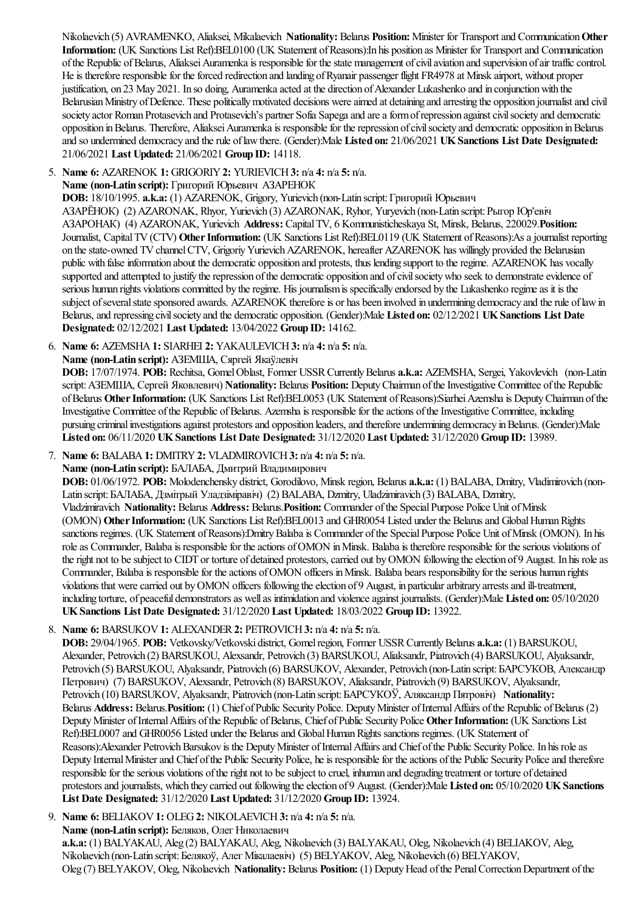Nikolaevich (5) AVRAMENKO, Aliaksei, Mikalaevich **Nationality:** Belarus **Position:** Minister for Transport and Communication **Other Information:** (UK Sanctions List Ref):BEL0100 (UK Statement of Reasons):In his position as Minister for Transport and Communication of the Republic of Belarus, Aliaksei Auramenka is responsible for the state management of civil aviation and supervision of air traffic control. He is therefore responsible for the forced redirection and landing of Ryanair passenger flight FR4978 at Minsk airport, without proper justification, on 23 May 2021. In so doing, Auramenka acted at the direction of Alexander Lukashenko and in conjunction with the Belarusian Ministry of Defence. These politically motivated decisions were aimed at detaining and arresting the opposition journalist and civil society actor Roman Protasevich and Protasevich's partner Sofia Sapega and are a form of repression against civil society and democratic opposition in Belarus. Therefore, Aliaksei Auramenka is responsible for the repression of civil society and democratic opposition in Belarus and so undermined democracy and the rule of law there. (Gender):Male **Listed on:** 21/06/2021 **UK Sanctions List Date Designated:** 21/06/2021 **Last Updated:** 21/06/2021 **Group ID:** 14118.

5. **Name 6:** AZARENOK **1:** GRIGORIY **2:** YURIEVICH **3:** n/a **4:** n/a **5:** n/a.
**Name (non-Latin script):** Григорий Юрьевич АЗАРЕНОК
**DOB:** 18/10/1995. **a.k.a:** (1) AZARENOK, Grigory, Yurievich (non-Latin script: Григорий Юрьевич АЗАРЁНОК) (2) AZARONAK, Rhyor, Yurievich (3) AZARONAK, Ryhor, Yuryevich (non-Latin script: Рыгор Юр'евіч АЗАРОНАК) (4) AZARONAK, Yurievich **Address:** Capital TV, 6 Kommunisticheskaya St, Minsk, Belarus, 220029.**Position:** Journalist, Capital TV (CTV) **Other Information:** (UK Sanctions List Ref):BEL0119 (UK Statement of Reasons):As a journalist reporting on the state-owned TV channel CTV, Grigoriy Yurievich AZARENOK, hereafter AZARENOK has willingly provided the Belarusian public with false information about the democratic opposition and protests, thus lending support to the regime. AZARENOK has vocally supported and attempted to justify the repression of the democratic opposition and of civil society who seek to demonstrate evidence of serious human rights violations committed by the regime. His journalism is specifically endorsed by the Lukashenko regime as it is the subject of several state sponsored awards. AZARENOK therefore is or has been involved in undermining democracy and the rule of law in Belarus, and repressing civil society and the democratic opposition. (Gender):Male **Listed on:** 02/12/2021 **UK Sanctions List Date Designated:** 02/12/2021 **Last Updated:** 13/04/2022 **Group ID:** 14162.

6. **Name 6:** AZEMSHA **1:** SIARHEI **2:** YAKAULEVICH **3:** n/a **4:** n/a **5:** n/a.
**Name (non-Latin script):** АЗЕМША, Сяргей Якаўлевіч
**DOB:** 17/07/1974. **POB:** Rechitsa, Gomel Oblast, Former USSR Currently Belarus **a.k.a:** AZEMSHA, Sergei, Yakovlevich (non-Latin script: АЗЕМША, Сергей Яковлевич) **Nationality:** Belarus **Position:** Deputy Chairman of the Investigative Committee of the Republic of Belarus **Other Information:** (UK Sanctions List Ref):BEL0053 (UK Statement of Reasons):Siarhei Azemsha is Deputy Chairman of the Investigative Committee of the Republic of Belarus. Azemsha is responsible for the actions of the Investigative Committee, including pursuing criminal investigations against protestors and opposition leaders, and therefore undermining democracy in Belarus. (Gender):Male **Listed on:** 06/11/2020 **UK Sanctions List Date Designated:** 31/12/2020 **Last Updated:** 31/12/2020 **Group ID:** 13989.

7. **Name 6:** BALABA **1:** DMITRY **2:** VLADMIROVICH **3:** n/a **4:** n/a **5:** n/a.
**Name (non-Latin script):** БАЛАБА, Дмитрий Владимирович
**DOB:** 01/06/1972. **POB:** Molodenchensky district, Gorodilovo, Minsk region, Belarus **a.k.a:** (1) BALABA, Dmitry, Vladimirovich (non-Latin script: БАЛАБА, Дзмітрый Уладзіміравіч) (2) BALABA, Dzmitry, Uladzimiravich (3) BALABA, Dzmitry, Vladzimiravich **Nationality:** Belarus **Address:** Belarus.**Position:** Commander of the Special Purpose Police Unit of Minsk (OMON) **Other Information:** (UK Sanctions List Ref):BEL0013 and GHR0054 Listed under the Belarus and Global Human Rights sanctions regimes. (UK Statement of Reasons):Dmitry Balaba is Commander of the Special Purpose Police Unit of Minsk (OMON). In his role as Commander, Balaba is responsible for the actions of OMON in Minsk. Balaba is therefore responsible for the serious violations of the right not to be subject to CIDT or torture of detained protestors, carried out by OMON following the election of 9 August. In his role as Commander, Balaba is responsible for the actions of OMON officers in Minsk. Balaba bears responsibility for the serious human rights violations that were carried out by OMON officers following the election of 9 August, in particular arbitrary arrests and ill-treatment, including torture, of peaceful demonstrators as well as intimidation and violence against journalists. (Gender):Male **Listed on:** 05/10/2020 **UK Sanctions List Date Designated:** 31/12/2020 **Last Updated:** 18/03/2022 **Group ID:** 13922.

8. **Name 6:** BARSUKOV **1:** ALEXANDER **2:** PETROVICH **3:** n/a **4:** n/a **5:** n/a.
**DOB:** 29/04/1965. **POB:** Vetkovsky/Vetkovski district, Gomel region, Former USSR Currently Belarus **a.k.a:** (1) BARSUKOU, Alexander, Petrovich (2) BARSUKOU, Alexsandr, Petrovich (3) BARSUKOU, Aliaksandr, Piatrovich (4) BARSUKOU, Alyaksandr, Petrovich (5) BARSUKOU, Alyaksandr, Piatrovich (6) BARSUKOV, Alexander, Petrovich (non-Latin script: БАРСУКОВ, Александр Петрович) (7) BARSUKOV, Alexsandr, Petrovich (8) BARSUKOV, Aliaksandr, Piatrovich (9) BARSUKOV, Alyaksandr, Petrovich (10) BARSUKOV, Alyaksandr, Piatrovich (non-Latin script: БАРСУКОЎ, Аляксандр Пятровіч) **Nationality:** Belarus **Address:** Belarus.**Position:** (1) Chief of Public Security Police. Deputy Minister of Internal Affairs of the Republic of Belarus (2) Deputy Minister of Internal Affairs of the Republic of Belarus, Chief of Public Security Police **Other Information:** (UK Sanctions List Ref):BEL0007 and GHR0056 Listed under the Belarus and Global Human Rights sanctions regimes. (UK Statement of Reasons):Alexander Petrovich Barsukov is the Deputy Minister of Internal Affairs and Chief of the Public Security Police. In his role as Deputy Internal Minister and Chief of the Public Security Police, he is responsible for the actions of the Public Security Police and therefore responsible for the serious violations of the right not to be subject to cruel, inhuman and degrading treatment or torture of detained protestors and journalists, which they carried out following the election of 9 August. (Gender):Male **Listed on:** 05/10/2020 **UK Sanctions List Date Designated:** 31/12/2020 **Last Updated:** 31/12/2020 **Group ID:** 13924.

9. **Name 6:** BELIAKOV **1:** OLEG **2:** NIKOLAEVICH **3:** n/a **4:** n/a **5:** n/a.
**Name (non-Latin script):** Беляков, Олег Николаевич
**a.k.a:** (1) BALYAKAU, Aleg (2) BALYAKAU, Aleg, Nikolaevich (3) BALYAKAU, Oleg, Nikolaevich (4) BELIAKOV, Aleg, Nikolaevich (non-Latin script: Белякоў, Алег Мікалаевіч) (5) BELYAKOV, Aleg, Nikolaevich (6) BELYAKOV, Oleg (7) BELYAKOV, Oleg, Nikolaevich **Nationality:** Belarus **Position:** (1) Deputy Head of the Penal Correction Department of the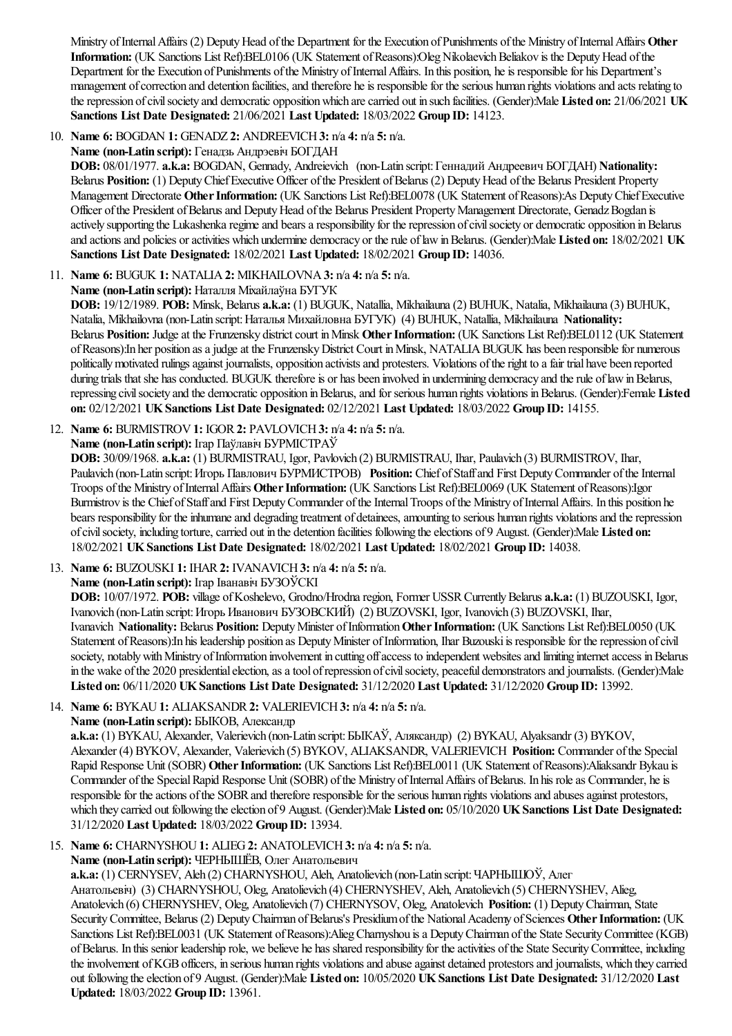Ministry of Internal Affairs (2) Deputy Head of the Department for the Execution of Punishments of the Ministry of Internal Affairs **Other Information:** (UK Sanctions List Ref):BEL0106 (UK Statement of Reasons):Oleg Nikolaevich Beliakov is the Deputy Head of the Department for the Execution of Punishments of the Ministry of Internal Affairs. In this position, he is responsible for his Department's management of correction and detention facilities, and therefore he is responsible for the serious human rights violations and acts relating to the repression of civil society and democratic opposition which are carried out in such facilities. (Gender):Male **Listed on:** 21/06/2021 **UK Sanctions List Date Designated:** 21/06/2021 **Last Updated:** 18/03/2022 **Group ID:** 14123.

10. **Name 6:** BOGDAN **1:** GENADZ **2:** ANDREEVICH **3:** n/a **4:** n/a **5:** n/a.
    **Name (non-Latin script):** Генадзь Андрэевіч БОГДАН
    **DOB:** 08/01/1977. **a.k.a:** BOGDAN, Gennady, Andreievich (non-Latin script: Геннадий Андреевич БОГДАН) **Nationality:** Belarus **Position:** (1) Deputy Chief Executive Officer of the President of Belarus (2) Deputy Head of the Belarus President Property Management Directorate **Other Information:** (UK Sanctions List Ref):BEL0078 (UK Statement of Reasons):As Deputy Chief Executive Officer of the President of Belarus and Deputy Head of the Belarus President Property Management Directorate, Genadz Bogdan is actively supporting the Lukashenka regime and bears a responsibility for the repression of civil society or democratic opposition in Belarus and actions and policies or activities which undermine democracy or the rule of law in Belarus. (Gender):Male **Listed on:** 18/02/2021 **UK Sanctions List Date Designated:** 18/02/2021 **Last Updated:** 18/02/2021 **Group ID:** 14036.

11. **Name 6:** BUGUK **1:** NATALIA **2:** MIKHAILOVNA **3:** n/a **4:** n/a **5:** n/a.
    **Name (non-Latin script):** Наталля Міхайлаўна БУГУК
    **DOB:** 19/12/1989. **POB:** Minsk, Belarus **a.k.a:** (1) BUGUK, Natallia, Mikhailauna (2) BUHUK, Natalia, Mikhailauna (3) BUHUK, Natalia, Mikhailovna (non-Latin script: Наталья Михайловна БУГУК) (4) BUHUK, Natallia, Mikhailauna **Nationality:** Belarus **Position:** Judge at the Frunzensky district court in Minsk **Other Information:** (UK Sanctions List Ref):BEL0112 (UK Statement of Reasons):In her position as a judge at the Frunzensky District Court in Minsk, NATALIA BUGUK has been responsible for numerous politically motivated rulings against journalists, opposition activists and protesters. Violations of the right to a fair trial have been reported during trials that she has conducted. BUGUK therefore is or has been involved in undermining democracy and the rule of law in Belarus, repressing civil society and the democratic opposition in Belarus, and for serious human rights violations in Belarus. (Gender):Female **Listed on:** 02/12/2021 **UK Sanctions List Date Designated:** 02/12/2021 **Last Updated:** 18/03/2022 **Group ID:** 14155.

12. **Name 6:** BURMISTROV **1:** IGOR **2:** PAVLOVICH **3:** n/a **4:** n/a **5:** n/a.
    **Name (non-Latin script):** Ігар Паўлавіч БУРМІСТРАЎ
    **DOB:** 30/09/1968. **a.k.a:** (1) BURMISTRAU, Igor, Pavlovich (2) BURMISTRAU, Ihar, Paulavich (3) BURMISTROV, Ihar, Paulavich (non-Latin script: Игорь Павлович БУРМИСТРОВ) **Position:** Chief of Staff and First Deputy Commander of the Internal Troops of the Ministry of Internal Affairs **Other Information:** (UK Sanctions List Ref):BEL0069 (UK Statement of Reasons):Igor Burmistrov is the Chief of Staff and First Deputy Commander of the Internal Troops of the Ministry of Internal Affairs. In this position he bears responsibility for the inhumane and degrading treatment of detainees, amounting to serious human rights violations and the repression of civil society, including torture, carried out in the detention facilities following the elections of 9 August. (Gender):Male **Listed on:** 18/02/2021 **UK Sanctions List Date Designated:** 18/02/2021 **Last Updated:** 18/02/2021 **Group ID:** 14038.

13. **Name 6:** BUZOUSKI **1:** IHAR **2:** IVANAVICH **3:** n/a **4:** n/a **5:** n/a.
    **Name (non-Latin script):** Ігар Іванавіч БУЗОЎСКІ
    **DOB:** 10/07/1972. **POB:** village of Koshelevo, Grodno/Hrodna region, Former USSR Currently Belarus **a.k.a:** (1) BUZOUSKI, Igor, Ivanovich (non-Latin script: Игорь Иванович БУЗОВСКИЙ) (2) BUZOVSKI, Igor, Ivanovich (3) BUZOVSKI, Ihar, Ivanavich **Nationality:** Belarus **Position:** Deputy Minister of Information **Other Information:** (UK Sanctions List Ref):BEL0050 (UK Statement of Reasons):In his leadership position as Deputy Minister of Information, Ihar Buzouski is responsible for the repression of civil society, notably with Ministry of Information involvement in cutting off access to independent websites and limiting internet access in Belarus in the wake of the 2020 presidential election, as a tool of repression of civil society, peaceful demonstrators and journalists. (Gender):Male **Listed on:** 06/11/2020 **UK Sanctions List Date Designated:** 31/12/2020 **Last Updated:** 31/12/2020 **Group ID:** 13992.

14. **Name 6:** BYKAU **1:** ALIAKSANDR **2:** VALERIEVICH **3:** n/a **4:** n/a **5:** n/a.
    **Name (non-Latin script):** БЫКОВ, Александр
    **a.k.a:** (1) BYKAU, Alexander, Valerievich (non-Latin script: БЫКАЎ, Аляксандр) (2) BYKAU, Alyaksandr (3) BYKOV, Alexander (4) BYKOV, Alexander, Valerievich (5) BYKOV, ALIAKSANDR, VALERIEVICH **Position:** Commander of the Special Rapid Response Unit (SOBR) **Other Information:** (UK Sanctions List Ref):BEL0011 (UK Statement of Reasons):Aliaksandr Bykau is Commander of the Special Rapid Response Unit (SOBR) of the Ministry of Internal Affairs of Belarus. In his role as Commander, he is responsible for the actions of the SOBR and therefore responsible for the serious human rights violations and abuses against protestors, which they carried out following the election of 9 August. (Gender):Male **Listed on:** 05/10/2020 **UK Sanctions List Date Designated:** 31/12/2020 **Last Updated:** 18/03/2022 **Group ID:** 13934.

15. **Name 6:** CHARNYSHOU **1:** ALIEG **2:** ANATOLEVICH **3:** n/a **4:** n/a **5:** n/a.
    **Name (non-Latin script):** ЧЕРНЫШЁВ, Олег Анатольевич
    **a.k.a:** (1) CERNYSEV, Aleh (2) CHARNYSHOU, Aleh, Anatolievich (non-Latin script: ЧАРНЫШОЎ, Алег Анатольевіч) (3) CHARNYSHOU, Oleg, Anatolievich (4) CHERNYSHEV, Aleh, Anatolievich (5) CHERNYSHEV, Alieg, Anatolevich (6) CHERNYSHEV, Oleg, Anatolievich (7) CHERNYSOV, Oleg, Anatolevich **Position:** (1) Deputy Chairman, State Security Committee, Belarus (2) Deputy Chairman of Belarus's Presidium of the National Academy of Sciences **Other Information:** (UK Sanctions List Ref):BEL0031 (UK Statement of Reasons):Alieg Charnyshou is a Deputy Chairman of the State Security Committee (KGB) of Belarus. In this senior leadership role, we believe he has shared responsibility for the activities of the State Security Committee, including the involvement of KGB officers, in serious human rights violations and abuse against detained protestors and journalists, which they carried out following the election of 9 August. (Gender):Male **Listed on:** 10/05/2020 **UK Sanctions List Date Designated:** 31/12/2020 **Last Updated:** 18/03/2022 **Group ID:** 13961.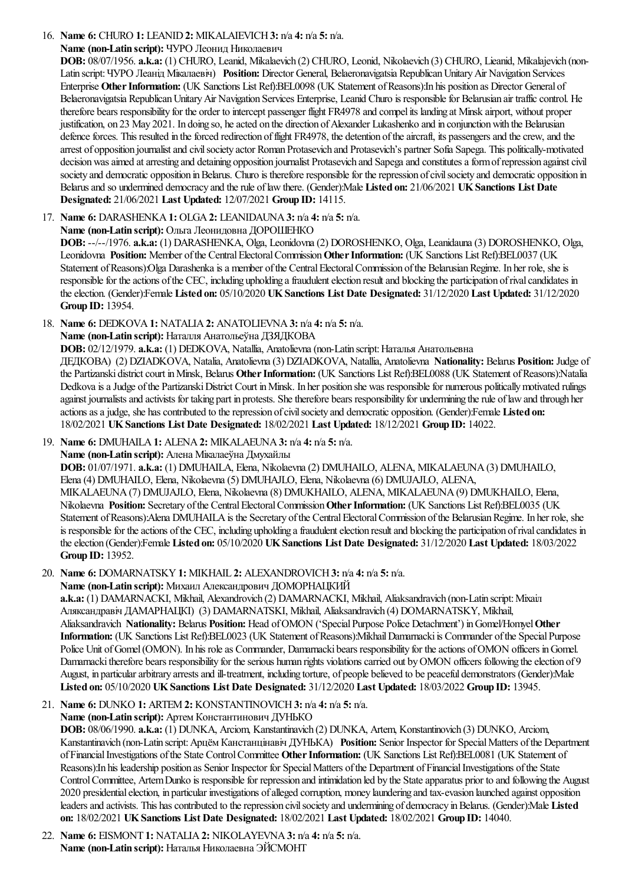16. **Name 6:** CHURO **1:** LEANID **2:** MIKALAIEVICH **3:** n/a **4:** n/a **5:** n/a.
    **Name (non-Latin script):** ЧУРО Леонид Николаевич
    **DOB:** 08/07/1956. **a.k.a:** (1) CHURO, Leanid, Mikalaevich (2) CHURO, Leonid, Nikolaevich (3) CHURO, Lieanid, Mikalajevich (non-Latin script: ЧУРО Леанід Мікалаевіч) **Position:** Director General, Belaeronavigatsia Republican Unitary Air Navigation Services Enterprise **Other Information:** (UK Sanctions List Ref):BEL0098 (UK Statement of Reasons):In his position as Director General of Belaeronavigatsia Republican Unitary Air Navigation Services Enterprise, Leanid Churo is responsible for Belarusian air traffic control. He therefore bears responsibility for the order to intercept passenger flight FR4978 and compel its landing at Minsk airport, without proper justification, on 23 May 2021. In doing so, he acted on the direction of Alexander Lukashenko and in conjunction with the Belarusian defence forces. This resulted in the forced redirection of flight FR4978, the detention of the aircraft, its passengers and the crew, and the arrest of opposition journalist and civil society actor Roman Protasevich and Protasevich's partner Sofia Sapega. This politically-motivated decision was aimed at arresting and detaining opposition journalist Protasevich and Sapega and constitutes a form of repression against civil society and democratic opposition in Belarus. Churo is therefore responsible for the repression of civil society and democratic opposition in Belarus and so undermined democracy and the rule of law there. (Gender):Male **Listed on:** 21/06/2021 **UK Sanctions List Date Designated:** 21/06/2021 **Last Updated:** 12/07/2021 **Group ID:** 14115.

17. **Name 6:** DARASHENKA **1:** OLGA **2:** LEANIDAUNA **3:** n/a **4:** n/a **5:** n/a.
    **Name (non-Latin script):** Ольга Леонидовна ДОРОШЕНКО
    **DOB:** --/--/1976. **a.k.a:** (1) DARASHENKA, Olga, Leonidovna (2) DOROSHENKO, Olga, Leanidauna (3) DOROSHENKO, Olga, Leonidovna **Position:** Member of the Central Electoral Commission **Other Information:** (UK Sanctions List Ref):BEL0037 (UK Statement of Reasons):Olga Darashenka is a member of the Central Electoral Commission of the Belarusian Regime. In her role, she is responsible for the actions of the CEC, including upholding a fraudulent election result and blocking the participation of rival candidates in the election. (Gender):Female **Listed on:** 05/10/2020 **UK Sanctions List Date Designated:** 31/12/2020 **Last Updated:** 31/12/2020 **Group ID:** 13954.

18. **Name 6:** DEDKOVA **1:** NATALIA **2:** ANATOLIEVNA **3:** n/a **4:** n/a **5:** n/a.
    **Name (non-Latin script):** Наталля Анатольеўна ДЗЯДКОВА
    **DOB:** 02/12/1979. **a.k.a:** (1) DEDKOVA, Natallia, Anatolievna (non-Latin script: Наталья Анатольевна ДЕДКОВА) (2) DZIADKOVA, Natalia, Anatolievna (3) DZIADKOVA, Natallia, Anatolievna **Nationality:** Belarus **Position:** Judge of the Partizanski district court in Minsk, Belarus **Other Information:** (UK Sanctions List Ref):BEL0088 (UK Statement of Reasons):Natalia Dedkova is a Judge of the Partizanski District Court in Minsk. In her position she was responsible for numerous politically motivated rulings against journalists and activists for taking part in protests. She therefore bears responsibility for undermining the rule of law and through her actions as a judge, she has contributed to the repression of civil society and democratic opposition. (Gender):Female **Listed on:** 18/02/2021 **UK Sanctions List Date Designated:** 18/02/2021 **Last Updated:** 18/12/2021 **Group ID:** 14022.

19. **Name 6:** DMUHAILA **1:** ALENA **2:** MIKALAEUNA **3:** n/a **4:** n/a **5:** n/a.
    **Name (non-Latin script):** Алена Мікалаеўна Дмухайлы
    **DOB:** 01/07/1971. **a.k.a:** (1) DMUHAILA, Elena, Nikolaevna (2) DMUHAILO, ALENA, MIKALAEUNA (3) DMUHAILO, Elena (4) DMUHAILO, Elena, Nikolaevna (5) DMUHAJLO, Elena, Nikolaevna (6) DMUJAJLO, ALENA, MIKALAEUNA (7) DMUJAJLO, Elena, Nikolaevna (8) DMUKHAILO, ALENA, MIKALAEUNA (9) DMUKHAILO, Elena, Nikolaevna **Position:** Secretary of the Central Electoral Commission **Other Information:** (UK Sanctions List Ref):BEL0035 (UK Statement of Reasons):Alena DMUHAILA is the Secretary of the Central Electoral Commission of the Belarusian Regime. In her role, she is responsible for the actions of the CEC, including upholding a fraudulent election result and blocking the participation of rival candidates in the election (Gender):Female **Listed on:** 05/10/2020 **UK Sanctions List Date Designated:** 31/12/2020 **Last Updated:** 18/03/2022 **Group ID:** 13952.

20. **Name 6:** DOMARNATSKY **1:** MIKHAIL **2:** ALEXANDROVICH **3:** n/a **4:** n/a **5:** n/a.
    **Name (non-Latin script):** Михаил Александрович ДОМОРНАЦКИЙ
    **a.k.a:** (1) DAMARNACKI, Mikhail, Alexandrovich (2) DAMARNACKI, Mikhail, Aliaksandravich (non-Latin script: Міхаіл Аляксандравіч ДАМАРНАЦКІ) (3) DAMARNATSKI, Mikhail, Aliaksandravich (4) DOMARNATSKY, Mikhail, Aliaksandravich **Nationality:** Belarus **Position:** Head of OMON ('Special Purpose Police Detachment') in Gomel/Homyel **Other Information:** (UK Sanctions List Ref):BEL0023 (UK Statement of Reasons):Mikhail Damarnacki is Commander of the Special Purpose Police Unit of Gomel (OMON). In his role as Commander, Damarnacki bears responsibility for the actions of OMON officers in Gomel. Damarnacki therefore bears responsibility for the serious human rights violations carried out by OMON officers following the election of 9 August, in particular arbitrary arrests and ill-treatment, including torture, of people believed to be peaceful demonstrators (Gender):Male **Listed on:** 05/10/2020 **UK Sanctions List Date Designated:** 31/12/2020 **Last Updated:** 18/03/2022 **Group ID:** 13945.

21. **Name 6:** DUNKO **1:** ARTEM **2:** KONSTANTINOVICH **3:** n/a **4:** n/a **5:** n/a.
    **Name (non-Latin script):** Артем Константинович ДУНЬКО
    **DOB:** 08/06/1990. **a.k.a:** (1) DUNKA, Arciom, Kanstantinavich (2) DUNKA, Artem, Konstantinovich (3) DUNKO, Arciom, Kanstantinavich (non-Latin script: Арцём Канстанцінавіч ДУНЬКА) **Position:** Senior Inspector for Special Matters of the Department of Financial Investigations of the State Control Committee **Other Information:** (UK Sanctions List Ref):BEL0081 (UK Statement of Reasons):In his leadership position as Senior Inspector for Special Matters of the Department of Financial Investigations of the State Control Committee, Artem Dunko is responsible for repression and intimidation led by the State apparatus prior to and following the August 2020 presidential election, in particular investigations of alleged corruption, money laundering and tax-evasion launched against opposition leaders and activists. This has contributed to the repression civil society and undermining of democracy in Belarus. (Gender):Male **Listed on:** 18/02/2021 **UK Sanctions List Date Designated:** 18/02/2021 **Last Updated:** 18/02/2021 **Group ID:** 14040.

22. **Name 6:** EISMONT **1:** NATALIA **2:** NIKOLAYEVNA **3:** n/a **4:** n/a **5:** n/a.
    **Name (non-Latin script):** Наталья Николаевна ЭЙСМОНТ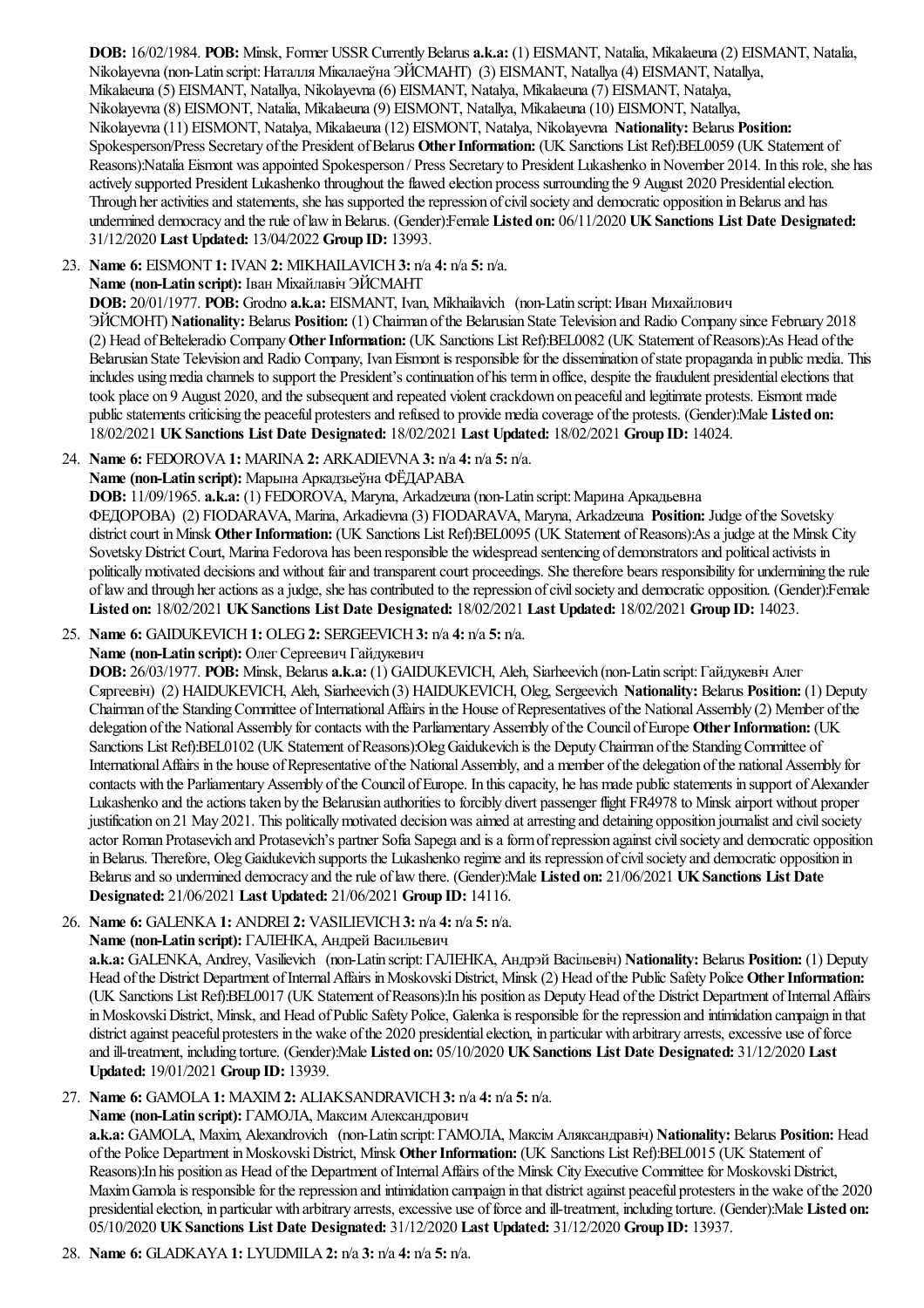**DOB:** 16/02/1984. **POB:** Minsk, Former USSR Currently Belarus **a.k.a:** (1) EISMANT, Natalia, Mikalaeuna (2) EISMANT, Natalia, Nikolayevna (non-Latin script: Наталля Мікалаеўна ЭЙСМАНТ) (3) EISMANT, Natallya (4) EISMANT, Natallya, Mikalaeuna (5) EISMANT, Natallya, Nikolayevna (6) EISMANT, Natalya, Mikalaeuna (7) EISMANT, Natalya, Nikolayevna (8) EISMONT, Natalia, Mikalaeuna (9) EISMONT, Natallya, Mikalaeuna (10) EISMONT, Natallya, Nikolayevna (11) EISMONT, Natalya, Mikalaeuna (12) EISMONT, Natalya, Nikolayevna **Nationality:** Belarus **Position:** Spokesperson/Press Secretary of the President of Belarus **Other Information:** (UK Sanctions List Ref):BEL0059 (UK Statement of Reasons):Natalia Eismont was appointed Spokesperson / Press Secretary to President Lukashenko in November 2014. In this role, she has actively supported President Lukashenko throughout the flawed election process surrounding the 9 August 2020 Presidential election. Through her activities and statements, she has supported the repression of civil society and democratic opposition in Belarus and has undermined democracy and the rule of law in Belarus. (Gender):Female **Listed on:** 06/11/2020 **UK Sanctions List Date Designated:** 31/12/2020 **Last Updated:** 13/04/2022 **Group ID:** 13993.

23. **Name 6:** EISMONT **1:** IVAN **2:** MIKHAILAVICH **3:** n/a **4:** n/a **5:** n/a.
    **Name (non-Latin script):** Іван Міхайлавіч ЭЙСМАНТ
    **DOB:** 20/01/1977. **POB:** Grodno **a.k.a:** EISMANT, Ivan, Mikhailavich (non-Latin script: Иван Михайлович ЭЙСМОНТ) **Nationality:** Belarus **Position:** (1) Chairman of the Belarusian State Television and Radio Company since February 2018 (2) Head of Belteleradio Company **Other Information:** (UK Sanctions List Ref):BEL0082 (UK Statement of Reasons):As Head of the Belarusian State Television and Radio Company, Ivan Eismont is responsible for the dissemination of state propaganda in public media. This includes using media channels to support the President's continuation of his term in office, despite the fraudulent presidential elections that took place on 9 August 2020, and the subsequent and repeated violent crackdown on peaceful and legitimate protests. Eismont made public statements criticising the peaceful protesters and refused to provide media coverage of the protests. (Gender):Male **Listed on:** 18/02/2021 **UK Sanctions List Date Designated:** 18/02/2021 **Last Updated:** 18/02/2021 **Group ID:** 14024.

24. **Name 6:** FEDOROVA **1:** MARINA **2:** ARKADIEVNA **3:** n/a **4:** n/a **5:** n/a.
    **Name (non-Latin script):** Марына Аркадзьеўна ФЁДАРАВА
    **DOB:** 11/09/1965. **a.k.a:** (1) FEDOROVA, Maryna, Arkadzeuna (non-Latin script: Марина Аркадьевна ФЕДОРОВА) (2) FIODARAVA, Marina, Arkadievna (3) FIODARAVA, Maryna, Arkadzeuna **Position:** Judge of the Sovetsky district court in Minsk **Other Information:** (UK Sanctions List Ref):BEL0095 (UK Statement of Reasons):As a judge at the Minsk City Sovetsky District Court, Marina Fedorova has been responsible the widespread sentencing of demonstrators and political activists in politically motivated decisions and without fair and transparent court proceedings. She therefore bears responsibility for undermining the rule of law and through her actions as a judge, she has contributed to the repression of civil society and democratic opposition. (Gender):Female **Listed on:** 18/02/2021 **UK Sanctions List Date Designated:** 18/02/2021 **Last Updated:** 18/02/2021 **Group ID:** 14023.

25. **Name 6:** GAIDUKEVICH **1:** OLEG **2:** SERGEEVICH **3:** n/a **4:** n/a **5:** n/a.
    **Name (non-Latin script):** Олег Сергеевич Гайдукевич
    **DOB:** 26/03/1977. **POB:** Minsk, Belarus **a.k.a:** (1) GAIDUKEVICH, Aleh, Siarheevich (non-Latin script: Гайдукевіч Алег Сяргеевіч) (2) HAIDUKEVICH, Aleh, Siarheevich (3) HAIDUKEVICH, Oleg, Sergeevich **Nationality:** Belarus **Position:** (1) Deputy Chairman of the Standing Committee of International Affairs in the House of Representatives of the National Assembly (2) Member of the delegation of the National Assembly for contacts with the Parliamentary Assembly of the Council of Europe **Other Information:** (UK Sanctions List Ref):BEL0102 (UK Statement of Reasons):Oleg Gaidukevich is the Deputy Chairman of the Standing Committee of International Affairs in the house of Representative of the National Assembly, and a member of the delegation of the national Assembly for contacts with the Parliamentary Assembly of the Council of Europe. In this capacity, he has made public statements in support of Alexander Lukashenko and the actions taken by the Belarusian authorities to forcibly divert passenger flight FR4978 to Minsk airport without proper justification on 21 May 2021. This politically motivated decision was aimed at arresting and detaining opposition journalist and civil society actor Roman Protasevich and Protasevich's partner Sofia Sapega and is a form of repression against civil society and democratic opposition in Belarus. Therefore, Oleg Gaidukevich supports the Lukashenko regime and its repression of civil society and democratic opposition in Belarus and so undermined democracy and the rule of law there. (Gender):Male **Listed on:** 21/06/2021 **UK Sanctions List Date Designated:** 21/06/2021 **Last Updated:** 21/06/2021 **Group ID:** 14116.

26. **Name 6:** GALENKA **1:** ANDREI **2:** VASILIEVICH **3:** n/a **4:** n/a **5:** n/a.
    **Name (non-Latin script):** ГАЛЕНКА, Андрей Васильевич
    **a.k.a:** GALENKA, Andrey, Vasilievich (non-Latin script: ГАЛЕНКА, Андрэй Васільевіч) **Nationality:** Belarus **Position:** (1) Deputy Head of the District Department of Internal Affairs in Moskovski District, Minsk (2) Head of the Public Safety Police **Other Information:** (UK Sanctions List Ref):BEL0017 (UK Statement of Reasons):In his position as Deputy Head of the District Department of Internal Affairs in Moskovski District, Minsk, and Head of Public Safety Police, Galenka is responsible for the repression and intimidation campaign in that district against peaceful protesters in the wake of the 2020 presidential election, in particular with arbitrary arrests, excessive use of force and ill-treatment, including torture. (Gender):Male **Listed on:** 05/10/2020 **UK Sanctions List Date Designated:** 31/12/2020 **Last Updated:** 19/01/2021 **Group ID:** 13939.

27. **Name 6:** GAMOLA **1:** MAXIM **2:** ALIAKSANDRAVICH **3:** n/a **4:** n/a **5:** n/a.
    **Name (non-Latin script):** ГАМОЛА, Максим Александрович
    **a.k.a:** GAMOLA, Maxim, Alexandrovich (non-Latin script: ГАМОЛА, Максім Аляксандравіч) **Nationality:** Belarus **Position:** Head of the Police Department in Moskovski District, Minsk **Other Information:** (UK Sanctions List Ref):BEL0015 (UK Statement of Reasons):In his position as Head of the Department of Internal Affairs of the Minsk City Executive Committee for Moskovski District, Maxim Gamola is responsible for the repression and intimidation campaign in that district against peaceful protesters in the wake of the 2020 presidential election, in particular with arbitrary arrests, excessive use of force and ill-treatment, including torture. (Gender):Male **Listed on:** 05/10/2020 **UK Sanctions List Date Designated:** 31/12/2020 **Last Updated:** 31/12/2020 **Group ID:** 13937.

28. **Name 6:** GLADKAYA **1:** LYUDMILA **2:** n/a **3:** n/a **4:** n/a **5:** n/a.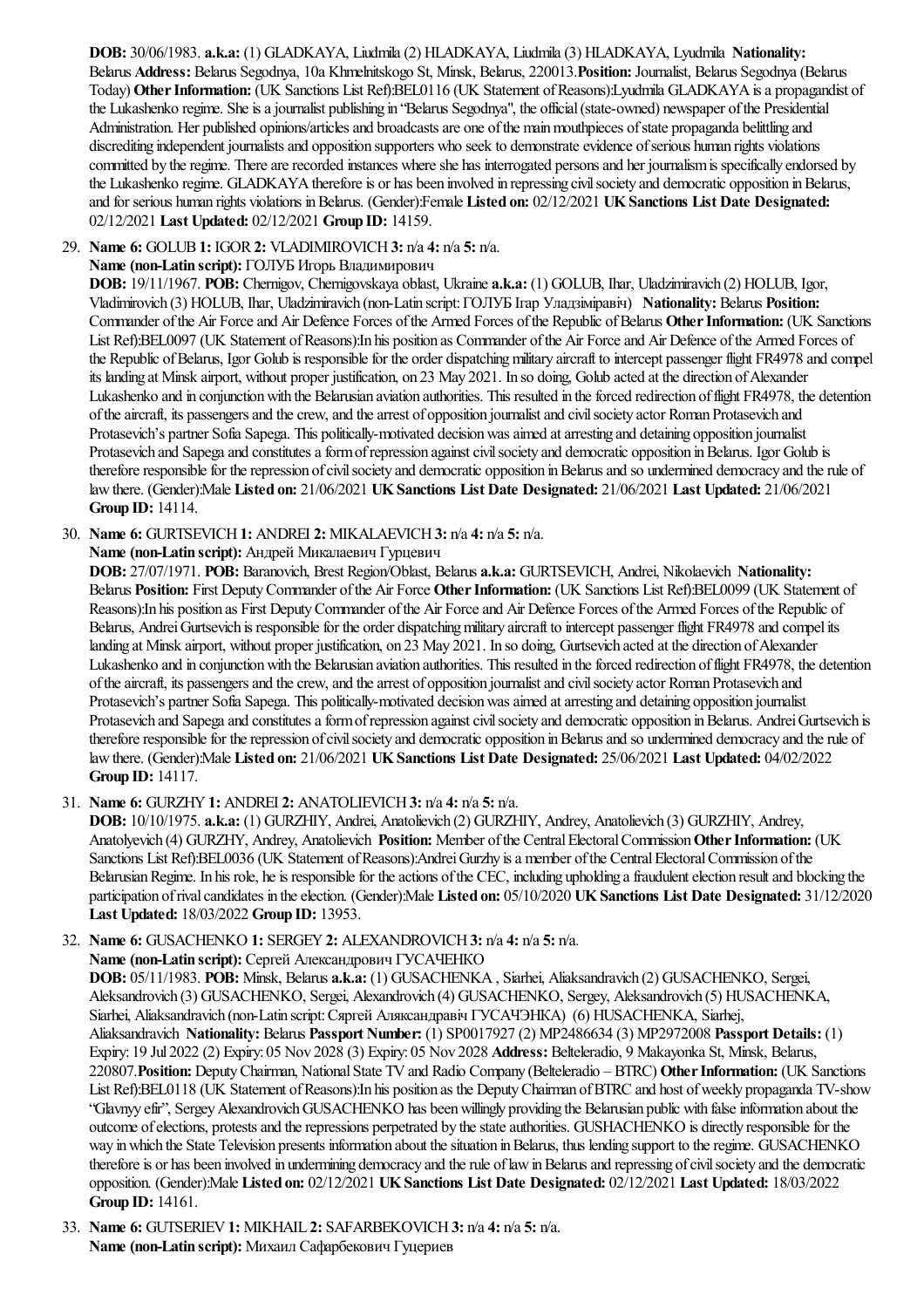**DOB:** 30/06/1983. **a.k.a:** (1) GLADKAYA, Liudmila (2) HLADKAYA, Liudmila (3) HLADKAYA, Lyudmila **Nationality:** Belarus **Address:** Belarus Segodnya, 10a Khmelnitskogo St, Minsk, Belarus, 220013.**Position:** Journalist, Belarus Segodnya (Belarus Today) **Other Information:** (UK Sanctions List Ref):BEL0116 (UK Statement of Reasons):Lyudmila GLADKAYA is a propagandist of the Lukashenko regime. She is a journalist publishing in "Belarus Segodnya", the official (state-owned) newspaper of the Presidential Administration. Her published opinions/articles and broadcasts are one of the main mouthpieces of state propaganda belittling and discrediting independent journalists and opposition supporters who seek to demonstrate evidence of serious human rights violations committed by the regime. There are recorded instances where she has interrogated persons and her journalism is specifically endorsed by the Lukashenko regime. GLADKAYA therefore is or has been involved in repressing civil society and democratic opposition in Belarus, and for serious human rights violations in Belarus. (Gender):Female **Listed on:** 02/12/2021 **UK Sanctions List Date Designated:** 02/12/2021 **Last Updated:** 02/12/2021 **Group ID:** 14159.

29. **Name 6:** GOLUB **1:** IGOR **2:** VLADIMIROVICH **3:** n/a **4:** n/a **5:** n/a.
**Name (non-Latin script):** ГОЛУБ Игорь Владимирович
**DOB:** 19/11/1967. **POB:** Chernigov, Chernigovskaya oblast, Ukraine **a.k.a:** (1) GOLUB, Ihar, Uladzimiravich (2) HOLUB, Igor, Vladimirovich (3) HOLUB, Ihar, Uladzimiravich (non-Latin script: ГОЛУБ Ігар Уладзіміравіч) **Nationality:** Belarus **Position:** Commander of the Air Force and Air Defence Forces of the Armed Forces of the Republic of Belarus **Other Information:** (UK Sanctions List Ref):BEL0097 (UK Statement of Reasons):In his position as Commander of the Air Force and Air Defence of the Armed Forces of the Republic of Belarus, Igor Golub is responsible for the order dispatching military aircraft to intercept passenger flight FR4978 and compel its landing at Minsk airport, without proper justification, on 23 May 2021. In so doing, Golub acted at the direction of Alexander Lukashenko and in conjunction with the Belarusian aviation authorities. This resulted in the forced redirection of flight FR4978, the detention of the aircraft, its passengers and the crew, and the arrest of opposition journalist and civil society actor Roman Protasevich and Protasevich's partner Sofia Sapega. This politically-motivated decision was aimed at arresting and detaining opposition journalist Protasevich and Sapega and constitutes a form of repression against civil society and democratic opposition in Belarus. Igor Golub is therefore responsible for the repression of civil society and democratic opposition in Belarus and so undermined democracy and the rule of law there. (Gender):Male **Listed on:** 21/06/2021 **UK Sanctions List Date Designated:** 21/06/2021 **Last Updated:** 21/06/2021 **Group ID:** 14114.

30. **Name 6:** GURTSEVICH **1:** ANDREI **2:** MIKALAEVICH **3:** n/a **4:** n/a **5:** n/a.
**Name (non-Latin script):** Андрей Микалаевич Гурцевич
**DOB:** 27/07/1971. **POB:** Baranovich, Brest Region/Oblast, Belarus **a.k.a:** GURTSEVICH, Andrei, Nikolaevich **Nationality:** Belarus **Position:** First Deputy Commander of the Air Force **Other Information:** (UK Sanctions List Ref):BEL0099 (UK Statement of Reasons):In his position as First Deputy Commander of the Air Force and Air Defence Forces of the Armed Forces of the Republic of Belarus, Andrei Gurtsevich is responsible for the order dispatching military aircraft to intercept passenger flight FR4978 and compel its landing at Minsk airport, without proper justification, on 23 May 2021. In so doing, Gurtsevich acted at the direction of Alexander Lukashenko and in conjunction with the Belarusian aviation authorities. This resulted in the forced redirection of flight FR4978, the detention of the aircraft, its passengers and the crew, and the arrest of opposition journalist and civil society actor Roman Protasevich and Protasevich's partner Sofia Sapega. This politically-motivated decision was aimed at arresting and detaining opposition journalist Protasevich and Sapega and constitutes a form of repression against civil society and democratic opposition in Belarus. Andrei Gurtsevich is therefore responsible for the repression of civil society and democratic opposition in Belarus and so undermined democracy and the rule of law there. (Gender):Male **Listed on:** 21/06/2021 **UK Sanctions List Date Designated:** 25/06/2021 **Last Updated:** 04/02/2022 **Group ID:** 14117.

31. **Name 6:** GURZHY **1:** ANDREI **2:** ANATOLIEVICH **3:** n/a **4:** n/a **5:** n/a.
**DOB:** 10/10/1975. **a.k.a:** (1) GURZHIY, Andrei, Anatolievich (2) GURZHIY, Andrey, Anatolievich (3) GURZHIY, Andrey, Anatolyevich (4) GURZHY, Andrey, Anatolievich **Position:** Member of the Central Electoral Commission **Other Information:** (UK Sanctions List Ref):BEL0036 (UK Statement of Reasons):Andrei Gurzhy is a member of the Central Electoral Commission of the Belarusian Regime. In his role, he is responsible for the actions of the CEC, including upholding a fraudulent election result and blocking the participation of rival candidates in the election. (Gender):Male **Listed on:** 05/10/2020 **UK Sanctions List Date Designated:** 31/12/2020 **Last Updated:** 18/03/2022 **Group ID:** 13953.

32. **Name 6:** GUSACHENKO **1:** SERGEY **2:** ALEXANDROVICH **3:** n/a **4:** n/a **5:** n/a.
**Name (non-Latin script):** Сергей Александрович ГУСАЧЕНКО
**DOB:** 05/11/1983. **POB:** Minsk, Belarus **a.k.a:** (1) GUSACHENKA , Siarhei, Aliaksandravich (2) GUSACHENKO, Sergei, Aleksandrovich (3) GUSACHENKO, Sergei, Alexandrovich (4) GUSACHENKO, Sergey, Aleksandrovich (5) HUSACHENKA, Siarhei, Aliaksandravich (non-Latin script: Сяргей Аляксандравіч ГУСАЧЭНКА) (6) HUSACHENKA, Siarhej, Aliaksandravich **Nationality:** Belarus **Passport Number:** (1) SP0017927 (2) MP2486634 (3) MP2972008 **Passport Details:** (1) Expiry: 19 Jul 2022 (2) Expiry: 05 Nov 2028 (3) Expiry: 05 Nov 2028 **Address:** Belteleradio, 9 Makayonka St, Minsk, Belarus, 220807.**Position:** Deputy Chairman, National State TV and Radio Company (Belteleradio – BTRC) **Other Information:** (UK Sanctions List Ref):BEL0118 (UK Statement of Reasons):In his position as the Deputy Chairman of BTRC and host of weekly propaganda TV-show "Glavnyy efir", Sergey Alexandrovich GUSACHENKO has been willingly providing the Belarusian public with false information about the outcome of elections, protests and the repressions perpetrated by the state authorities. GUSHACHENKO is directly responsible for the way in which the State Television presents information about the situation in Belarus, thus lending support to the regime. GUSACHENKO therefore is or has been involved in undermining democracy and the rule of law in Belarus and repressing of civil society and the democratic opposition. (Gender):Male **Listed on:** 02/12/2021 **UK Sanctions List Date Designated:** 02/12/2021 **Last Updated:** 18/03/2022 **Group ID:** 14161.

33. **Name 6:** GUTSERIEV **1:** MIKHAIL **2:** SAFARBEKOVICH **3:** n/a **4:** n/a **5:** n/a.
**Name (non-Latin script):** Михаил Сафарбекович Гуцериев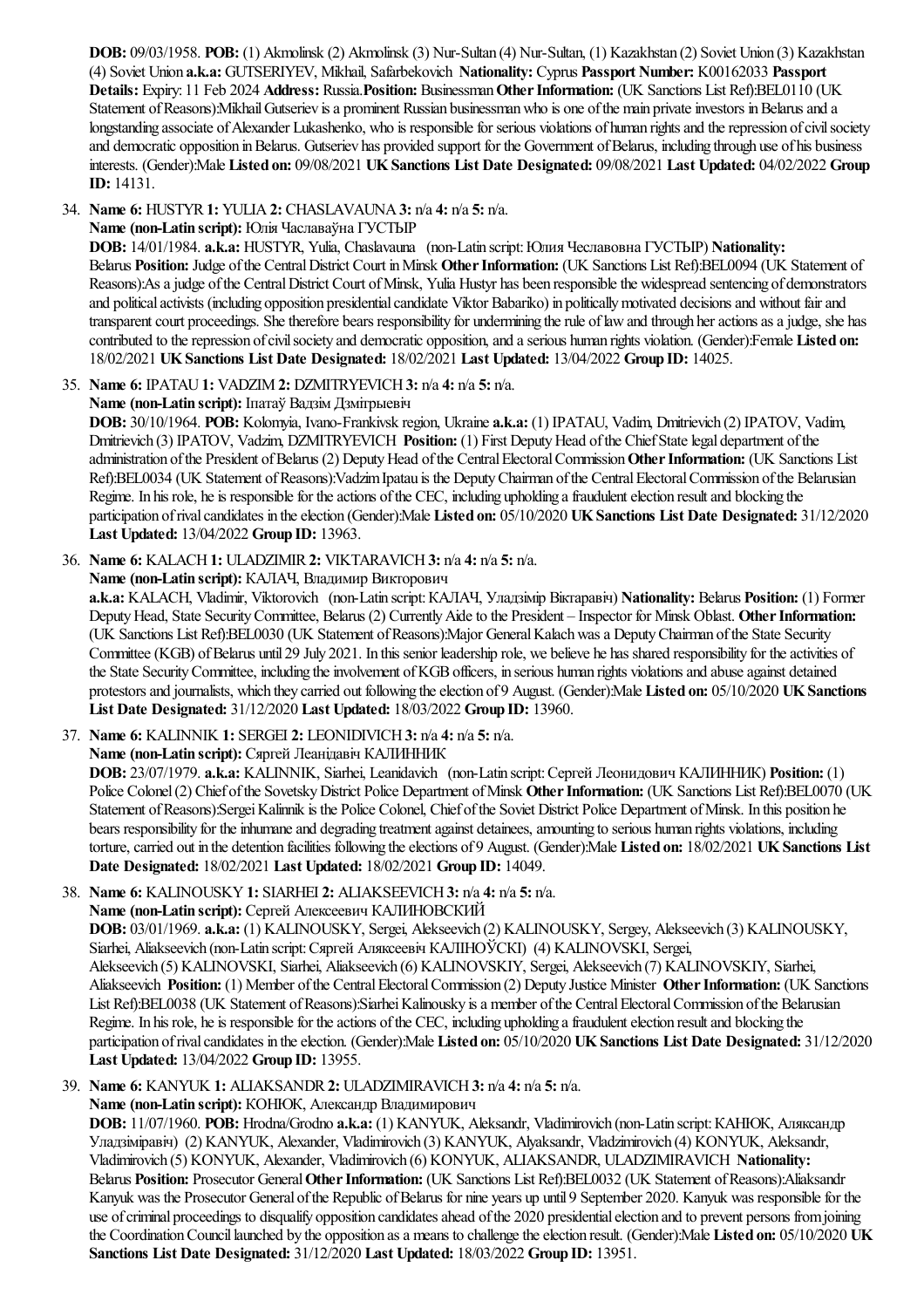**DOB:** 09/03/1958. **POB:** (1) Akmolinsk (2) Akmolinsk (3) Nur-Sultan (4) Nur-Sultan, (1) Kazakhstan (2) Soviet Union (3) Kazakhstan (4) Soviet Union **a.k.a:** GUTSERIYEV, Mikhail, Safarbekovich **Nationality:** Cyprus **Passport Number:** K00162033 **Passport Details:** Expiry: 11 Feb 2024 **Address:** Russia. **Position:** Businessman **Other Information:** (UK Sanctions List Ref):BEL0110 (UK Statement of Reasons):Mikhail Gutseriev is a prominent Russian businessman who is one of the main private investors in Belarus and a longstanding associate of Alexander Lukashenko, who is responsible for serious violations of human rights and the repression of civil society and democratic opposition in Belarus. Gutseriev has provided support for the Government of Belarus, including through use of his business interests. (Gender):Male **Listed on:** 09/08/2021 **UK Sanctions List Date Designated:** 09/08/2021 **Last Updated:** 04/02/2022 **Group ID:** 14131.

34. **Name 6:** HUSTYR **1:** YULIA **2:** CHASLAVAUNA **3:** n/a **4:** n/a **5:** n/a.
**Name (non-Latin script):** Юлія Чаславаўна ГУСТЫР
**DOB:** 14/01/1984. **a.k.a:** HUSTYR, Yulia, Chaslavauna (non-Latin script: Юлия Чеславовна ГУСТЫР) **Nationality:** Belarus **Position:** Judge of the Central District Court in Minsk **Other Information:** (UK Sanctions List Ref):BEL0094 (UK Statement of Reasons):As a judge of the Central District Court of Minsk, Yulia Hustyr has been responsible the widespread sentencing of demonstrators and political activists (including opposition presidential candidate Viktor Babariko) in politically motivated decisions and without fair and transparent court proceedings. She therefore bears responsibility for undermining the rule of law and through her actions as a judge, she has contributed to the repression of civil society and democratic opposition, and a serious human rights violation. (Gender):Female **Listed on:** 18/02/2021 **UK Sanctions List Date Designated:** 18/02/2021 **Last Updated:** 13/04/2022 **Group ID:** 14025.

35. **Name 6:** IPATAU **1:** VADZIM **2:** DZMITRYEVICH **3:** n/a **4:** n/a **5:** n/a.
**Name (non-Latin script):** Іпатаў Вадзім Дзмітрыевіч
**DOB:** 30/10/1964. **POB:** Kolomyia, Ivano-Frankivsk region, Ukraine **a.k.a:** (1) IPATAU, Vadim, Dmitrievich (2) IPATOV, Vadim, Dmitrievich (3) IPATOV, Vadzim, DZMITRYEVICH **Position:** (1) First Deputy Head of the Chief State legal department of the administration of the President of Belarus (2) Deputy Head of the Central Electoral Commission **Other Information:** (UK Sanctions List Ref):BEL0034 (UK Statement of Reasons):Vadzim Ipatau is the Deputy Chairman of the Central Electoral Commission of the Belarusian Regime. In his role, he is responsible for the actions of the CEC, including upholding a fraudulent election result and blocking the participation of rival candidates in the election (Gender):Male **Listed on:** 05/10/2020 **UK Sanctions List Date Designated:** 31/12/2020 **Last Updated:** 13/04/2022 **Group ID:** 13963.

36. **Name 6:** KALACH **1:** ULADZIMIR **2:** VIKTARAVICH **3:** n/a **4:** n/a **5:** n/a.
**Name (non-Latin script):** КАЛАЧ, Владимир Викторович
**a.k.a:** KALACH, Vladimir, Viktorovich (non-Latin script: КАЛАЧ, Уладзімір Віктаравіч) **Nationality:** Belarus **Position:** (1) Former Deputy Head, State Security Committee, Belarus (2) Currently Aide to the President – Inspector for Minsk Oblast. **Other Information:** (UK Sanctions List Ref):BEL0030 (UK Statement of Reasons):Major General Kalach was a Deputy Chairman of the State Security Committee (KGB) of Belarus until 29 July 2021. In this senior leadership role, we believe he has shared responsibility for the activities of the State Security Committee, including the involvement of KGB officers, in serious human rights violations and abuse against detained protestors and journalists, which they carried out following the election of 9 August. (Gender):Male **Listed on:** 05/10/2020 **UK Sanctions List Date Designated:** 31/12/2020 **Last Updated:** 18/03/2022 **Group ID:** 13960.

37. **Name 6:** KALINNIK **1:** SERGEI **2:** LEONIDIVICH **3:** n/a **4:** n/a **5:** n/a.
**Name (non-Latin script):** Сяргей Леанідавіч КАЛИННИК
**DOB:** 23/07/1979. **a.k.a:** KALINNIK, Siarhei, Leanidavich (non-Latin script: Сергей Леонидович КАЛИННИК) **Position:** (1) Police Colonel (2) Chief of the Sovetsky District Police Department of Minsk **Other Information:** (UK Sanctions List Ref):BEL0070 (UK Statement of Reasons):Sergei Kalinnik is the Police Colonel, Chief of the Soviet District Police Department of Minsk. In this position he bears responsibility for the inhumane and degrading treatment against detainees, amounting to serious human rights violations, including torture, carried out in the detention facilities following the elections of 9 August. (Gender):Male **Listed on:** 18/02/2021 **UK Sanctions List Date Designated:** 18/02/2021 **Last Updated:** 18/02/2021 **Group ID:** 14049.

38. **Name 6:** KALINOUSKY **1:** SIARHEI **2:** ALIAKSEEVICH **3:** n/a **4:** n/a **5:** n/a.
**Name (non-Latin script):** Сергей Алексеевич КАЛИНОВСКИЙ
**DOB:** 03/01/1969. **a.k.a:** (1) KALINOUSKY, Sergei, Alekseevich (2) KALINOUSKY, Sergey, Alekseevich (3) KALINOUSKY, Siarhei, Aliakseevich (non-Latin script: Сяргей Аляксеевіч КАЛІНОЎСКІ) (4) KALINOVSKI, Sergei, Alekseevich (5) KALINOVSKI, Siarhei, Aliakseevich (6) KALINOVSKIY, Sergei, Alekseevich (7) KALINOVSKIY, Siarhei, Aliakseevich **Position:** (1) Member of the Central Electoral Commission (2) Deputy Justice Minister **Other Information:** (UK Sanctions List Ref):BEL0038 (UK Statement of Reasons):Siarhei Kalinousky is a member of the Central Electoral Commission of the Belarusian Regime. In his role, he is responsible for the actions of the CEC, including upholding a fraudulent election result and blocking the participation of rival candidates in the election. (Gender):Male **Listed on:** 05/10/2020 **UK Sanctions List Date Designated:** 31/12/2020 **Last Updated:** 13/04/2022 **Group ID:** 13955.

39. **Name 6:** KANYUK **1:** ALIAKSANDR **2:** ULADZIMIRAVICH **3:** n/a **4:** n/a **5:** n/a.
**Name (non-Latin script):** КОНЮК, Александр Владимирович
**DOB:** 11/07/1960. **POB:** Hrodna/Grodno **a.k.a:** (1) KANYUK, Aleksandr, Vladimirovich (non-Latin script: КАНЮК, Аляксандр Уладзіміравіч) (2) KANYUK, Alexander, Vladimirovich (3) KANYUK, Alyaksandr, Vladzimirovich (4) KONYUK, Aleksandr, Vladimirovich (5) KONYUK, Alexander, Vladimirovich (6) KONYUK, ALIAKSANDR, ULADZIMIRAVICH **Nationality:** Belarus **Position:** Prosecutor General **Other Information:** (UK Sanctions List Ref):BEL0032 (UK Statement of Reasons):Aliaksandr Kanyuk was the Prosecutor General of the Republic of Belarus for nine years up until 9 September 2020. Kanyuk was responsible for the use of criminal proceedings to disqualify opposition candidates ahead of the 2020 presidential election and to prevent persons from joining the Coordination Council launched by the opposition as a means to challenge the election result. (Gender):Male **Listed on:** 05/10/2020 **UK Sanctions List Date Designated:** 31/12/2020 **Last Updated:** 18/03/2022 **Group ID:** 13951.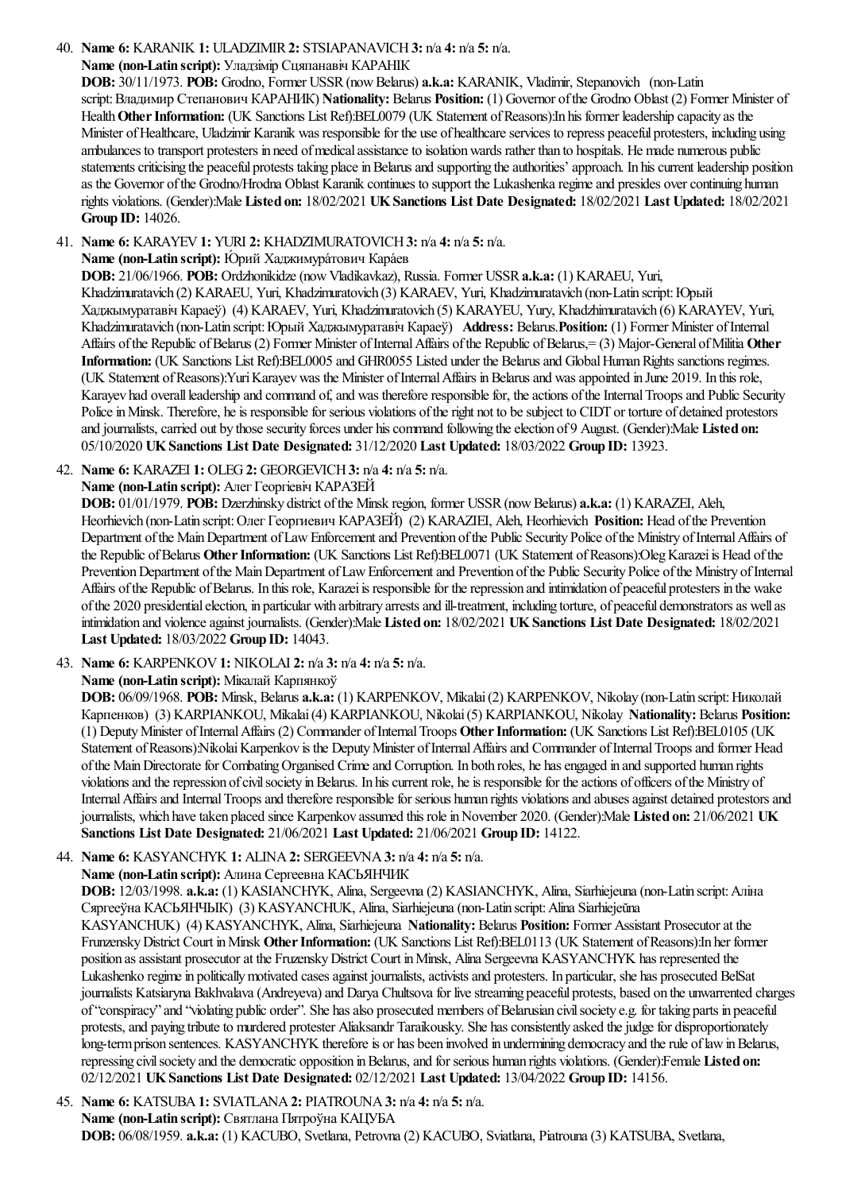40. **Name 6:** KARANIK **1:** ULADZIMIR **2:** STSIAPANAVICH **3:** n/a **4:** n/a **5:** n/a.
**Name (non-Latin script):** Уладзімір Сцяпанавіч КАРАНІК
**DOB:** 30/11/1973. **POB:** Grodno, Former USSR (now Belarus) **a.k.a:** KARANIK, Vladimir, Stepanovich (non-Latin script: Владимир Степанович КАРАНИК) **Nationality:** Belarus **Position:** (1) Governor of the Grodno Oblast (2) Former Minister of Health **Other Information:** (UK Sanctions List Ref):BEL0079 (UK Statement of Reasons):In his former leadership capacity as the Minister of Healthcare, Uladzimir Karanik was responsible for the use of healthcare services to repress peaceful protesters, including using ambulances to transport protesters in need of medical assistance to isolation wards rather than to hospitals. He made numerous public statements criticising the peaceful protests taking place in Belarus and supporting the authorities' approach. In his current leadership position as the Governor of the Grodno/Hrodna Oblast Karanik continues to support the Lukashenka regime and presides over continuing human rights violations. (Gender):Male **Listed on:** 18/02/2021 **UK Sanctions List Date Designated:** 18/02/2021 **Last Updated:** 18/02/2021 **Group ID:** 14026.

41. **Name 6:** KARAYEV **1:** YURI **2:** KHADZIMURATOVICH **3:** n/a **4:** n/a **5:** n/a.
**Name (non-Latin script):** Ю́рий Хаджимура́тович Кара́ев
**DOB:** 21/06/1966. **POB:** Ordzhonikidze (now Vladikavkaz), Russia. Former USSR **a.k.a:** (1) KARAEU, Yuri, Khadzimuratavich (2) KARAEU, Yuri, Khadzimuratovich (3) KARAEV, Yuri, Khadzimuratavich (non-Latin script: Юрый Хаджымуратавіч Караеў) (4) KARAEV, Yuri, Khadzimuratovich (5) KARAYEU, Yury, Khadzhimuratavich (6) KARAYEV, Yuri, Khadzimuratavich (non-Latin script: Юрый Хаджымуратавіч Караеў) **Address:** Belarus. **Position:** (1) Former Minister of Internal Affairs of the Republic of Belarus (2) Former Minister of Internal Affairs of the Republic of Belarus,= (3) Major-General of Militia **Other Information:** (UK Sanctions List Ref):BEL0005 and GHR0055 Listed under the Belarus and Global Human Rights sanctions regimes. (UK Statement of Reasons):Yuri Karayev was the Minister of Internal Affairs in Belarus and was appointed in June 2019. In this role, Karayev had overall leadership and command of, and was therefore responsible for, the actions of the Internal Troops and Public Security Police in Minsk. Therefore, he is responsible for serious violations of the right not to be subject to CIDT or torture of detained protestors and journalists, carried out by those security forces under his command following the election of 9 August. (Gender):Male **Listed on:** 05/10/2020 **UK Sanctions List Date Designated:** 31/12/2020 **Last Updated:** 18/03/2022 **Group ID:** 13923.

42. **Name 6:** KARAZEI **1:** OLEG **2:** GEORGEVICH **3:** n/a **4:** n/a **5:** n/a.
**Name (non-Latin script):** Алег Георгіевіч КАРАЗЕЙ
**DOB:** 01/01/1979. **POB:** Dzerzhinsky district of the Minsk region, former USSR (now Belarus) **a.k.a:** (1) KARAZEI, Aleh, Heorhievich (non-Latin script: Олег Георгиевич КАРАЗЕЙ) (2) KARAZIEI, Aleh, Heorhievich **Position:** Head of the Prevention Department of the Main Department of Law Enforcement and Prevention of the Public Security Police of the Ministry of Internal Affairs of the Republic of Belarus **Other Information:** (UK Sanctions List Ref):BEL0071 (UK Statement of Reasons):Oleg Karazei is Head of the Prevention Department of the Main Department of Law Enforcement and Prevention of the Public Security Police of the Ministry of Internal Affairs of the Republic of Belarus. In this role, Karazei is responsible for the repression and intimidation of peaceful protesters in the wake of the 2020 presidential election, in particular with arbitrary arrests and ill-treatment, including torture, of peaceful demonstrators as well as intimidation and violence against journalists. (Gender):Male **Listed on:** 18/02/2021 **UK Sanctions List Date Designated:** 18/02/2021 **Last Updated:** 18/03/2022 **Group ID:** 14043.

43. **Name 6:** KARPENKOV **1:** NIKOLAI **2:** n/a **3:** n/a **4:** n/a **5:** n/a.
**Name (non-Latin script):** Мікалай Карпянкоў
**DOB:** 06/09/1968. **POB:** Minsk, Belarus **a.k.a:** (1) KARPENKOV, Mikalai (2) KARPENKOV, Nikolay (non-Latin script: Николай Карпенков) (3) KARPIANKOU, Mikalai (4) KARPIANKOU, Nikolai (5) KARPIANKOU, Nikolay **Nationality:** Belarus **Position:** (1) Deputy Minister of Internal Affairs (2) Commander of Internal Troops **Other Information:** (UK Sanctions List Ref):BEL0105 (UK Statement of Reasons):Nikolai Karpenkov is the Deputy Minister of Internal Affairs and Commander of Internal Troops and former Head of the Main Directorate for Combating Organised Crime and Corruption. In both roles, he has engaged in and supported human rights violations and the repression of civil society in Belarus. In his current role, he is responsible for the actions of officers of the Ministry of Internal Affairs and Internal Troops and therefore responsible for serious human rights violations and abuses against detained protestors and journalists, which have taken placed since Karpenkov assumed this role in November 2020. (Gender):Male **Listed on:** 21/06/2021 **UK Sanctions List Date Designated:** 21/06/2021 **Last Updated:** 21/06/2021 **Group ID:** 14122.

44. **Name 6:** KASYANCHYK **1:** ALINA **2:** SERGEEVNA **3:** n/a **4:** n/a **5:** n/a.
**Name (non-Latin script):** Алина Сергеевна КАСЬЯНЧИК
**DOB:** 12/03/1998. **a.k.a:** (1) KASIANCHYK, Alina, Sergeevna (2) KASIANCHYK, Alina, Siarhiejeuna (non-Latin script: Аліна Сяргееўна КАСЬЯНЧЫК) (3) KASYANCHUK, Alina, Siarhiejeuna (non-Latin script: Alina Siarhiejeŭna KASYANCHUK) (4) KASYANCHYK, Alina, Siarhiejeuna **Nationality:** Belarus **Position:** Former Assistant Prosecutor at the Frunzensky District Court in Minsk **Other Information:** (UK Sanctions List Ref):BEL0113 (UK Statement of Reasons):In her former position as assistant prosecutor at the Fruzensky District Court in Minsk, Alina Sergeevna KASYANCHYK has represented the Lukashenko regime in politically motivated cases against journalists, activists and protesters. In particular, she has prosecuted BelSat journalists Katsiaryna Bakhvalava (Andreyeva) and Darya Chultsova for live streaming peaceful protests, based on the unwarrented charges of "conspiracy" and "violating public order". She has also prosecuted members of Belarusian civil society e.g. for taking parts in peaceful protests, and paying tribute to murdered protester Aliaksandr Taraikousky. She has consistently asked the judge for disproportionately long-term prison sentences. KASYANCHYK therefore is or has been involved in undermining democracy and the rule of law in Belarus, repressing civil society and the democratic opposition in Belarus, and for serious human rights violations. (Gender):Female **Listed on:** 02/12/2021 **UK Sanctions List Date Designated:** 02/12/2021 **Last Updated:** 13/04/2022 **Group ID:** 14156.

45. **Name 6:** KATSUBA **1:** SVIATLANA **2:** PIATROUNA **3:** n/a **4:** n/a **5:** n/a.
**Name (non-Latin script):** Святлана Пятроўна КАЦУБА
**DOB:** 06/08/1959. **a.k.a:** (1) KACUBO, Svetlana, Petrovna (2) KACUBO, Sviatlana, Piatrouna (3) KATSUBA, Svetlana,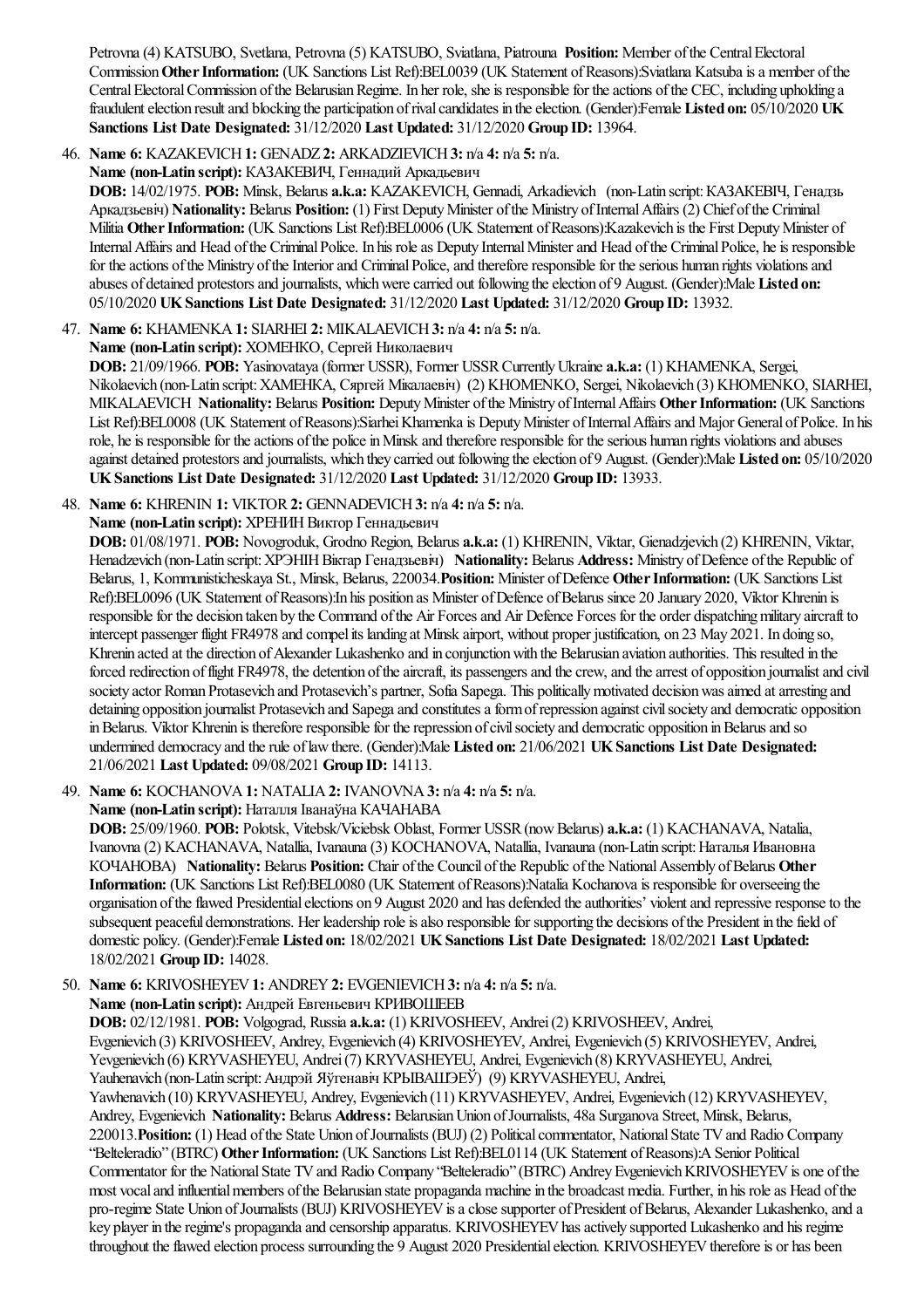Petrovna (4) KATSUBO, Svetlana, Petrovna (5) KATSUBO, Sviatlana, Piatrouna **Position:** Member of the Central Electoral Commission **Other Information:** (UK Sanctions List Ref):BEL0039 (UK Statement of Reasons):Sviatlana Katsuba is a member of the Central Electoral Commission of the Belarusian Regime. In her role, she is responsible for the actions of the CEC, including upholding a fraudulent election result and blocking the participation of rival candidates in the election. (Gender):Female **Listed on:** 05/10/2020 **UK Sanctions List Date Designated:** 31/12/2020 **Last Updated:** 31/12/2020 **Group ID:** 13964.

46. **Name 6:** KAZAKEVICH **1:** GENADZ **2:** ARKADZIEVICH **3:** n/a **4:** n/a **5:** n/a.
**Name (non-Latin script):** КАЗАКЕВИЧ, Геннадий Аркадьевич
**DOB:** 14/02/1975. **POB:** Minsk, Belarus **a.k.a:** KAZAKEVICH, Gennadi, Arkadievich (non-Latin script: КАЗАКЕВIЧ, Генадзь Аркадзьевiч) **Nationality:** Belarus **Position:** (1) First Deputy Minister of the Ministry of Internal Affairs (2) Chief of the Criminal Militia **Other Information:** (UK Sanctions List Ref):BEL0006 (UK Statement of Reasons):Kazakevich is the First Deputy Minister of Internal Affairs and Head of the Criminal Police. In his role as Deputy Internal Minister and Head of the Criminal Police, he is responsible for the actions of the Ministry of the Interior and Criminal Police, and therefore responsible for the serious human rights violations and abuses of detained protestors and journalists, which were carried out following the election of 9 August. (Gender):Male **Listed on:** 05/10/2020 **UK Sanctions List Date Designated:** 31/12/2020 **Last Updated:** 31/12/2020 **Group ID:** 13932.

47. **Name 6:** KHAMENKA **1:** SIARHEI **2:** MIKALAEVICH **3:** n/a **4:** n/a **5:** n/a.
**Name (non-Latin script):** ХОМЕНКО, Сергей Николаевич
**DOB:** 21/09/1966. **POB:** Yasinovataya (former USSR), Former USSR Currently Ukraine **a.k.a:** (1) KHAMENKA, Sergei, Nikolaevich (non-Latin script: ХАМЕНКА, Сяргей Мiкалаевiч) (2) KHOMENKO, Sergei, Nikolaevich (3) KHOMENKO, SIARHEI, MIKALAEVICH **Nationality:** Belarus **Position:** Deputy Minister of the Ministry of Internal Affairs **Other Information:** (UK Sanctions List Ref):BEL0008 (UK Statement of Reasons):Siarhei Khamenka is Deputy Minister of Internal Affairs and Major General of Police. In his role, he is responsible for the actions of the police in Minsk and therefore responsible for the serious human rights violations and abuses against detained protestors and journalists, which they carried out following the election of 9 August. (Gender):Male **Listed on:** 05/10/2020 **UK Sanctions List Date Designated:** 31/12/2020 **Last Updated:** 31/12/2020 **Group ID:** 13933.

48. **Name 6:** KHRENIN **1:** VIKTOR **2:** GENNADEVICH **3:** n/a **4:** n/a **5:** n/a.
**Name (non-Latin script):** ХРЕНИН Виктор Геннадьевич
**DOB:** 01/08/1971. **POB:** Novogroduk, Grodno Region, Belarus **a.k.a:** (1) KHRENIN, Viktar, Gienadzjevich (2) KHRENIN, Viktar, Henadzevich (non-Latin script: ХРЭНIН Віктар Генадзьевiч) **Nationality:** Belarus **Address:** Ministry of Defence of the Republic of Belarus, 1, Kommunisticheskaya St., Minsk, Belarus, 220034.**Position:** Minister of Defence **Other Information:** (UK Sanctions List Ref):BEL0096 (UK Statement of Reasons):In his position as Minister of Defence of Belarus since 20 January 2020, Viktor Khrenin is responsible for the decision taken by the Command of the Air Forces and Air Defence Forces for the order dispatching military aircraft to intercept passenger flight FR4978 and compel its landing at Minsk airport, without proper justification, on 23 May 2021. In doing so, Khrenin acted at the direction of Alexander Lukashenko and in conjunction with the Belarusian aviation authorities. This resulted in the forced redirection of flight FR4978, the detention of the aircraft, its passengers and the crew, and the arrest of opposition journalist and civil society actor Roman Protasevich and Protasevich's partner, Sofia Sapega. This politically motivated decision was aimed at arresting and detaining opposition journalist Protasevich and Sapega and constitutes a form of repression against civil society and democratic opposition in Belarus. Viktor Khrenin is therefore responsible for the repression of civil society and democratic opposition in Belarus and so undermined democracy and the rule of law there. (Gender):Male **Listed on:** 21/06/2021 **UK Sanctions List Date Designated:** 21/06/2021 **Last Updated:** 09/08/2021 **Group ID:** 14113.

49. **Name 6:** KOCHANOVA **1:** NATALIA **2:** IVANOVNA **3:** n/a **4:** n/a **5:** n/a.
**Name (non-Latin script):** Наталля Іванаўна КАЧАНАВА
**DOB:** 25/09/1960. **POB:** Polotsk, Vitebsk/Viciebsk Oblast, Former USSR (now Belarus) **a.k.a:** (1) KACHANAVA, Natalia, Ivanovna (2) KACHANAVA, Natallia, Ivanauna (3) KOCHANOVA, Natallia, Ivanauna (non-Latin script: Наталья Ивановна КОЧАНОВА) **Nationality:** Belarus **Position:** Chair of the Council of the Republic of the National Assembly of Belarus **Other Information:** (UK Sanctions List Ref):BEL0080 (UK Statement of Reasons):Natalia Kochanova is responsible for overseeing the organisation of the flawed Presidential elections on 9 August 2020 and has defended the authorities' violent and repressive response to the subsequent peaceful demonstrations. Her leadership role is also responsible for supporting the decisions of the President in the field of domestic policy. (Gender):Female **Listed on:** 18/02/2021 **UK Sanctions List Date Designated:** 18/02/2021 **Last Updated:** 18/02/2021 **Group ID:** 14028.

50. **Name 6:** KRIVOSHEYEV **1:** ANDREY **2:** EVGENIEVICH **3:** n/a **4:** n/a **5:** n/a.
**Name (non-Latin script):** Андрей Евгеньевич КРИВОШЕЕВ
**DOB:** 02/12/1981. **POB:** Volgograd, Russia **a.k.a:** (1) KRIVOSHEEV, Andrei (2) KRIVOSHEEV, Andrei, Evgenievich (3) KRIVOSHEEV, Andrey, Evgenievich (4) KRIVOSHEYEV, Andrei, Evgenievich (5) KRIVOSHEYEV, Andrei, Yevgenievich (6) KRYVASHEYEU, Andrei (7) KRYVASHEYEU, Andrei, Evgenievich (8) KRYVASHEYEU, Andrei, Yauhenavich (non-Latin script: Андрэй Яўгенавіч КРЫВАШЭЕЎ) (9) KRYVASHEYEU, Andrei, Yawhenavich (10) KRYVASHEYEU, Andrey, Evgenievich (11) KRYVASHEYEV, Andrei, Evgenievich (12) KRYVASHEYEV, Andrey, Evgenievich **Nationality:** Belarus **Address:** Belarusian Union of Journalists, 48a Surganova Street, Minsk, Belarus, 220013.**Position:** (1) Head of the State Union of Journalists (BUJ) (2) Political commentator, National State TV and Radio Company "Belteleradio" (BTRC) **Other Information:** (UK Sanctions List Ref):BEL0114 (UK Statement of Reasons):A Senior Political Commentator for the National State TV and Radio Company "Belteleradio" (BTRC) Andrey Evgenievich KRIVOSHEYEV is one of the most vocal and influential members of the Belarusian state propaganda machine in the broadcast media. Further, in his role as Head of the pro-regime State Union of Journalists (BUJ) KRIVOSHEYEV is a close supporter of President of Belarus, Alexander Lukashenko, and a key player in the regime's propaganda and censorship apparatus. KRIVOSHEYEV has actively supported Lukashenko and his regime throughout the flawed election process surrounding the 9 August 2020 Presidential election. KRIVOSHEYEV therefore is or has been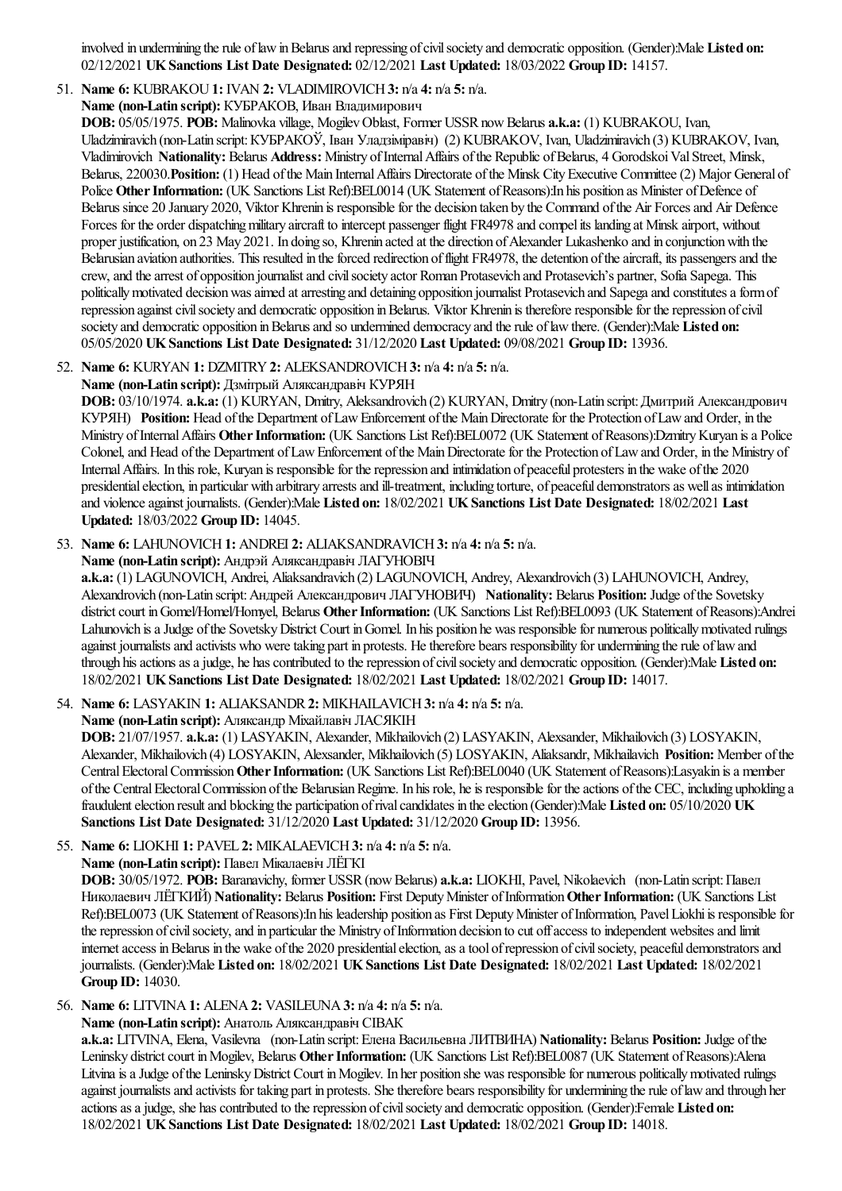involved in undermining the rule of law in Belarus and repressing of civil society and democratic opposition. (Gender):Male **Listed on:** 02/12/2021 **UK Sanctions List Date Designated:** 02/12/2021 **Last Updated:** 18/03/2022 **Group ID:** 14157.

51. **Name 6:** KUBRAKOU **1:** IVAN **2:** VLADIMIROVICH **3:** n/a **4:** n/a **5:** n/a.
**Name (non-Latin script):** КУБРАКОВ, Иван Владимирович
**DOB:** 05/05/1975. **POB:** Malinovka village, Mogilev Oblast, Former USSR now Belarus **a.k.a:** (1) KUBRAKOU, Ivan, Uladzimiravich (non-Latin script: КУБРАКОЎ, Іван Уладзіміравіч) (2) KUBRAKOV, Ivan, Uladzimiravich (3) KUBRAKOV, Ivan, Vladimirovich **Nationality:** Belarus **Address:** Ministry of Internal Affairs of the Republic of Belarus, 4 Gorodskoi Val Street, Minsk, Belarus, 220030.**Position:** (1) Head of the Main Internal Affairs Directorate of the Minsk City Executive Committee (2) Major General of Police **Other Information:** (UK Sanctions List Ref):BEL0014 (UK Statement of Reasons):In his position as Minister of Defence of Belarus since 20 January 2020, Viktor Khrenin is responsible for the decision taken by the Command of the Air Forces and Air Defence Forces for the order dispatching military aircraft to intercept passenger flight FR4978 and compel its landing at Minsk airport, without proper justification, on 23 May 2021. In doing so, Khrenin acted at the direction of Alexander Lukashenko and in conjunction with the Belarusian aviation authorities. This resulted in the forced redirection of flight FR4978, the detention of the aircraft, its passengers and the crew, and the arrest of opposition journalist and civil society actor Roman Protasevich and Protasevich's partner, Sofia Sapega. This politically motivated decision was aimed at arresting and detaining opposition journalist Protasevich and Sapega and constitutes a form of repression against civil society and democratic opposition in Belarus. Viktor Khrenin is therefore responsible for the repression of civil society and democratic opposition in Belarus and so undermined democracy and the rule of law there. (Gender):Male **Listed on:** 05/05/2020 **UK Sanctions List Date Designated:** 31/12/2020 **Last Updated:** 09/08/2021 **Group ID:** 13936.

52. **Name 6:** KURYAN **1:** DZMITRY **2:** ALEKSANDROVICH **3:** n/a **4:** n/a **5:** n/a.
**Name (non-Latin script):** Дзмітрый Аляксандравіч КУРЯН
**DOB:** 03/10/1974. **a.k.a:** (1) KURYAN, Dmitry, Aleksandrovich (2) KURYAN, Dmitry (non-Latin script: Дмитрий Александрович КУРЯН) **Position:** Head of the Department of Law Enforcement of the Main Directorate for the Protection of Law and Order, in the Ministry of Internal Affairs **Other Information:** (UK Sanctions List Ref):BEL0072 (UK Statement of Reasons):Dzmitry Kuryan is a Police Colonel, and Head of the Department of Law Enforcement of the Main Directorate for the Protection of Law and Order, in the Ministry of Internal Affairs. In this role, Kuryan is responsible for the repression and intimidation of peaceful protesters in the wake of the 2020 presidential election, in particular with arbitrary arrests and ill-treatment, including torture, of peaceful demonstrators as well as intimidation and violence against journalists. (Gender):Male **Listed on:** 18/02/2021 **UK Sanctions List Date Designated:** 18/02/2021 **Last Updated:** 18/03/2022 **Group ID:** 14045.

53. **Name 6:** LAHUNOVICH **1:** ANDREI **2:** ALIAKSANDRAVICH **3:** n/a **4:** n/a **5:** n/a.
**Name (non-Latin script):** Андрэй Аляксандравіч ЛАГУНОВІЧ
**a.k.a:** (1) LAGUNOVICH, Andrei, Aliaksandravich (2) LAGUNOVICH, Andrey, Alexandrovich (3) LAHUNOVICH, Andrey, Alexandrovich (non-Latin script: Андрей Александрович ЛАГУНОВИЧ) **Nationality:** Belarus **Position:** Judge of the Sovetsky district court in Gomel/Homel/Homyel, Belarus **Other Information:** (UK Sanctions List Ref):BEL0093 (UK Statement of Reasons):Andrei Lahunovich is a Judge of the Sovetsky District Court in Gomel. In his position he was responsible for numerous politically motivated rulings against journalists and activists who were taking part in protests. He therefore bears responsibility for undermining the rule of law and through his actions as a judge, he has contributed to the repression of civil society and democratic opposition. (Gender):Male **Listed on:** 18/02/2021 **UK Sanctions List Date Designated:** 18/02/2021 **Last Updated:** 18/02/2021 **Group ID:** 14017.

54. **Name 6:** LASYAKIN **1:** ALIAKSANDR **2:** MIKHAILAVICH **3:** n/a **4:** n/a **5:** n/a.
**Name (non-Latin script):** Аляксандр Міхайлавіч ЛАСЯКІН
**DOB:** 21/07/1957. **a.k.a:** (1) LASYAKIN, Alexander, Mikhailovich (2) LASYAKIN, Alexsander, Mikhailovich (3) LOSYAKIN, Alexander, Mikhailovich (4) LOSYAKIN, Alexsander, Mikhailovich (5) LOSYAKIN, Aliaksandr, Mikhailavich **Position:** Member of the Central Electoral Commission **Other Information:** (UK Sanctions List Ref):BEL0040 (UK Statement of Reasons):Lasyakin is a member of the Central Electoral Commission of the Belarusian Regime. In his role, he is responsible for the actions of the CEC, including upholding a fraudulent election result and blocking the participation of rival candidates in the election (Gender):Male **Listed on:** 05/10/2020 **UK Sanctions List Date Designated:** 31/12/2020 **Last Updated:** 31/12/2020 **Group ID:** 13956.

55. **Name 6:** LIOKHI **1:** PAVEL **2:** MIKALAEVICH **3:** n/a **4:** n/a **5:** n/a.
**Name (non-Latin script):** Павел Мікалаевіч ЛЁГКІ
**DOB:** 30/05/1972. **POB:** Baranavichy, former USSR (now Belarus) **a.k.a:** LIOKHI, Pavel, Nikolaevich (non-Latin script: Павел Николаевич ЛЁГКИЙ) **Nationality:** Belarus **Position:** First Deputy Minister of Information **Other Information:** (UK Sanctions List Ref):BEL0073 (UK Statement of Reasons):In his leadership position as First Deputy Minister of Information, Pavel Liokhi is responsible for the repression of civil society, and in particular the Ministry of Information decision to cut off access to independent websites and limit internet access in Belarus in the wake of the 2020 presidential election, as a tool of repression of civil society, peaceful demonstrators and journalists. (Gender):Male **Listed on:** 18/02/2021 **UK Sanctions List Date Designated:** 18/02/2021 **Last Updated:** 18/02/2021 **Group ID:** 14030.

56. **Name 6:** LITVINA **1:** ALENA **2:** VASILEUNA **3:** n/a **4:** n/a **5:** n/a.
**Name (non-Latin script):** Анатоль Аляксандравіч СІВАК
**a.k.a:** LITVINA, Elena, Vasilevna (non-Latin script: Елена Васильевна ЛИТВИНА) **Nationality:** Belarus **Position:** Judge of the Leninsky district court in Mogilev, Belarus **Other Information:** (UK Sanctions List Ref):BEL0087 (UK Statement of Reasons):Alena Litvina is a Judge of the Leninsky District Court in Mogilev. In her position she was responsible for numerous politically motivated rulings against journalists and activists for taking part in protests. She therefore bears responsibility for undermining the rule of law and through her actions as a judge, she has contributed to the repression of civil society and democratic opposition. (Gender):Female **Listed on:** 18/02/2021 **UK Sanctions List Date Designated:** 18/02/2021 **Last Updated:** 18/02/2021 **Group ID:** 14018.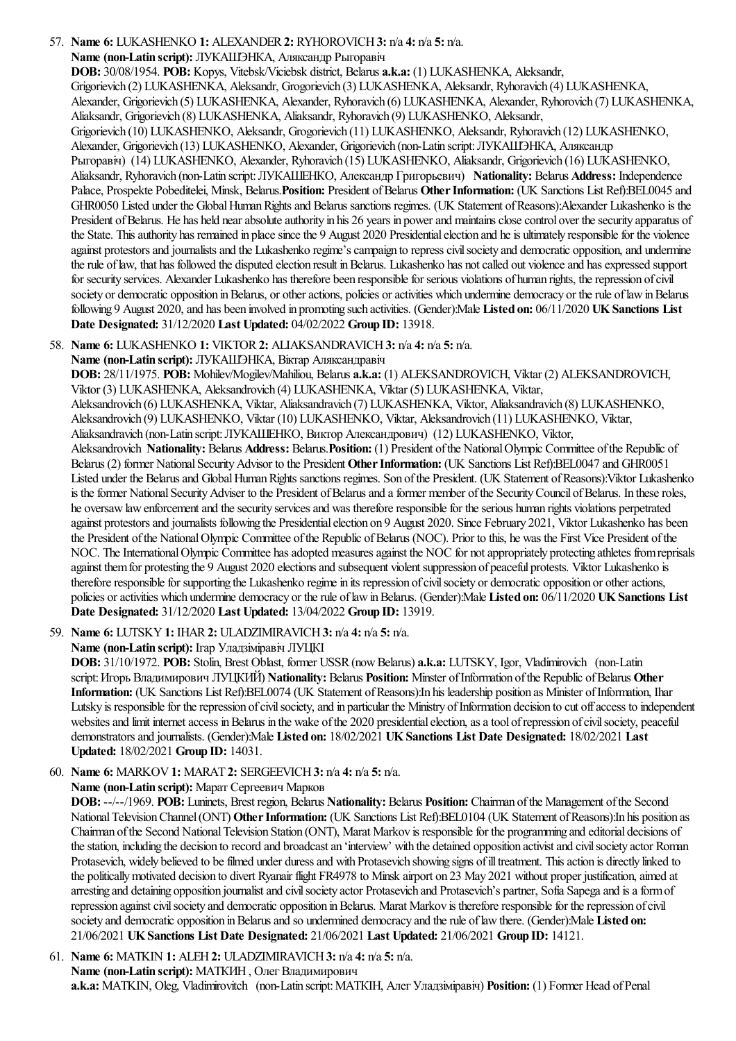57. **Name 6:** LUKASHENKO **1:** ALEXANDER **2:** RYHOROVICH **3:** n/a **4:** n/a **5:** n/a.
**Name (non-Latin script):** ЛУКАШЭНКА, Аляксандр Рыгоравіч
**DOB:** 30/08/1954. **POB:** Kopys, Vitebsk/Viciebsk district, Belarus **a.k.a:** (1) LUKASHENKA, Aleksandr, Grigorievich (2) LUKASHENKA, Aleksandr, Grogorievich (3) LUKASHENKA, Aleksandr, Ryhoravich (4) LUKASHENKA, Alexander, Grigorievich (5) LUKASHENKA, Alexander, Ryhoravich (6) LUKASHENKA, Alexander, Ryhorovich (7) LUKASHENKA, Aliaksandr, Grigorievich (8) LUKASHENKA, Aliaksandr, Ryhoravich (9) LUKASHENKO, Aleksandr, Grigorievich (10) LUKASHENKO, Aleksandr, Grogorievich (11) LUKASHENKO, Aleksandr, Ryhoravich (12) LUKASHENKO, Alexander, Grigorievich (13) LUKASHENKO, Alexander, Grigorievich (non-Latin script: ЛУКАШЭНКА, Аляксандр Рыгоравіч) (14) LUKASHENKO, Alexander, Ryhoravich (15) LUKASHENKO, Aliaksandr, Grigorievich (16) LUKASHENKO, Aliaksandr, Ryhoravich (non-Latin script: ЛУКАШЕНКО, Александр Григорьевич) **Nationality:** Belarus **Address:** Independence Palace, Prospekte Pobeditelei, Minsk, Belarus. **Position:** President of Belarus **Other Information:** (UK Sanctions List Ref):BEL0045 and GHR0050 Listed under the Global Human Rights and Belarus sanctions regimes. (UK Statement of Reasons):Alexander Lukashenko is the President of Belarus. He has held near absolute authority in his 26 years in power and maintains close control over the security apparatus of the State. This authority has remained in place since the 9 August 2020 Presidential election and he is ultimately responsible for the violence against protestors and journalists and the Lukashenko regime's campaign to repress civil society and democratic opposition, and undermine the rule of law, that has followed the disputed election result in Belarus. Lukashenko has not called out violence and has expressed support for security services. Alexander Lukashenko has therefore been responsible for serious violations of human rights, the repression of civil society or democratic opposition in Belarus, or other actions, policies or activities which undermine democracy or the rule of law in Belarus following 9 August 2020, and has been involved in promoting such activities. (Gender):Male **Listed on:** 06/11/2020 **UK Sanctions List Date Designated:** 31/12/2020 **Last Updated:** 04/02/2022 **Group ID:** 13918.

58. **Name 6:** LUKASHENKO **1:** VIKTOR **2:** ALIAKSANDRAVICH **3:** n/a **4:** n/a **5:** n/a.
**Name (non-Latin script):** ЛУКАШЭНКА, Віктар Аляксандравіч
**DOB:** 28/11/1975. **POB:** Mohilev/Mogilev/Mahiliou, Belarus **a.k.a:** (1) ALEKSANDROVICH, Viktar (2) ALEKSANDROVICH, Viktor (3) LUKASHENKA, Aleksandrovich (4) LUKASHENKA, Viktar (5) LUKASHENKA, Viktar, Aleksandrovich (6) LUKASHENKA, Viktar, Aliaksandravich (7) LUKASHENKA, Viktor, Aliaksandravich (8) LUKASHENKO, Aleksandrovich (9) LUKASHENKO, Viktar (10) LUKASHENKO, Viktar, Aleksandrovich (11) LUKASHENKO, Viktar, Aliaksandravich (non-Latin script: ЛУКАШЕНКО, Виктор Александрович) (12) LUKASHENKO, Viktor, Aleksandrovich **Nationality:** Belarus **Address:** Belarus. **Position:** (1) President of the National Olympic Committee of the Republic of Belarus (2) former National Security Advisor to the President **Other Information:** (UK Sanctions List Ref):BEL0047 and GHR0051 Listed under the Belarus and Global Human Rights sanctions regimes. Son of the President. (UK Statement of Reasons):Viktor Lukashenko is the former National Security Adviser to the President of Belarus and a former member of the Security Council of Belarus. In these roles, he oversaw law enforcement and the security services and was therefore responsible for the serious human rights violations perpetrated against protestors and journalists following the Presidential election on 9 August 2020. Since February 2021, Viktor Lukashenko has been the President of the National Olympic Committee of the Republic of Belarus (NOC). Prior to this, he was the First Vice President of the NOC. The International Olympic Committee has adopted measures against the NOC for not appropriately protecting athletes from reprisals against them for protesting the 9 August 2020 elections and subsequent violent suppression of peaceful protests. Viktor Lukashenko is therefore responsible for supporting the Lukashenko regime in its repression of civil society or democratic opposition or other actions, policies or activities which undermine democracy or the rule of law in Belarus. (Gender):Male **Listed on:** 06/11/2020 **UK Sanctions List Date Designated:** 31/12/2020 **Last Updated:** 13/04/2022 **Group ID:** 13919.

59. **Name 6:** LUTSKY **1:** IHAR **2:** ULADZIMIRAVICH **3:** n/a **4:** n/a **5:** n/a.
**Name (non-Latin script):** Ігар Уладзіміравіч ЛУЦКІ
**DOB:** 31/10/1972. **POB:** Stolin, Brest Oblast, former USSR (now Belarus) **a.k.a:** LUTSKY, Igor, Vladimirovich (non-Latin script: Игорь Владимирович ЛУЦКИЙ) **Nationality:** Belarus **Position:** Minster of Information of the Republic of Belarus **Other Information:** (UK Sanctions List Ref):BEL0074 (UK Statement of Reasons):In his leadership position as Minister of Information, Ihar Lutsky is responsible for the repression of civil society, and in particular the Ministry of Information decision to cut off access to independent websites and limit internet access in Belarus in the wake of the 2020 presidential election, as a tool of repression of civil society, peaceful demonstrators and journalists. (Gender):Male **Listed on:** 18/02/2021 **UK Sanctions List Date Designated:** 18/02/2021 **Last Updated:** 18/02/2021 **Group ID:** 14031.

60. **Name 6:** MARKOV **1:** MARAT **2:** SERGEEVICH **3:** n/a **4:** n/a **5:** n/a.
**Name (non-Latin script):** Марат Сергеевич Марков
**DOB:** --/--/1969. **POB:** Luninets, Brest region, Belarus **Nationality:** Belarus **Position:** Chairman of the Management of the Second National Television Channel (ONT) **Other Information:** (UK Sanctions List Ref):BEL0104 (UK Statement of Reasons):In his position as Chairman of the Second National Television Station (ONT), Marat Markov is responsible for the programming and editorial decisions of the station, including the decision to record and broadcast an 'interview' with the detained opposition activist and civil society actor Roman Protasevich, widely believed to be filmed under duress and with Protasevich showing signs of ill treatment. This action is directly linked to the politically motivated decision to divert Ryanair flight FR4978 to Minsk airport on 23 May 2021 without proper justification, aimed at arresting and detaining opposition journalist and civil society actor Protasevich and Protasevich's partner, Sofia Sapega and is a form of repression against civil society and democratic opposition in Belarus. Marat Markov is therefore responsible for the repression of civil society and democratic opposition in Belarus and so undermined democracy and the rule of law there. (Gender):Male **Listed on:** 21/06/2021 **UK Sanctions List Date Designated:** 21/06/2021 **Last Updated:** 21/06/2021 **Group ID:** 14121.

61. **Name 6:** MATKIN **1:** ALEH **2:** ULADZIMIRAVICH **3:** n/a **4:** n/a **5:** n/a.
**Name (non-Latin script):** МАТКИН , Олег Владимирович
**a.k.a:** MATKIN, Oleg, Vladimirovitch (non-Latin script: МАТКІН, Алег Уладзіміравіч) **Position:** (1) Former Head of Penal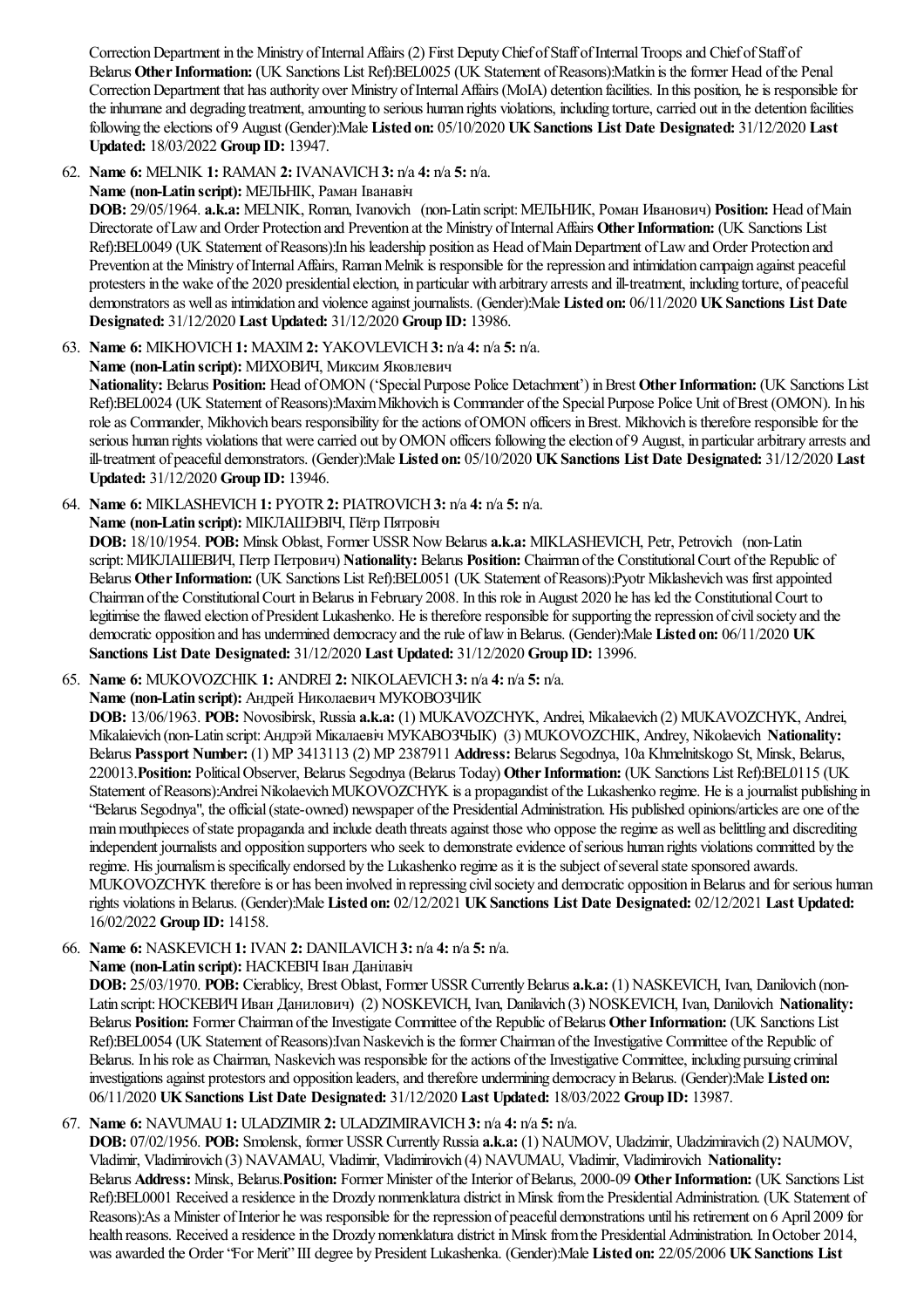Correction Department in the Ministry of Internal Affairs (2) First Deputy Chief of Staff of Internal Troops and Chief of Staff of Belarus **Other Information:** (UK Sanctions List Ref):BEL0025 (UK Statement of Reasons):Matkin is the former Head of the Penal Correction Department that has authority over Ministry of Internal Affairs (MoIA) detention facilities. In this position, he is responsible for the inhumane and degrading treatment, amounting to serious human rights violations, including torture, carried out in the detention facilities following the elections of 9 August (Gender):Male **Listed on:** 05/10/2020 **UK Sanctions List Date Designated:** 31/12/2020 **Last Updated:** 18/03/2022 **Group ID:** 13947.

62. **Name 6:** MELNIK **1:** RAMAN **2:** IVANAVICH **3:** n/a **4:** n/a **5:** n/a.
**Name (non-Latin script):** МЕЛЬНІК, Раман Іванавіч
**DOB:** 29/05/1964. **a.k.a:** MELNIK, Roman, Ivanovich (non-Latin script: МЕЛЬНИК, Роман Иванович) **Position:** Head of Main Directorate of Law and Order Protection and Prevention at the Ministry of Internal Affairs **Other Information:** (UK Sanctions List Ref):BEL0049 (UK Statement of Reasons):In his leadership position as Head of Main Department of Law and Order Protection and Prevention at the Ministry of Internal Affairs, Raman Melnik is responsible for the repression and intimidation campaign against peaceful protesters in the wake of the 2020 presidential election, in particular with arbitrary arrests and ill-treatment, including torture, of peaceful demonstrators as well as intimidation and violence against journalists. (Gender):Male **Listed on:** 06/11/2020 **UK Sanctions List Date Designated:** 31/12/2020 **Last Updated:** 31/12/2020 **Group ID:** 13986.

63. **Name 6:** MIKHOVICH **1:** MAXIM **2:** YAKOVLEVICH **3:** n/a **4:** n/a **5:** n/a.
**Name (non-Latin script):** МИХОВИЧ, Миксим Яковлевич
**Nationality:** Belarus **Position:** Head of OMON ('Special Purpose Police Detachment') in Brest **Other Information:** (UK Sanctions List Ref):BEL0024 (UK Statement of Reasons):Maxim Mikhovich is Commander of the Special Purpose Police Unit of Brest (OMON). In his role as Commander, Mikhovich bears responsibility for the actions of OMON officers in Brest. Mikhovich is therefore responsible for the serious human rights violations that were carried out by OMON officers following the election of 9 August, in particular arbitrary arrests and ill-treatment of peaceful demonstrators. (Gender):Male **Listed on:** 05/10/2020 **UK Sanctions List Date Designated:** 31/12/2020 **Last Updated:** 31/12/2020 **Group ID:** 13946.

64. **Name 6:** MIKLASHEVICH **1:** PYOTR **2:** PIATROVICH **3:** n/a **4:** n/a **5:** n/a.
**Name (non-Latin script):** МІКЛАШЭВІЧ, Пётр Пятровіч
**DOB:** 18/10/1954. **POB:** Minsk Oblast, Former USSR Now Belarus **a.k.a:** MIKLASHEVICH, Petr, Petrovich (non-Latin script: МИКЛАШЕВИЧ, Петр Петрович) **Nationality:** Belarus **Position:** Chairman of the Constitutional Court of the Republic of Belarus **Other Information:** (UK Sanctions List Ref):BEL0051 (UK Statement of Reasons):Pyotr Miklashevich was first appointed Chairman of the Constitutional Court in Belarus in February 2008. In this role in August 2020 he has led the Constitutional Court to legitimise the flawed election of President Lukashenko. He is therefore responsible for supporting the repression of civil society and the democratic opposition and has undermined democracy and the rule of law in Belarus. (Gender):Male **Listed on:** 06/11/2020 **UK Sanctions List Date Designated:** 31/12/2020 **Last Updated:** 31/12/2020 **Group ID:** 13996.

65. **Name 6:** MUKOVOZCHIK **1:** ANDREI **2:** NIKOLAEVICH **3:** n/a **4:** n/a **5:** n/a.
**Name (non-Latin script):** Андрей Николаевич МУКОВОЗЧИК
**DOB:** 13/06/1963. **POB:** Novosibirsk, Russia **a.k.a:** (1) MUKAVOZCHYK, Andrei, Mikalaevich (2) MUKAVOZCHYK, Andrei, Mikalaievich (non-Latin script: Андрэй Мікалаевіч МУКАВОЗЧЫК) (3) MUKOVOZCHIK, Andrey, Nikolaevich **Nationality:** Belarus **Passport Number:** (1) MP 3413113 (2) MP 2387911 **Address:** Belarus Segodnya, 10a Khmelnitskogo St, Minsk, Belarus, 220013.**Position:** Political Observer, Belarus Segodnya (Belarus Today) **Other Information:** (UK Sanctions List Ref):BEL0115 (UK Statement of Reasons):Andrei Nikolaevich MUKOVOZCHYK is a propagandist of the Lukashenko regime. He is a journalist publishing in "Belarus Segodnya", the official (state-owned) newspaper of the Presidential Administration. His published opinions/articles are one of the main mouthpieces of state propaganda and include death threats against those who oppose the regime as well as belittling and discrediting independent journalists and opposition supporters who seek to demonstrate evidence of serious human rights violations committed by the regime. His journalism is specifically endorsed by the Lukashenko regime as it is the subject of several state sponsored awards. MUKOVOZCHYK therefore is or has been involved in repressing civil society and democratic opposition in Belarus and for serious human rights violations in Belarus. (Gender):Male **Listed on:** 02/12/2021 **UK Sanctions List Date Designated:** 02/12/2021 **Last Updated:** 16/02/2022 **Group ID:** 14158.

66. **Name 6:** NASKEVICH **1:** IVAN **2:** DANILAVICH **3:** n/a **4:** n/a **5:** n/a.
**Name (non-Latin script):** НАСКЕВІЧ Іван Данілавіч
**DOB:** 25/03/1970. **POB:** Cierablicy, Brest Oblast, Former USSR Currently Belarus **a.k.a:** (1) NASKEVICH, Ivan, Danilovich (non-Latin script: НОСКЕВИЧ Иван Данилович) (2) NOSKEVICH, Ivan, Danilavich (3) NOSKEVICH, Ivan, Danilovich **Nationality:** Belarus **Position:** Former Chairman of the Investigate Committee of the Republic of Belarus **Other Information:** (UK Sanctions List Ref):BEL0054 (UK Statement of Reasons):Ivan Naskevich is the former Chairman of the Investigative Committee of the Republic of Belarus. In his role as Chairman, Naskevich was responsible for the actions of the Investigative Committee, including pursuing criminal investigations against protestors and opposition leaders, and therefore undermining democracy in Belarus. (Gender):Male **Listed on:** 06/11/2020 **UK Sanctions List Date Designated:** 31/12/2020 **Last Updated:** 18/03/2022 **Group ID:** 13987.

67. **Name 6:** NAVUMAU **1:** ULADZIMIR **2:** ULADZIMIRAVICH **3:** n/a **4:** n/a **5:** n/a.
**DOB:** 07/02/1956. **POB:** Smolensk, former USSR Currently Russia **a.k.a:** (1) NAUMOV, Uladzimir, Uladzimiravich (2) NAUMOV, Vladimir, Vladimirovich (3) NAVAMAU, Vladimir, Vladimirovich (4) NAVUMAU, Vladimir, Vladimirovich **Nationality:** Belarus **Address:** Minsk, Belarus.**Position:** Former Minister of the Interior of Belarus, 2000-09 **Other Information:** (UK Sanctions List Ref):BEL0001 Received a residence in the Drozdy nonmenklatura district in Minsk from the Presidential Administration. (UK Statement of Reasons):As a Minister of Interior he was responsible for the repression of peaceful demonstrations until his retirement on 6 April 2009 for health reasons. Received a residence in the Drozdy nomenklatura district in Minsk from the Presidential Administration. In October 2014, was awarded the Order "For Merit" III degree by President Lukashenka. (Gender):Male **Listed on:** 22/05/2006 **UK Sanctions List**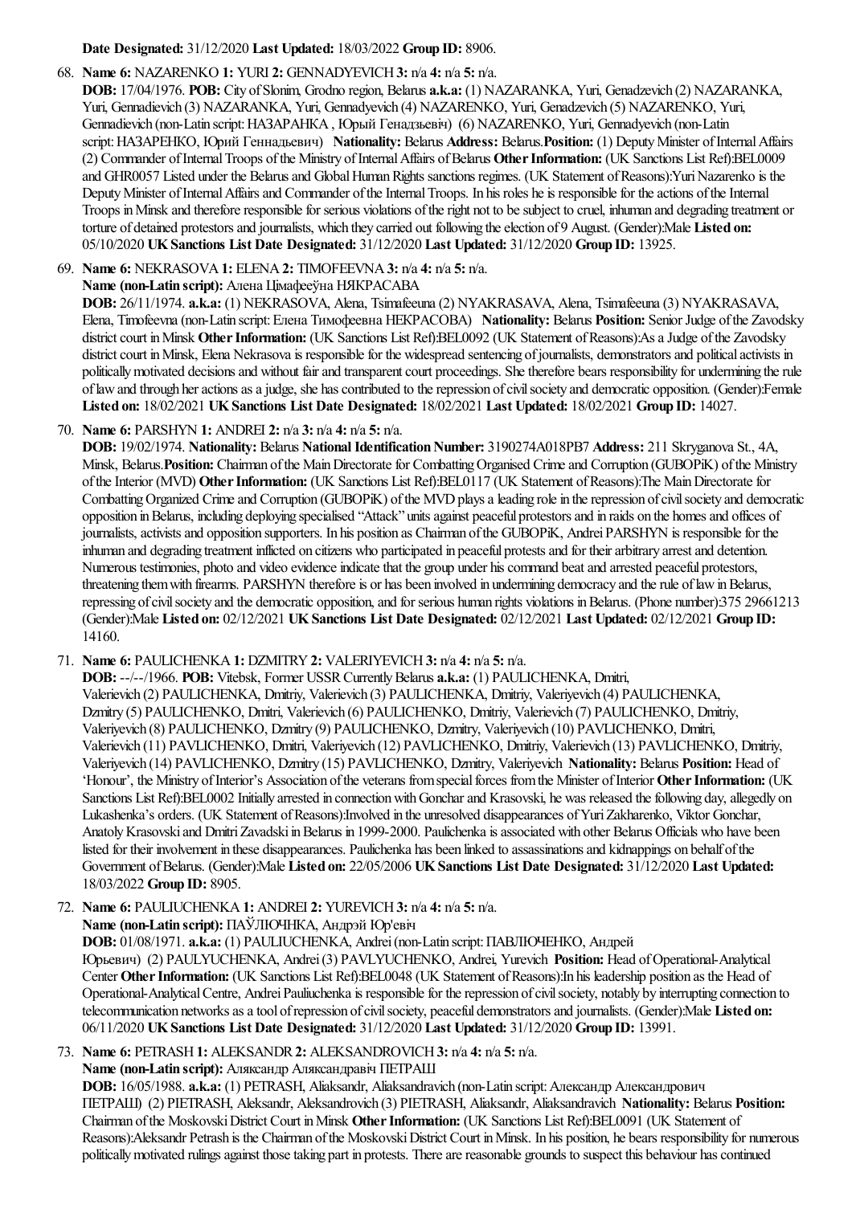**Date Designated:** 31/12/2020 **Last Updated:** 18/03/2022 **Group ID:** 8906.

68. **Name 6:** NAZARENKO **1:** YURI **2:** GENNADYEVICH **3:** n/a **4:** n/a **5:** n/a.
**DOB:** 17/04/1976. **POB:** City of Slonim, Grodno region, Belarus **a.k.a:** (1) NAZARANKA, Yuri, Genadzevich (2) NAZARANKA, Yuri, Gennadievich (3) NAZARANKA, Yuri, Gennadyevich (4) NAZARENKO, Yuri, Genadzevich (5) NAZARENKO, Yuri, Gennadievich (non-Latin script: НАЗАРАНКА , Юрый Генадзьевіч) (6) NAZARENKO, Yuri, Gennadyevich (non-Latin script: НАЗАРЕНКО, Юрий Геннадьевич) **Nationality:** Belarus **Address:** Belarus.**Position:** (1) Deputy Minister of Internal Affairs (2) Commander of Internal Troops of the Ministry of Internal Affairs of Belarus **Other Information:** (UK Sanctions List Ref):BEL0009 and GHR0057 Listed under the Belarus and Global Human Rights sanctions regimes. (UK Statement of Reasons):Yuri Nazarenko is the Deputy Minister of Internal Affairs and Commander of the Internal Troops. In his roles he is responsible for the actions of the Internal Troops in Minsk and therefore responsible for serious violations of the right not to be subject to cruel, inhuman and degrading treatment or torture of detained protestors and journalists, which they carried out following the election of 9 August. (Gender):Male **Listed on:** 05/10/2020 **UK Sanctions List Date Designated:** 31/12/2020 **Last Updated:** 31/12/2020 **Group ID:** 13925.

69. **Name 6:** NEKRASOVA **1:** ELENA **2:** TIMOFEEVNA **3:** n/a **4:** n/a **5:** n/a.
**Name (non-Latin script):** Алена Цімафееўна НЯКРАСАВА
**DOB:** 26/11/1974. **a.k.a:** (1) NEKRASOVA, Alena, Tsimafeeuna (2) NYAKRASAVA, Alena, Tsimafeeuna (3) NYAKRASAVA, Elena, Timofeevna (non-Latin script: Елена Тимофеевна НЕКРАСОВА) **Nationality:** Belarus **Position:** Senior Judge of the Zavodsky district court in Minsk **Other Information:** (UK Sanctions List Ref):BEL0092 (UK Statement of Reasons):As a Judge of the Zavodsky district court in Minsk, Elena Nekrasova is responsible for the widespread sentencing of journalists, demonstrators and political activists in politically motivated decisions and without fair and transparent court proceedings. She therefore bears responsibility for undermining the rule of law and through her actions as a judge, she has contributed to the repression of civil society and democratic opposition. (Gender):Female **Listed on:** 18/02/2021 **UK Sanctions List Date Designated:** 18/02/2021 **Last Updated:** 18/02/2021 **Group ID:** 14027.

70. **Name 6:** PARSHYN **1:** ANDREI **2:** n/a **3:** n/a **4:** n/a **5:** n/a.
**DOB:** 19/02/1974. **Nationality:** Belarus **National Identification Number:** 3190274A018PB7 **Address:** 211 Skryganova St., 4A, Minsk, Belarus.**Position:** Chairman of the Main Directorate for Combatting Organised Crime and Corruption (GUBOPiK) of the Ministry of the Interior (MVD) **Other Information:** (UK Sanctions List Ref):BEL0117 (UK Statement of Reasons):The Main Directorate for Combatting Organized Crime and Corruption (GUBOPiK) of the MVD plays a leading role in the repression of civil society and democratic opposition in Belarus, including deploying specialised "Attack" units against peaceful protestors and in raids on the homes and offices of journalists, activists and opposition supporters. In his position as Chairman of the GUBOPiK, Andrei PARSHYN is responsible for the inhuman and degrading treatment inflicted on citizens who participated in peaceful protests and for their arbitrary arrest and detention. Numerous testimonies, photo and video evidence indicate that the group under his command beat and arrested peaceful protestors, threatening them with firearms. PARSHYN therefore is or has been involved in undermining democracy and the rule of law in Belarus, repressing of civil society and the democratic opposition, and for serious human rights violations in Belarus. (Phone number):375 29661213 (Gender):Male **Listed on:** 02/12/2021 **UK Sanctions List Date Designated:** 02/12/2021 **Last Updated:** 02/12/2021 **Group ID:** 14160.

71. **Name 6:** PAULICHENKA **1:** DZMITRY **2:** VALERIYEVICH **3:** n/a **4:** n/a **5:** n/a.
**DOB:** --/--/1966. **POB:** Vitebsk, Former USSR Currently Belarus **a.k.a:** (1) PAULICHENKA, Dmitri, Valerievich (2) PAULICHENKA, Dmitriy, Valerievich (3) PAULICHENKA, Dmitriy, Valeriyevich (4) PAULICHENKA, Dzmitry (5) PAULICHENKO, Dmitri, Valerievich (6) PAULICHENKO, Dmitriy, Valerievich (7) PAULICHENKO, Dmitriy, Valeriyevich (8) PAULICHENKO, Dzmitry (9) PAULICHENKO, Dzmitry, Valeriyevich (10) PAVLICHENKO, Dmitri, Valerievich (11) PAVLICHENKO, Dmitri, Valeriyevich (12) PAVLICHENKO, Dmitriy, Valerievich (13) PAVLICHENKO, Dmitriy, Valeriyevich (14) PAVLICHENKO, Dzmitry (15) PAVLICHENKO, Dzmitry, Valeriyevich **Nationality:** Belarus **Position:** Head of 'Honour', the Ministry of Interior's Association of the veterans from special forces from the Minister of Interior **Other Information:** (UK Sanctions List Ref):BEL0002 Initially arrested in connection with Gonchar and Krasovski, he was released the following day, allegedly on Lukashenka's orders. (UK Statement of Reasons):Involved in the unresolved disappearances of Yuri Zakharenko, Viktor Gonchar, Anatoly Krasovski and Dmitri Zavadski in Belarus in 1999-2000. Paulichenka is associated with other Belarus Officials who have been listed for their involvement in these disappearances. Paulichenka has been linked to assassinations and kidnappings on behalf of the Government of Belarus. (Gender):Male **Listed on:** 22/05/2006 **UK Sanctions List Date Designated:** 31/12/2020 **Last Updated:** 18/03/2022 **Group ID:** 8905.

72. **Name 6:** PAULIUCHENKA **1:** ANDREI **2:** YUREVICH **3:** n/a **4:** n/a **5:** n/a.
**Name (non-Latin script):** ПАЎЛЮЧНКА, Андрэй Юр'евіч
**DOB:** 01/08/1971. **a.k.a:** (1) PAULIUCHENKA, Andrei (non-Latin script: ПАВЛЮЧЕНКО, Андрей Юрьевич) (2) PAULYUCHENKA, Andrei (3) PAVLYUCHENKO, Andrei, Yurevich **Position:** Head of Operational-Analytical Center **Other Information:** (UK Sanctions List Ref):BEL0048 (UK Statement of Reasons):In his leadership position as the Head of Operational-Analytical Centre, Andrei Pauliuchenka is responsible for the repression of civil society, peaceful demonstrators and journalists, notably by interrupting connection to telecommunication networks as a tool of repression of civil society, peaceful demonstrators and journalists. (Gender):Male **Listed on:** 06/11/2020 **UK Sanctions List Date Designated:** 31/12/2020 **Last Updated:** 31/12/2020 **Group ID:** 13991.

73. **Name 6:** PETRASH **1:** ALEKSANDR **2:** ALEKSANDROVICH **3:** n/a **4:** n/a **5:** n/a.
**Name (non-Latin script):** Аляксандр Аляксандравіч ПЕТРАШ
**DOB:** 16/05/1988. **a.k.a:** (1) PETRASH, Aliaksandr, Aliaksandravich (non-Latin script: Александр Александрович ПЕТРАШ) (2) PIETRASH, Aleksandr, Aleksandrovich (3) PIETRASH, Aliaksandr, Aliaksandravich **Nationality:** Belarus **Position:** Chairman of the Moskovski District Court in Minsk **Other Information:** (UK Sanctions List Ref):BEL0091 (UK Statement of Reasons):Aleksandr Petrash is the Chairman of the Moskovski District Court in Minsk. In his position, he bears responsibility for numerous politically motivated rulings against those taking part in protests. There are reasonable grounds to suspect this behaviour has continued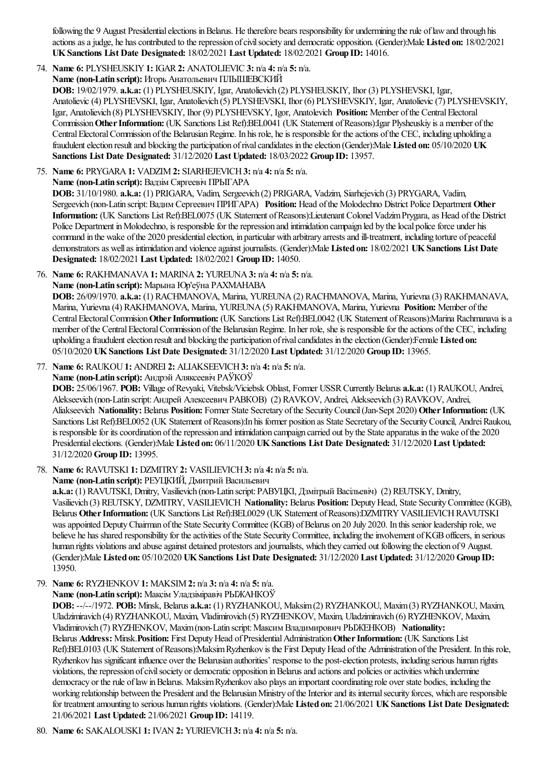following the 9 August Presidential elections in Belarus. He therefore bears responsibility for undermining the rule of law and through his actions as a judge, he has contributed to the repression of civil society and democratic opposition. (Gender):Male **Listed on:** 18/02/2021 **UK Sanctions List Date Designated:** 18/02/2021 **Last Updated:** 18/02/2021 **Group ID:** 14016.

74. **Name 6:** PLYSHEUSKIY **1:** IGAR **2:** ANATOLIEVIC **3:** n/a **4:** n/a **5:** n/a.
**Name (non-Latin script):** Игорь Анатольевич ПЛЫШЕВСКИЙ
**DOB:** 19/02/1979. **a.k.a:** (1) PLYSHEUSKIY, Igar, Anatolievich (2) PLYSHEUSKIY, Ihor (3) PLYSHEVSKI, Igar, Anatolievic (4) PLYSHEVSKI, Igar, Anatolievich (5) PLYSHEVSKI, Ihor (6) PLYSHEVSKIY, Igar, Anatolievic (7) PLYSHEVSKIY, Igar, Anatolievich (8) PLYSHEVSKIY, Ihor (9) PLYSHEVSKY, Igor, Anatolevich **Position:** Member of the Central Electoral Commission **Other Information:** (UK Sanctions List Ref):BEL0041 (UK Statement of Reasons):Igar Plysheuskiy is a member of the Central Electoral Commission of the Belarusian Regime. In his role, he is responsible for the actions of the CEC, including upholding a fraudulent election result and blocking the participation of rival candidates in the election (Gender):Male **Listed on:** 05/10/2020 **UK Sanctions List Date Designated:** 31/12/2020 **Last Updated:** 18/03/2022 **Group ID:** 13957.

75. **Name 6:** PRYGARA **1:** VADZIM **2:** SIARHEJEVICH **3:** n/a **4:** n/a **5:** n/a.
**Name (non-Latin script):** Вадзім Сяргеевіч ПРЫГАРА
**DOB:** 31/10/1980. **a.k.a:** (1) PRIGARA, Vadim, Sergeevich (2) PRIGARA, Vadzim, Siarhejevich (3) PRYGARA, Vadim, Sergeevich (non-Latin script: Вадим Сергеевич ПРИГАРА) **Position:** Head of the Molodechno District Police Department **Other Information:** (UK Sanctions List Ref):BEL0075 (UK Statement of Reasons):Lieutenant Colonel Vadzim Prygara, as Head of the District Police Department in Molodechno, is responsible for the repression and intimidation campaign led by the local police force under his command in the wake of the 2020 presidential election, in particular with arbitrary arrests and ill-treatment, including torture of peaceful demonstrators as well as intimidation and violence against journalists. (Gender):Male **Listed on:** 18/02/2021 **UK Sanctions List Date Designated:** 18/02/2021 **Last Updated:** 18/02/2021 **Group ID:** 14050.

76. **Name 6:** RAKHMANAVA **1:** MARINA **2:** YUREUNA **3:** n/a **4:** n/a **5:** n/a.
**Name (non-Latin script):** Марына Юр'еўна РАХМАНАВА
**DOB:** 26/09/1970. **a.k.a:** (1) RACHMANOVA, Marina, YUREUNA (2) RACHMANOVA, Marina, Yurievna (3) RAKHMANAVA, Marina, Yurievna (4) RAKHMANOVA, Marina, YUREUNA (5) RAKHMANOVA, Marina, Yurievna **Position:** Member of the Central Electoral Commision **Other Information:** (UK Sanctions List Ref):BEL0042 (UK Statement of Reasons):Marina Rachmanava is a member of the Central Electoral Commission of the Belarusian Regime. In her role, she is responsible for the actions of the CEC, including upholding a fraudulent election result and blocking the participation of rival candidates in the election (Gender):Female **Listed on:** 05/10/2020 **UK Sanctions List Date Designated:** 31/12/2020 **Last Updated:** 31/12/2020 **Group ID:** 13965.

77. **Name 6:** RAUKOU **1:** ANDREI **2:** ALIAKSEEVICH **3:** n/a **4:** n/a **5:** n/a.
**Name (non-Latin script):** Андрэй Аляксеевіч РАЎКОЎ
**DOB:** 25/06/1967. **POB:** Village of Revyaki, Vitebsk/Viciebsk Oblast, Former USSR Currently Belarus **a.k.a:** (1) RAUKOU, Andrei, Alekseevich (non-Latin script: Андрей Алексеевич РАВКОВ) (2) RAVKOV, Andrei, Alekseevich (3) RAVKOV, Andrei, Aliakseevich **Nationality:** Belarus **Position:** Former State Secretary of the Security Council (Jan-Sept 2020) **Other Information:** (UK Sanctions List Ref):BEL0052 (UK Statement of Reasons):In his former position as State Secretary of the Security Council, Andrei Raukou, is responsible for its coordination of the repression and intimidation campaign carried out by the State apparatus in the wake of the 2020 Presidential elections. (Gender):Male **Listed on:** 06/11/2020 **UK Sanctions List Date Designated:** 31/12/2020 **Last Updated:** 31/12/2020 **Group ID:** 13995.

78. **Name 6:** RAVUTSKI **1:** DZMITRY **2:** VASILIEVICH **3:** n/a **4:** n/a **5:** n/a.
**Name (non-Latin script):** РЕУЦКИЙ, Дмитрий Васильевич
**a.k.a:** (1) RAVUTSKI, Dmitry, Vasilievich (non-Latin script: РАВУЦКІ, Дзмітрый Васільевіч) (2) REUTSKY, Dmitry, Vasilievich (3) REUTSKY, DZMITRY, VASILIEVICH **Nationality:** Belarus **Position:** Deputy Head, State Security Committee (KGB), Belarus **Other Information:** (UK Sanctions List Ref):BEL0029 (UK Statement of Reasons):DZMITRY VASILIEVICH RAVUTSKI was appointed Deputy Chairman of the State Security Committee (KGB) of Belarus on 20 July 2020. In this senior leadership role, we believe he has shared responsibility for the activities of the State Security Committee, including the involvement of KGB officers, in serious human rights violations and abuse against detained protestors and journalists, which they carried out following the election of 9 August. (Gender):Male **Listed on:** 05/10/2020 **UK Sanctions List Date Designated:** 31/12/2020 **Last Updated:** 31/12/2020 **Group ID:** 13950.

79. **Name 6:** RYZHENKOV **1:** MAKSIM **2:** n/a **3:** n/a **4:** n/a **5:** n/a.
**Name (non-Latin script):** Максім Уладзіміравіч РЫЖАНКОЎ
**DOB:** --/--/1972. **POB:** Minsk, Belarus **a.k.a:** (1) RYZHANKOU, Maksim (2) RYZHANKOU, Maxim (3) RYZHANKOU, Maxim, Uladzimiravich (4) RYZHANKOU, Maxim, Vladimirovich (5) RYZHENKOV, Maxim, Uladzimiravich (6) RYZHENKOV, Maxim, Vladimirovich (7) RYZHENKOV, Maxim (non-Latin script: Максим Владимирович РЫЖЕНКОВ) **Nationality:** Belarus **Address:** Minsk. **Position:** First Deputy Head of Presidential Administration **Other Information:** (UK Sanctions List Ref):BEL0103 (UK Statement of Reasons):Maksim Ryzhenkov is the First Deputy Head of the Administration of the President. In this role, Ryzhenkov has significant influence over the Belarusian authorities' response to the post-election protests, including serious human rights violations, the repression of civil society or democratic opposition in Belarus and actions and policies or activities which undermine democracy or the rule of law in Belarus. Maksim Ryzhenkov also plays an important coordinating role over state bodies, including the working relationship between the President and the Belarusian Ministry of the Interior and its internal security forces, which are responsible for treatment amounting to serious human rights violations. (Gender):Male **Listed on:** 21/06/2021 **UK Sanctions List Date Designated:** 21/06/2021 **Last Updated:** 21/06/2021 **Group ID:** 14119.

80. **Name 6:** SAKALOUSKI **1:** IVAN **2:** YURIEVICH **3:** n/a **4:** n/a **5:** n/a.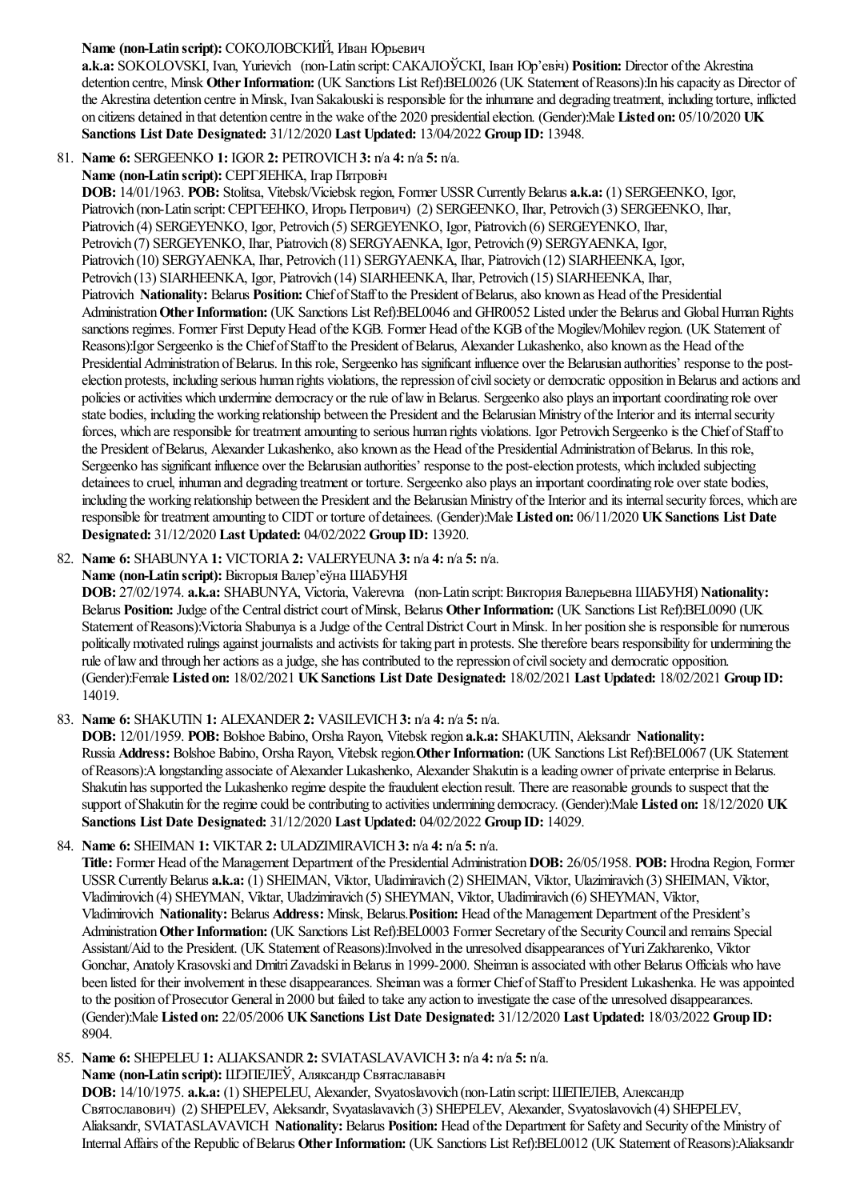**Name (non-Latin script):** СОКОЛОВСКИЙ, Иван Юрьевич

**a.k.a:** SOKOLOVSKI, Ivan, Yurievich (non-Latin script: САКАЛОЎСКІ, Іван Юр'евіч) **Position:** Director of the Akrestina detention centre, Minsk **Other Information:** (UK Sanctions List Ref):BEL0026 (UK Statement of Reasons):In his capacity as Director of the Akrestina detention centre in Minsk, Ivan Sakalouski is responsible for the inhumane and degrading treatment, including torture, inflicted on citizens detained in that detention centre in the wake of the 2020 presidential election. (Gender):Male **Listed on:** 05/10/2020 **UK Sanctions List Date Designated:** 31/12/2020 **Last Updated:** 13/04/2022 **Group ID:** 13948.

81. **Name 6:** SERGEENKO **1:** IGOR **2:** PETROVICH **3:** n/a **4:** n/a **5:** n/a.
**Name (non-Latin script):** СЕРГЯЕНКА, Ігар Пятровіч
**DOB:** 14/01/1963. **POB:** Stolitsa, Vitebsk/Viciebsk region, Former USSR Currently Belarus **a.k.a:** (1) SERGEENKO, Igor, Piatrovich (non-Latin script: СЕРГЕЕНКО, Игорь Петрович) (2) SERGEENKO, Ihar, Petrovich (3) SERGEENKO, Ihar, Piatrovich (4) SERGEYENKO, Igor, Petrovich (5) SERGEYENKO, Igor, Piatrovich (6) SERGEYENKO, Ihar, Petrovich (7) SERGEYENKO, Ihar, Piatrovich (8) SERGYAENKA, Igor, Petrovich (9) SERGYAENKA, Igor, Piatrovich (10) SERGYAENKA, Ihar, Petrovich (11) SERGYAENKA, Ihar, Piatrovich (12) SIARHEENKA, Igor, Petrovich (13) SIARHEENKA, Igor, Piatrovich (14) SIARHEENKA, Ihar, Petrovich (15) SIARHEENKA, Ihar, Piatrovich **Nationality:** Belarus **Position:** Chief of Staff to the President of Belarus, also known as Head of the Presidential Administration **Other Information:** (UK Sanctions List Ref):BEL0046 and GHR0052 Listed under the Belarus and Global Human Rights sanctions regimes. Former First Deputy Head of the KGB. Former Head of the KGB of the Mogilev/Mohilev region. (UK Statement of Reasons):Igor Sergeenko is the Chief of Staff to the President of Belarus, Alexander Lukashenko, also known as the Head of the Presidential Administration of Belarus. In this role, Sergeenko has significant influence over the Belarusian authorities' response to the post-election protests, including serious human rights violations, the repression of civil society or democratic opposition in Belarus and actions and policies or activities which undermine democracy or the rule of law in Belarus. Sergeenko also plays an important coordinating role over state bodies, including the working relationship between the President and the Belarusian Ministry of the Interior and its internal security forces, which are responsible for treatment amounting to serious human rights violations. Igor Petrovich Sergeenko is the Chief of Staff to the President of Belarus, Alexander Lukashenko, also known as the Head of the Presidential Administration of Belarus. In this role, Sergeenko has significant influence over the Belarusian authorities' response to the post-election protests, which included subjecting detainees to cruel, inhuman and degrading treatment or torture. Sergeenko also plays an important coordinating role over state bodies, including the working relationship between the President and the Belarusian Ministry of the Interior and its internal security forces, which are responsible for treatment amounting to CIDT or torture of detainees. (Gender):Male **Listed on:** 06/11/2020 **UK Sanctions List Date Designated:** 31/12/2020 **Last Updated:** 04/02/2022 **Group ID:** 13920.

82. **Name 6:** SHABUNYA **1:** VICTORIA **2:** VALERYEUNA **3:** n/a **4:** n/a **5:** n/a.
**Name (non-Latin script):** Вікторыя Валер'еўна ШАБУНЯ
**DOB:** 27/02/1974. **a.k.a:** SHABUNYA, Victoria, Valerevna (non-Latin script: Виктория Валерьевна ШАБУНЯ) **Nationality:** Belarus **Position:** Judge of the Central district court of Minsk, Belarus **Other Information:** (UK Sanctions List Ref):BEL0090 (UK Statement of Reasons):Victoria Shabunya is a Judge of the Central District Court in Minsk. In her position she is responsible for numerous politically motivated rulings against journalists and activists for taking part in protests. She therefore bears responsibility for undermining the rule of law and through her actions as a judge, she has contributed to the repression of civil society and democratic opposition. (Gender):Female **Listed on:** 18/02/2021 **UK Sanctions List Date Designated:** 18/02/2021 **Last Updated:** 18/02/2021 **Group ID:** 14019.

83. **Name 6:** SHAKUTIN **1:** ALEXANDER **2:** VASILEVICH **3:** n/a **4:** n/a **5:** n/a.
**DOB:** 12/01/1959. **POB:** Bolshoe Babino, Orsha Rayon, Vitebsk region **a.k.a:** SHAKUTIN, Aleksandr **Nationality:** Russia **Address:** Bolshoe Babino, Orsha Rayon, Vitebsk region. **Other Information:** (UK Sanctions List Ref):BEL0067 (UK Statement of Reasons):A longstanding associate of Alexander Lukashenko, Alexander Shakutin is a leading owner of private enterprise in Belarus. Shakutin has supported the Lukashenko regime despite the fraudulent election result. There are reasonable grounds to suspect that the support of Shakutin for the regime could be contributing to activities undermining democracy. (Gender):Male **Listed on:** 18/12/2020 **UK Sanctions List Date Designated:** 31/12/2020 **Last Updated:** 04/02/2022 **Group ID:** 14029.

84. **Name 6:** SHEIMAN **1:** VIKTAR **2:** ULADZIMIRAVICH **3:** n/a **4:** n/a **5:** n/a.
**Title:** Former Head of the Management Department of the Presidential Administration **DOB:** 26/05/1958. **POB:** Hrodna Region, Former USSR Currently Belarus **a.k.a:** (1) SHEIMAN, Viktor, Uladimiravich (2) SHEIMAN, Viktor, Ulazimiravich (3) SHEIMAN, Viktor, Vladimirovich (4) SHEYMAN, Viktar, Uladzimiravich (5) SHEYMAN, Viktor, Uladimiravich (6) SHEYMAN, Viktor, Vladimirovich **Nationality:** Belarus **Address:** Minsk, Belarus. **Position:** Head of the Management Department of the President's Administration **Other Information:** (UK Sanctions List Ref):BEL0003 Former Secretary of the Security Council and remains Special Assistant/Aid to the President. (UK Statement of Reasons):Involved in the unresolved disappearances of Yuri Zakharenko, Viktor Gonchar, Anatoly Krasovski and Dmitri Zavadski in Belarus in 1999-2000. Sheiman is associated with other Belarus Officials who have been listed for their involvement in these disappearances. Sheiman was a former Chief of Staff to President Lukashenka. He was appointed to the position of Prosecutor General in 2000 but failed to take any action to investigate the case of the unresolved disappearances. (Gender):Male **Listed on:** 22/05/2006 **UK Sanctions List Date Designated:** 31/12/2020 **Last Updated:** 18/03/2022 **Group ID:** 8904.

85. **Name 6:** SHEPELEU **1:** ALIAKSANDR **2:** SVIATASLAVAVICH **3:** n/a **4:** n/a **5:** n/a.
**Name (non-Latin script):** ШЭПЕЛЕЎ, Аляксандр Святаслававіч
**DOB:** 14/10/1975. **a.k.a:** (1) SHEPELEU, Alexander, Svyatoslavovich (non-Latin script: ШЕПЕЛЕВ, Александр Святославович) (2) SHEPELEV, Aleksandr, Svyataslavavich (3) SHEPELEV, Alexander, Svyatoslavovich (4) SHEPELEV, Aliaksandr, SVIATASLAVAVICH **Nationality:** Belarus **Position:** Head of the Department for Safety and Security of the Ministry of Internal Affairs of the Republic of Belarus **Other Information:** (UK Sanctions List Ref):BEL0012 (UK Statement of Reasons):Aliaksandr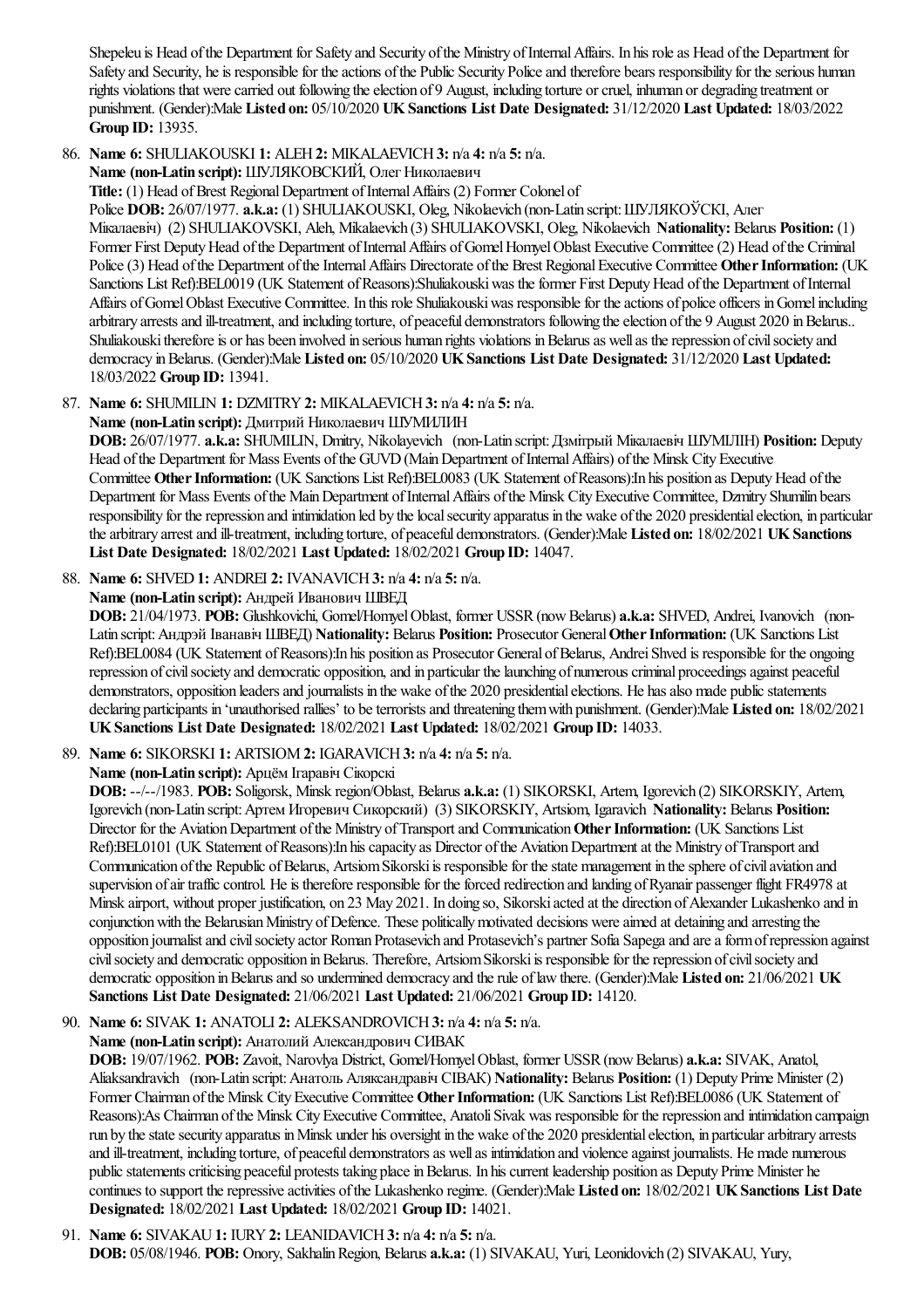Shepeleu is Head of the Department for Safety and Security of the Ministry of Internal Affairs. In his role as Head of the Department for Safety and Security, he is responsible for the actions of the Public Security Police and therefore bears responsibility for the serious human rights violations that were carried out following the election of 9 August, including torture or cruel, inhuman or degrading treatment or punishment. (Gender):Male **Listed on:** 05/10/2020 **UK Sanctions List Date Designated:** 31/12/2020 **Last Updated:** 18/03/2022 **Group ID:** 13935.

86. **Name 6:** SHULIAKOUSKI **1:** ALEH **2:** MIKALAEVICH **3:** n/a **4:** n/a **5:** n/a.
**Name (non-Latin script):** ШУЛЯКОВСКИЙ, Олег Николаевич
**Title:** (1) Head of Brest Regional Department of Internal Affairs (2) Former Colonel of Police **DOB:** 26/07/1977. **a.k.a:** (1) SHULIAKOUSKI, Oleg, Nikolaevich (non-Latin script: ШУЛЯКОЎСКI, Алег Мікалаевіч) (2) SHULIAKOVSKI, Aleh, Mikalaevich (3) SHULIAKOVSKIY, Oleg, Nikolaevich **Nationality:** Belarus **Position:** (1) Former First Deputy Head of the Department of Internal Affairs of Gomel Homyel Oblast Executive Committee (2) Head of the Criminal Police (3) Head of the Department of the Internal Affairs Directorate of the Brest Regional Executive Committee **Other Information:** (UK Sanctions List Ref):BEL0019 (UK Statement of Reasons):Shuliakouski was the former First Deputy Head of the Department of Internal Affairs of Gomel Oblast Executive Committee. In this role Shuliakouski was responsible for the actions of police officers in Gomel including arbitrary arrests and ill-treatment, and including torture, of peaceful demonstrators following the election of the 9 August 2020 in Belarus.. Shuliakouski therefore is or has been involved in serious human rights violations in Belarus as well as the repression of civil society and democracy in Belarus. (Gender):Male **Listed on:** 05/10/2020 **UK Sanctions List Date Designated:** 31/12/2020 **Last Updated:** 18/03/2022 **Group ID:** 13941.

87. **Name 6:** SHUMILIN **1:** DZMITRY **2:** MIKALAEVICH **3:** n/a **4:** n/a **5:** n/a.
**Name (non-Latin script):** Дмитрий Николаевич ШУМИЛИН
**DOB:** 26/07/1977. **a.k.a:** SHUMILIN, Dmitry, Nikolayevich (non-Latin script: Дзмітрый Мікалаевіч ШУМІЛІН) **Position:** Deputy Head of the Department for Mass Events of the GUVD (Main Department of Internal Affairs) of the Minsk City Executive Committee **Other Information:** (UK Sanctions List Ref):BEL0083 (UK Statement of Reasons):In his position as Deputy Head of the Department for Mass Events of the Main Department of Internal Affairs of the Minsk City Executive Committee, Dzmitry Shumilin bears responsibility for the repression and intimidation led by the local security apparatus in the wake of the 2020 presidential election, in particular the arbitrary arrest and ill-treatment, including torture, of peaceful demonstrators. (Gender):Male **Listed on:** 18/02/2021 **UK Sanctions List Date Designated:** 18/02/2021 **Last Updated:** 18/02/2021 **Group ID:** 14047.

88. **Name 6:** SHVED **1:** ANDREI **2:** IVANAVICH **3:** n/a **4:** n/a **5:** n/a.
**Name (non-Latin script):** Андрей Иванович ШВЕД
**DOB:** 21/04/1973. **POB:** Glushkovichi, Gomel/Homyel Oblast, former USSR (now Belarus) **a.k.a:** SHVED, Andrei, Ivanovich (non-Latin script: Андрэй Іванавіч ШВЕД) **Nationality:** Belarus **Position:** Prosecutor General **Other Information:** (UK Sanctions List Ref):BEL0084 (UK Statement of Reasons):In his position as Prosecutor General of Belarus, Andrei Shved is responsible for the ongoing repression of civil society and democratic opposition, and in particular the launching of numerous criminal proceedings against peaceful demonstrators, opposition leaders and journalists in the wake of the 2020 presidential elections. He has also made public statements declaring participants in 'unauthorised rallies' to be terrorists and threatening them with punishment. (Gender):Male **Listed on:** 18/02/2021 **UK Sanctions List Date Designated:** 18/02/2021 **Last Updated:** 18/02/2021 **Group ID:** 14033.

89. **Name 6:** SIKORSKI **1:** ARTSIOM **2:** IGARAVICH **3:** n/a **4:** n/a **5:** n/a.
**Name (non-Latin script):** Арцём Ігаравіч Сікорскі
**DOB:** --/--/1983. **POB:** Soligorsk, Minsk region/Oblast, Belarus **a.k.a:** (1) SIKORSKI, Artem, Igorevich (2) SIKORSKIY, Artem, Igorevich (non-Latin script: Артем Игоревич Сикорский) (3) SIKORSKIY, Artsiom, Igaravich **Nationality:** Belarus **Position:** Director for the Aviation Department of the Ministry of Transport and Communication **Other Information:** (UK Sanctions List Ref):BEL0101 (UK Statement of Reasons):In his capacity as Director of the Aviation Department at the Ministry of Transport and Communication of the Republic of Belarus, Artsiom Sikorski is responsible for the state management in the sphere of civil aviation and supervision of air traffic control. He is therefore responsible for the forced redirection and landing of Ryanair passenger flight FR4978 at Minsk airport, without proper justification, on 23 May 2021. In doing so, Sikorski acted at the direction of Alexander Lukashenko and in conjunction with the Belarusian Ministry of Defence. These politically motivated decisions were aimed at detaining and arresting the opposition journalist and civil society actor Roman Protasevich and Protasevich's partner Sofia Sapega and are a form of repression against civil society and democratic opposition in Belarus. Therefore, Artsiom Sikorski is responsible for the repression of civil society and democratic opposition in Belarus and so undermined democracy and the rule of law there. (Gender):Male **Listed on:** 21/06/2021 **UK Sanctions List Date Designated:** 21/06/2021 **Last Updated:** 21/06/2021 **Group ID:** 14120.

90. **Name 6:** SIVAK **1:** ANATOLI **2:** ALEKSANDROVICH **3:** n/a **4:** n/a **5:** n/a.
**Name (non-Latin script):** Анатолий Александрович СИВАК
**DOB:** 19/07/1962. **POB:** Zavoit, Narovlya District, Gomel/Homyel Oblast, former USSR (now Belarus) **a.k.a:** SIVAK, Anatol, Aliaksandravich (non-Latin script: Анатоль Аляксандравіч СІВАК) **Nationality:** Belarus **Position:** (1) Deputy Prime Minister (2) Former Chairman of the Minsk City Executive Committee **Other Information:** (UK Sanctions List Ref):BEL0086 (UK Statement of Reasons):As Chairman of the Minsk City Executive Committee, Anatoli Sivak was responsible for the repression and intimidation campaign run by the state security apparatus in Minsk under his oversight in the wake of the 2020 presidential election, in particular arbitrary arrests and ill-treatment, including torture, of peaceful demonstrators as well as intimidation and violence against journalists. He made numerous public statements criticising peaceful protests taking place in Belarus. In his current leadership position as Deputy Prime Minister he continues to support the repressive activities of the Lukashenko regime. (Gender):Male **Listed on:** 18/02/2021 **UK Sanctions List Date Designated:** 18/02/2021 **Last Updated:** 18/02/2021 **Group ID:** 14021.

91. **Name 6:** SIVAKAU **1:** IURY **2:** LEANIDAVICH **3:** n/a **4:** n/a **5:** n/a.
**DOB:** 05/08/1946. **POB:** Onory, Sakhalin Region, Belarus **a.k.a:** (1) SIVAKAU, Yuri, Leonidovich (2) SIVAKAU, Yury,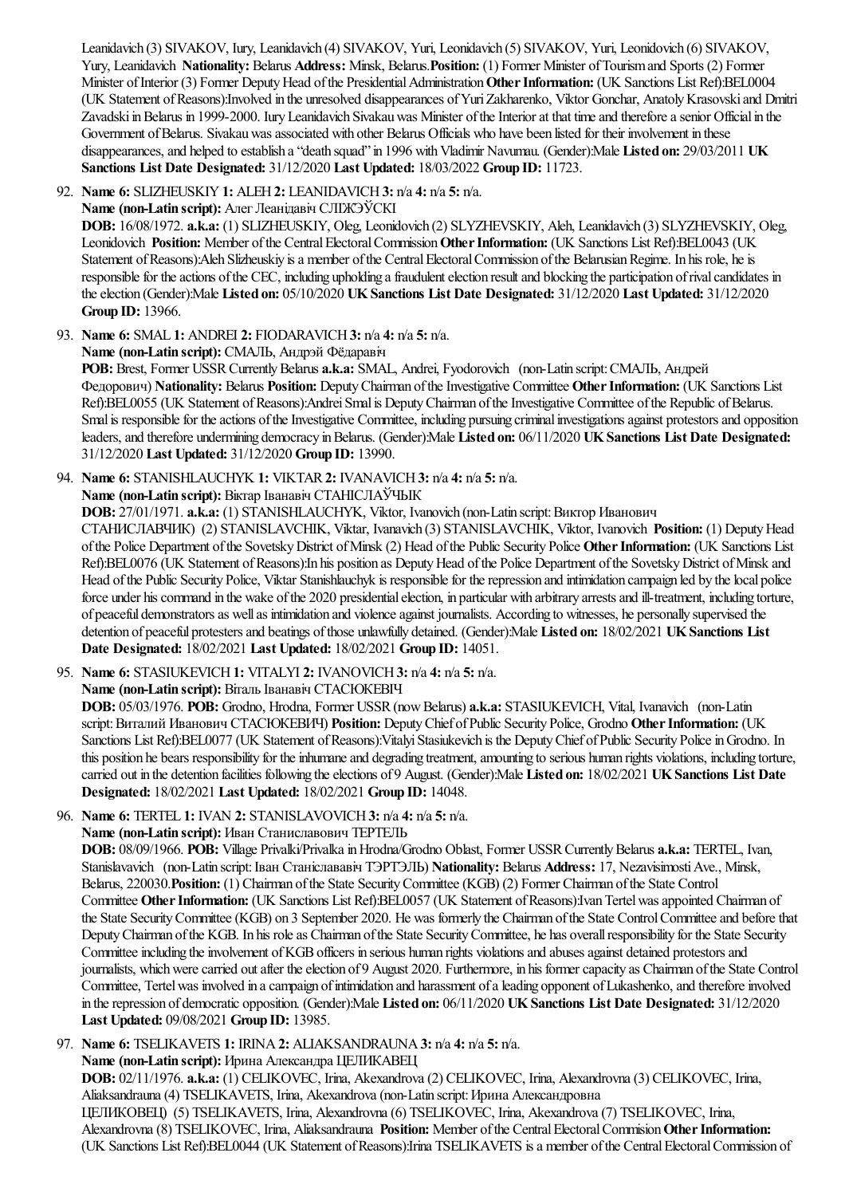Leanidavich (3) SIVAKOV, Iury, Leanidavich (4) SIVAKOV, Yuri, Leonidavich (5) SIVAKOV, Yuri, Leonidovich (6) SIVAKOV, Yury, Leanidavich **Nationality:** Belarus **Address:** Minsk, Belarus.**Position:** (1) Former Minister of Tourism and Sports (2) Former Minister of Interior (3) Former Deputy Head of the Presidential Administration **Other Information:** (UK Sanctions List Ref):BEL0004 (UK Statement of Reasons):Involved in the unresolved disappearances of Yuri Zakharenko, Viktor Gonchar, Anatoly Krasovski and Dmitri Zavadski in Belarus in 1999-2000. Iury Leanidavich Sivakau was Minister of the Interior at that time and therefore a senior Official in the Government of Belarus. Sivakau was associated with other Belarus Officials who have been listed for their involvement in these disappearances, and helped to establish a "death squad" in 1996 with Vladimir Navumau. (Gender):Male **Listed on:** 29/03/2011 **UK Sanctions List Date Designated:** 31/12/2020 **Last Updated:** 18/03/2022 **Group ID:** 11723.

92. **Name 6:** SLIZHEUSKIY **1:** ALEH **2:** LEANIDAVICH **3:** n/a **4:** n/a **5:** n/a.
**Name (non-Latin script):** Алег Леанідавіч СЛІЖЭЎСКІ
**DOB:** 16/08/1972. **a.k.a:** (1) SLIZHEUSKIY, Oleg, Leonidovich (2) SLYZHEVSKIY, Aleh, Leanidavich (3) SLYZHEVSKIY, Oleg, Leonidovich **Position:** Member of the Central Electoral Commission **Other Information:** (UK Sanctions List Ref):BEL0043 (UK Statement of Reasons):Aleh Slizheuskiy is a member of the Central Electoral Commission of the Belarusian Regime. In his role, he is responsible for the actions of the CEC, including upholding a fraudulent election result and blocking the participation of rival candidates in the election (Gender):Male **Listed on:** 05/10/2020 **UK Sanctions List Date Designated:** 31/12/2020 **Last Updated:** 31/12/2020 **Group ID:** 13966.

93. **Name 6:** SMAL **1:** ANDREI **2:** FIODARAVICH **3:** n/a **4:** n/a **5:** n/a.
**Name (non-Latin script):** СМАЛЬ, Андрэй Фёдаравіч
**POB:** Brest, Former USSR Currently Belarus **a.k.a:** SMAL, Andrei, Fyodorovich (non-Latin script: СМАЛЬ, Андрей Федорович) **Nationality:** Belarus **Position:** Deputy Chairman of the Investigative Committee **Other Information:** (UK Sanctions List Ref):BEL0055 (UK Statement of Reasons):Andrei Smal is Deputy Chairman of the Investigative Committee of the Republic of Belarus. Smal is responsible for the actions of the Investigative Committee, including pursuing criminal investigations against protestors and opposition leaders, and therefore undermining democracy in Belarus. (Gender):Male **Listed on:** 06/11/2020 **UK Sanctions List Date Designated:** 31/12/2020 **Last Updated:** 31/12/2020 **Group ID:** 13990.

94. **Name 6:** STANISHLAUCHYK **1:** VIKTAR **2:** IVANAVICH **3:** n/a **4:** n/a **5:** n/a.
**Name (non-Latin script):** Віктар Іванавіч СТАНІСЛАЎЧЫК
**DOB:** 27/01/1971. **a.k.a:** (1) STANISHLAUCHYK, Viktor, Ivanovich (non-Latin script: Виктор Иванович СТАНИСЛАВЧИК) (2) STANISLAVCHIK, Viktar, Ivanavich (3) STANISLAVCHIK, Viktor, Ivanovich **Position:** (1) Deputy Head of the Police Department of the Sovetsky District of Minsk (2) Head of the Public Security Police **Other Information:** (UK Sanctions List Ref):BEL0076 (UK Statement of Reasons):In his position as Deputy Head of the Police Department of the Sovetsky District of Minsk and Head of the Public Security Police, Viktar Stanishlauchyk is responsible for the repression and intimidation campaign led by the local police force under his command in the wake of the 2020 presidential election, in particular with arbitrary arrests and ill-treatment, including torture, of peaceful demonstrators as well as intimidation and violence against journalists. According to witnesses, he personally supervised the detention of peaceful protesters and beatings of those unlawfully detained. (Gender):Male **Listed on:** 18/02/2021 **UK Sanctions List Date Designated:** 18/02/2021 **Last Updated:** 18/02/2021 **Group ID:** 14051.

95. **Name 6:** STASIUKEVICH **1:** VITALYI **2:** IVANOVICH **3:** n/a **4:** n/a **5:** n/a.
**Name (non-Latin script):** Віталь Іванавіч СТАСЮКЕВІЧ
**DOB:** 05/03/1976. **POB:** Grodno, Hrodna, Former USSR (now Belarus) **a.k.a:** STASIUKEVICH, Vital, Ivanavich (non-Latin script: Виталий Иванович СТАСЮКЕВИЧ) **Position:** Deputy Chief of Public Security Police, Grodno **Other Information:** (UK Sanctions List Ref):BEL0077 (UK Statement of Reasons):Vitalyi Stasiukevich is the Deputy Chief of Public Security Police in Grodno. In this position he bears responsibility for the inhumane and degrading treatment, amounting to serious human rights violations, including torture, carried out in the detention facilities following the elections of 9 August. (Gender):Male **Listed on:** 18/02/2021 **UK Sanctions List Date Designated:** 18/02/2021 **Last Updated:** 18/02/2021 **Group ID:** 14048.

96. **Name 6:** TERTEL **1:** IVAN **2:** STANISLAVOVICH **3:** n/a **4:** n/a **5:** n/a.
**Name (non-Latin script):** Иван Станиславович ТЕРТЕЛЬ
**DOB:** 08/09/1966. **POB:** Village Privalki/Privalka in Hrodna/Grodno Oblast, Former USSR Currently Belarus **a.k.a:** TERTEL, Ivan, Stanislavavich (non-Latin script: Іван Станіслававіч ТЭРТЭЛЬ) **Nationality:** Belarus **Address:** 17, Nezavisimosti Ave., Minsk, Belarus, 220030.**Position:** (1) Chairman of the State Security Committee (KGB) (2) Former Chairman of the State Control Committee **Other Information:** (UK Sanctions List Ref):BEL0057 (UK Statement of Reasons):Ivan Tertel was appointed Chairman of the State Security Committee (KGB) on 3 September 2020. He was formerly the Chairman of the State Control Committee and before that Deputy Chairman of the KGB. In his role as Chairman of the State Security Committee, he has overall responsibility for the State Security Committee including the involvement of KGB officers in serious human rights violations and abuses against detained protestors and journalists, which were carried out after the election of 9 August 2020. Furthermore, in his former capacity as Chairman of the State Control Committee, Tertel was involved in a campaign of intimidation and harassment of a leading opponent of Lukashenko, and therefore involved in the repression of democratic opposition. (Gender):Male **Listed on:** 06/11/2020 **UK Sanctions List Date Designated:** 31/12/2020 **Last Updated:** 09/08/2021 **Group ID:** 13985.

97. **Name 6:** TSELIKAVETS **1:** IRINA **2:** ALIAKSANDRAUNA **3:** n/a **4:** n/a **5:** n/a.
**Name (non-Latin script):** Ирина Александра ЦЕЛИКАВЕЦ
**DOB:** 02/11/1976. **a.k.a:** (1) CELIKOVEC, Irina, Akexandrova (2) CELIKOVEC, Irina, Alexandrovna (3) CELIKOVEC, Irina, Aliaksandrauna (4) TSELIKAVETS, Irina, Akexandrova (non-Latin script: Ирина Александровна ЦЕЛИКОВЕЦ) (5) TSELIKAVETS, Irina, Alexandrovna (6) TSELIKOVEC, Irina, Akexandrova (7) TSELIKOVEC, Irina, Alexandrovna (8) TSELIKOVEC, Irina, Aliaksandrauna **Position:** Member of the Central Electoral Commision **Other Information:** (UK Sanctions List Ref):BEL0044 (UK Statement of Reasons):Irina TSELIKAVETS is a member of the Central Electoral Commission of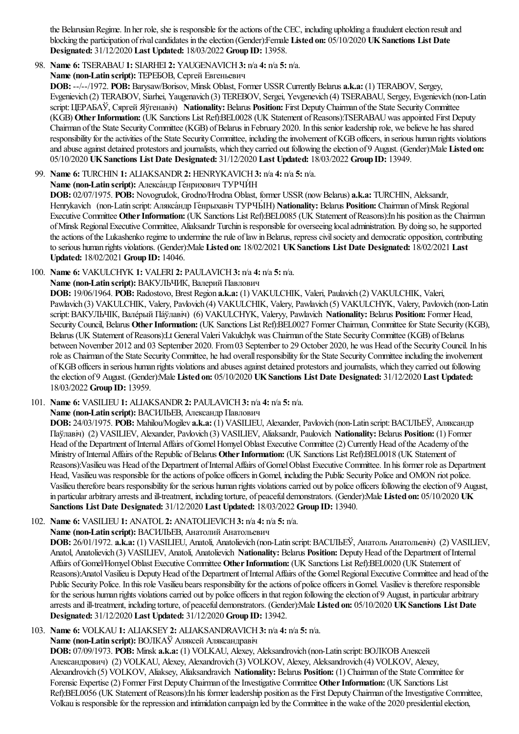the Belarusian Regime. In her role, she is responsible for the actions of the CEC, including upholding a fraudulent election result and blocking the participation of rival candidates in the election (Gender):Female **Listed on:** 05/10/2020 **UK Sanctions List Date Designated:** 31/12/2020 **Last Updated:** 18/03/2022 **Group ID:** 13958.

98. **Name 6:** TSERABAU **1:** SIARHEI **2:** YAUGENAVICH **3:** n/a **4:** n/a **5:** n/a.
    **Name (non-Latin script):** ТЕРЕБОВ, Сергей Евгеньевич
    **DOB:** --/--/1972. **POB:** Barysaw/Borisov, Minsk Oblast, Former USSR Currently Belarus **a.k.a:** (1) TERABOV, Sergey, Evgenievich (2) TERABOV, Siarhei, Yaugenavich (3) TEREBOV, Sergei, Yevgenevich (4) TSERABAU, Sergey, Evgenievich (non-Latin script: ЦЕРАБАЎ, Сяргей Яўгенавіч) **Nationality:** Belarus **Position:** First Deputy Chairman of the State Security Committee (KGB) **Other Information:** (UK Sanctions List Ref):BEL0028 (UK Statement of Reasons):TSERABAU was appointed First Deputy Chairman of the State Security Committee (KGB) of Belarus in February 2020. In this senior leadership role, we believe he has shared responsibility for the activities of the State Security Committee, including the involvement of KGB officers, in serious human rights violations and abuse against detained protestors and journalists, which they carried out following the election of 9 August. (Gender):Male **Listed on:** 05/10/2020 **UK Sanctions List Date Designated:** 31/12/2020 **Last Updated:** 18/03/2022 **Group ID:** 13949.

99. **Name 6:** TURCHIN **1:** ALIAKSANDR **2:** HENRYKAVICH **3:** n/a **4:** n/a **5:** n/a.
    **Name (non-Latin script):** Алекса́ндр Ге́нрихович ТУРЧИ́Н
    **DOB:** 02/07/1975. **POB:** Novogrudok, Grodno/Hrodna Oblast, former USSR (now Belarus) **a.k.a:** TURCHIN, Aleksandr, Henrykavich (non-Latin script: Аляксандр Ге́нрыхавіч ТУРЧЫ́Н) **Nationality:** Belarus **Position:** Chairman of Minsk Regional Executive Committee **Other Information:** (UK Sanctions List Ref):BEL0085 (UK Statement of Reasons):In his position as the Chairman of Minsk Regional Executive Committee, Aliaksandr Turchin is responsible for overseeing local administration. By doing so, he supported the actions of the Lukashenko regime to undermine the rule of law in Belarus, repress civil society and democratic opposition, contributing to serious human rights violations. (Gender):Male **Listed on:** 18/02/2021 **UK Sanctions List Date Designated:** 18/02/2021 **Last Updated:** 18/02/2021 **Group ID:** 14046.

100. **Name 6:** VAKULCHYK **1:** VALERI **2:** PAULAVICH **3:** n/a **4:** n/a **5:** n/a.
    **Name (non-Latin script):** ВАКУЛЬЧИК, Валерий Павлович
    **DOB:** 19/06/1964. **POB:** Radostovo, Brest Region **a.k.a:** (1) VAKULCHIK, Valeri, Paulavich (2) VAKULCHIK, Valeri, Pawlavich (3) VAKULCHIK, Valery, Pavlovich (4) VAKULCHIK, Valery, Pawlavich (5) VAKULCHYK, Valery, Pavlovich (non-Latin script: ВАКУЛЬЧIК, Валéрый Пáўлавіч) (6) VAKULCHYK, Valeryy, Pawlavich **Nationality:** Belarus **Position:** Former Head, Security Council, Belarus **Other Information:** (UK Sanctions List Ref):BEL0027 Former Chairman, Committee for State Security (KGB), Belarus (UK Statement of Reasons):Lt General Valeri Vakulchyk was Chairman of the State Security Committee (KGB) of Belarus between November 2012 and 03 September 2020. From 03 September to 29 October 2020, he was Head of the Security Council. In his role as Chairman of the State Security Committee, he had overall responsibility for the State Security Committee including the involvement of KGB officers in serious human rights violations and abuses against detained protestors and journalists, which they carried out following the election of 9 August. (Gender):Male **Listed on:** 05/10/2020 **UK Sanctions List Date Designated:** 31/12/2020 **Last Updated:** 18/03/2022 **Group ID:** 13959.

101. **Name 6:** VASILIEU **1:** ALIAKSANDR **2:** PAULAVICH **3:** n/a **4:** n/a **5:** n/a.
    **Name (non-Latin script):** ВАСИЛЬЕВ, Александр Павлович
    **DOB:** 24/03/1975. **POB:** Mahilou/Mogilev **a.k.a:** (1) VASILIEU, Alexander, Pavlovich (non-Latin script: ВАСIЛЬЕЎ, Аляксандр Паўлавіч) (2) VASILIEV, Alexander, Pavlovich (3) VASILIEV, Aliaksandr, Paulovich **Nationality:** Belarus **Position:** (1) Former Head of the Department of Internal Affairs of Gomel Homyel Oblast Executive Committee (2) Currently Head of the Academy of the Ministry of Internal Affairs of the Republic of Belarus **Other Information:** (UK Sanctions List Ref):BEL0018 (UK Statement of Reasons):Vasilieu was Head of the Department of Internal Affairs of Gomel Oblast Executive Committee. In his former role as Department Head, Vasilieu was responsible for the actions of police officers in Gomel, including the Public Security Police and OMON riot police. Vasilieu therefore bears responsibility for the serious human rights violations carried out by police officers following the election of 9 August, in particular arbitrary arrests and ill-treatment, including torture, of peaceful demonstrators. (Gender):Male **Listed on:** 05/10/2020 **UK Sanctions List Date Designated:** 31/12/2020 **Last Updated:** 18/03/2022 **Group ID:** 13940.

102. **Name 6:** VASILIEU **1:** ANATOL **2:** ANATOLIEVICH **3:** n/a **4:** n/a **5:** n/a.
    **Name (non-Latin script):** ВАСИЛЬЕВ, Анатолий Анатольевич
    **DOB:** 26/01/1972. **a.k.a:** (1) VASILIEU, Anatoli, Anatolievich (non-Latin script: ВАСIЛЬЕЎ, Анатоль Анатольевіч) (2) VASILIEV, Anatol, Anatolievich (3) VASILIEV, Anatoli, Anatolievich **Nationality:** Belarus **Position:** Deputy Head of the Department of Internal Affairs of Gomel/Homyel Oblast Executive Committee **Other Information:** (UK Sanctions List Ref):BEL0020 (UK Statement of Reasons):Anatol Vasilieu is Deputy Head of the Department of Internal Affairs of the Gomel Regional Executive Committee and head of the Public Security Police. In this role Vasilieu bears responsibility for the actions of police officers in Gomel. Vasiliev is therefore responsible for the serious human rights violations carried out by police officers in that region following the election of 9 August, in particular arbitrary arrests and ill-treatment, including torture, of peaceful demonstrators. (Gender):Male **Listed on:** 05/10/2020 **UK Sanctions List Date Designated:** 31/12/2020 **Last Updated:** 31/12/2020 **Group ID:** 13942.

103. **Name 6:** VOLKAU **1:** ALIAKSEY **2:** ALIAKSANDRAVICH **3:** n/a **4:** n/a **5:** n/a.
    **Name (non-Latin script):** ВОЛКАЎ Аляксей Аляксандравіч
    **DOB:** 07/09/1973. **POB:** Minsk **a.k.a:** (1) VOLKAU, Alexey, Aleksandrovich (non-Latin script: ВОЛКОВ Алексей Александрович) (2) VOLKAU, Alexey, Alexandrovich (3) VOLKOV, Alexey, Aleksandrovich (4) VOLKOV, Alexey, Alexandrovich (5) VOLKOV, Aliaksey, Aliaksandravich **Nationality:** Belarus **Position:** (1) Chairman of the State Committee for Forensic Expertise (2) Former First Deputy Chairman of the Investigative Committee **Other Information:** (UK Sanctions List Ref):BEL0056 (UK Statement of Reasons):In his former leadership position as the First Deputy Chairman of the Investigative Committee, Volkau is responsible for the repression and intimidation campaign led by the Committee in the wake of the 2020 presidential election,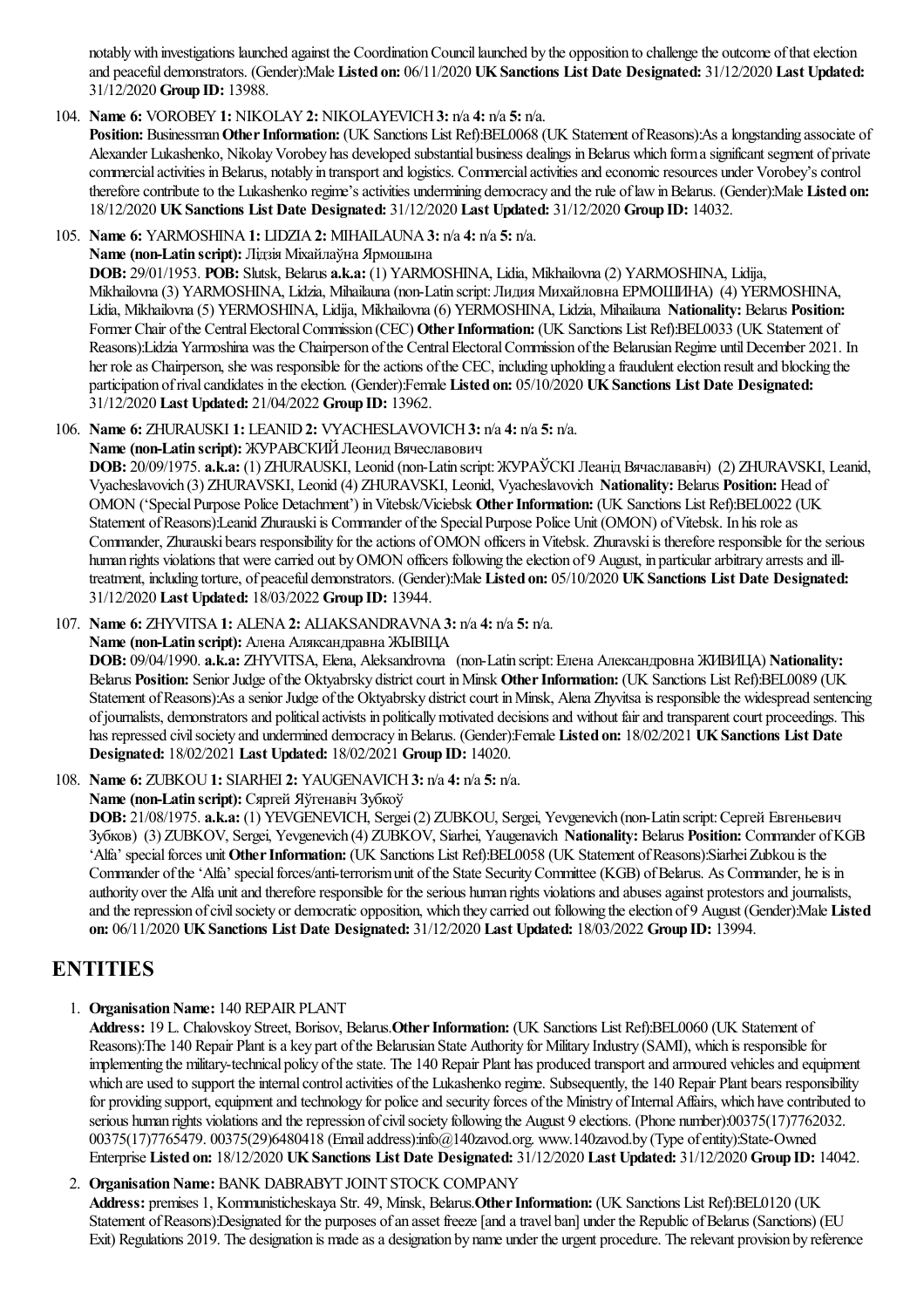notably with investigations launched against the Coordination Council launched by the opposition to challenge the outcome of that election and peaceful demonstrators. (Gender):Male **Listed on:** 06/11/2020 **UK Sanctions List Date Designated:** 31/12/2020 **Last Updated:** 31/12/2020 **Group ID:** 13988.

104. **Name 6:** VOROBEY **1:** NIKOLAY **2:** NIKOLAYEVICH **3:** n/a **4:** n/a **5:** n/a.
**Position:** Businessman **Other Information:** (UK Sanctions List Ref):BEL0068 (UK Statement of Reasons):As a longstanding associate of Alexander Lukashenko, Nikolay Vorobey has developed substantial business dealings in Belarus which form a significant segment of private commercial activities in Belarus, notably in transport and logistics. Commercial activities and economic resources under Vorobey's control therefore contribute to the Lukashenko regime's activities undermining democracy and the rule of law in Belarus. (Gender):Male **Listed on:** 18/12/2020 **UK Sanctions List Date Designated:** 31/12/2020 **Last Updated:** 31/12/2020 **Group ID:** 14032.

105. **Name 6:** YARMOSHINA **1:** LIDZIA **2:** MIHAILAUNA **3:** n/a **4:** n/a **5:** n/a.
**Name (non-Latin script):** Лідзія Міхайлаўна Ярмошына
**DOB:** 29/01/1953. **POB:** Slutsk, Belarus **a.k.a:** (1) YARMOSHINA, Lidia, Mikhailovna (2) YARMOSHINA, Lidija, Mikhailovna (3) YARMOSHINA, Lidzia, Mihailauna (non-Latin script: Лидия Михайловна ЕРМОШИНА) (4) YERMOSHINA, Lidia, Mikhailovna (5) YERMOSHINA, Lidija, Mikhailovna (6) YERMOSHINA, Lidzia, Mihailauna **Nationality:** Belarus **Position:** Former Chair of the Central Electoral Commission (CEC) **Other Information:** (UK Sanctions List Ref):BEL0033 (UK Statement of Reasons):Lidzia Yarmoshina was the Chairperson of the Central Electoral Commission of the Belarusian Regime until December 2021. In her role as Chairperson, she was responsible for the actions of the CEC, including upholding a fraudulent election result and blocking the participation of rival candidates in the election. (Gender):Female **Listed on:** 05/10/2020 **UK Sanctions List Date Designated:** 31/12/2020 **Last Updated:** 21/04/2022 **Group ID:** 13962.

106. **Name 6:** ZHURAUSKI **1:** LEANID **2:** VYACHESLAVOVICH **3:** n/a **4:** n/a **5:** n/a.
**Name (non-Latin script):** ЖУРАВСКИЙ Леонид Вячеславович
**DOB:** 20/09/1975. **a.k.a:** (1) ZHURAUSKI, Leonid (non-Latin script: ЖУРАЎСКІ Леанід Вячаслававіч) (2) ZHURAVSKI, Leanid, Vyacheslavovich (3) ZHURAVSKI, Leonid (4) ZHURAVSKI, Leonid, Vyacheslavovich **Nationality:** Belarus **Position:** Head of OMON ('Special Purpose Police Detachment') in Vitebsk/Viciebsk **Other Information:** (UK Sanctions List Ref):BEL0022 (UK Statement of Reasons):Leanid Zhurauski is Commander of the Special Purpose Police Unit (OMON) of Vitebsk. In his role as Commander, Zhurauski bears responsibility for the actions of OMON officers in Vitebsk. Zhuravski is therefore responsible for the serious human rights violations that were carried out by OMON officers following the election of 9 August, in particular arbitrary arrests and ill-treatment, including torture, of peaceful demonstrators. (Gender):Male **Listed on:** 05/10/2020 **UK Sanctions List Date Designated:** 31/12/2020 **Last Updated:** 18/03/2022 **Group ID:** 13944.

107. **Name 6:** ZHYVITSA **1:** ALENA **2:** ALIAKSANDRAVNA **3:** n/a **4:** n/a **5:** n/a.
**Name (non-Latin script):** Алена Аляксандравна ЖЫВІЦА
**DOB:** 09/04/1990. **a.k.a:** ZHYVITSA, Elena, Aleksandrovna (non-Latin script: Елена Александровна ЖИВИЦА) **Nationality:** Belarus **Position:** Senior Judge of the Oktyabrsky district court in Minsk **Other Information:** (UK Sanctions List Ref):BEL0089 (UK Statement of Reasons):As a senior Judge of the Oktyabrsky district court in Minsk, Alena Zhyvitsa is responsible the widespread sentencing of journalists, demonstrators and political activists in politically motivated decisions and without fair and transparent court proceedings. This has repressed civil society and undermined democracy in Belarus. (Gender):Female **Listed on:** 18/02/2021 **UK Sanctions List Date Designated:** 18/02/2021 **Last Updated:** 18/02/2021 **Group ID:** 14020.

108. **Name 6:** ZUBKOU **1:** SIARHEI **2:** YAUGENAVICH **3:** n/a **4:** n/a **5:** n/a.
**Name (non-Latin script):** Сяргей Яўгенавіч Зубкоў
**DOB:** 21/08/1975. **a.k.a:** (1) YEVGENEVICH, Sergei (2) ZUBKOU, Sergei, Yevgenevich (non-Latin script: Сергей Евгеньевич Зубков) (3) ZUBKOV, Sergei, Yevgenevich (4) ZUBKOV, Siarhei, Yaugenavich **Nationality:** Belarus **Position:** Commander of KGB 'Alfa' special forces unit **Other Information:** (UK Sanctions List Ref):BEL0058 (UK Statement of Reasons):Siarhei Zubkou is the Commander of the 'Alfa' special forces/anti-terrorism unit of the State Security Committee (KGB) of Belarus. As Commander, he is in authority over the Alfa unit and therefore responsible for the serious human rights violations and abuses against protestors and journalists, and the repression of civil society or democratic opposition, which they carried out following the election of 9 August (Gender):Male **Listed on:** 06/11/2020 **UK Sanctions List Date Designated:** 31/12/2020 **Last Updated:** 18/03/2022 **Group ID:** 13994.

## ENTITIES

1. **Organisation Name:** 140 REPAIR PLANT
**Address:** 19 L. Chalovskoy Street, Borisov, Belarus. **Other Information:** (UK Sanctions List Ref):BEL0060 (UK Statement of Reasons):The 140 Repair Plant is a key part of the Belarusian State Authority for Military Industry (SAMI), which is responsible for implementing the military-technical policy of the state. The 140 Repair Plant has produced transport and armoured vehicles and equipment which are used to support the internal control activities of the Lukashenko regime. Subsequently, the 140 Repair Plant bears responsibility for providing support, equipment and technology for police and security forces of the Ministry of Internal Affairs, which have contributed to serious human rights violations and the repression of civil society following the August 9 elections. (Phone number):00375(17)7762032. 00375(17)7765479. 00375(29)6480418 (Email address):info@140zavod.org. www.140zavod.by (Type of entity):State-Owned Enterprise **Listed on:** 18/12/2020 **UK Sanctions List Date Designated:** 31/12/2020 **Last Updated:** 31/12/2020 **Group ID:** 14042.

2. **Organisation Name:** BANK DABRABYT JOINT STOCK COMPANY
**Address:** premises 1, Kommunisticheskaya Str. 49, Minsk, Belarus. **Other Information:** (UK Sanctions List Ref):BEL0120 (UK Statement of Reasons):Designated for the purposes of an asset freeze [and a travel ban] under the Republic of Belarus (Sanctions) (EU Exit) Regulations 2019. The designation is made as a designation by name under the urgent procedure. The relevant provision by reference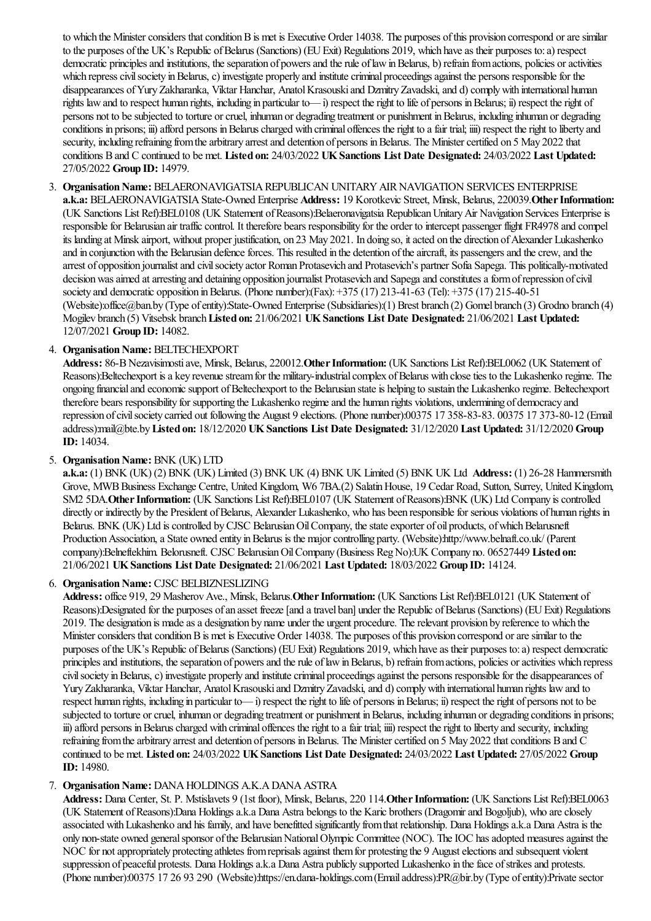to which the Minister considers that condition B is met is Executive Order 14038. The purposes of this provision correspond or are similar to the purposes of the UK's Republic of Belarus (Sanctions) (EU Exit) Regulations 2019, which have as their purposes to: a) respect democratic principles and institutions, the separation of powers and the rule of law in Belarus, b) refrain from actions, policies or activities which repress civil society in Belarus, c) investigate properly and institute criminal proceedings against the persons responsible for the disappearances of Yury Zakharanka, Viktar Hanchar, Anatol Krasouski and Dzmitry Zavadski, and d) comply with international human rights law and to respect human rights, including in particular to— i) respect the right to life of persons in Belarus; ii) respect the right of persons not to be subjected to torture or cruel, inhuman or degrading treatment or punishment in Belarus, including inhuman or degrading conditions in prisons; iii) afford persons in Belarus charged with criminal offences the right to a fair trial; iiii) respect the right to liberty and security, including refraining from the arbitrary arrest and detention of persons in Belarus. The Minister certified on 5 May 2022 that conditions B and C continued to be met. **Listed on:** 24/03/2022 **UK Sanctions List Date Designated:** 24/03/2022 **Last Updated:** 27/05/2022 **Group ID:** 14979.

3. **Organisation Name:** BELAERONAVIGATSIA REPUBLICAN UNITARY AIR NAVIGATION SERVICES ENTERPRISE **a.k.a:** BELAERONAVIGATSIA State-Owned Enterprise **Address:** 19 Korotkevic Street, Minsk, Belarus, 220039.**Other Information:** (UK Sanctions List Ref):BEL0108 (UK Statement of Reasons):Belaeronavigatsia Republican Unitary Air Navigation Services Enterprise is responsible for Belarusian air traffic control. It therefore bears responsibility for the order to intercept passenger flight FR4978 and compel its landing at Minsk airport, without proper justification, on 23 May 2021. In doing so, it acted on the direction of Alexander Lukashenko and in conjunction with the Belarusian defence forces. This resulted in the detention of the aircraft, its passengers and the crew, and the arrest of opposition journalist and civil society actor Roman Protasevich and Protasevich's partner Sofia Sapega. This politically-motivated decision was aimed at arresting and detaining opposition journalist Protasevich and Sapega and constitutes a form of repression of civil society and democratic opposition in Belarus. (Phone number):(Fax): +375 (17) 213-41-63 (Tel): +375 (17) 215-40-51 (Website):office@ban.by (Type of entity):State-Owned Enterprise (Subsidiaries):(1) Brest branch (2) Gomel branch (3) Grodno branch (4) Mogilev branch (5) Vitsebsk branch **Listed on:** 21/06/2021 **UK Sanctions List Date Designated:** 21/06/2021 **Last Updated:** 12/07/2021 **Group ID:** 14082.

4. **Organisation Name:** BELTECHEXPORT **Address:** 86-B Nezavisimosti ave, Minsk, Belarus, 220012.**Other Information:** (UK Sanctions List Ref):BEL0062 (UK Statement of Reasons):Beltechexport is a key revenue stream for the military-industrial complex of Belarus with close ties to the Lukashenko regime. The ongoing financial and economic support of Beltechexport to the Belarusian state is helping to sustain the Lukashenko regime. Beltechexport therefore bears responsibility for supporting the Lukashenko regime and the human rights violations, undermining of democracy and repression of civil society carried out following the August 9 elections. (Phone number):00375 17 358-83-83. 00375 17 373-80-12 (Email address):mail@bte.by **Listed on:** 18/12/2020 **UK Sanctions List Date Designated:** 31/12/2020 **Last Updated:** 31/12/2020 **Group ID:** 14034.

5. **Organisation Name:** BNK (UK) LTD **a.k.a:** (1) BNK (UK) (2) BNK (UK) Limited (3) BNK UK (4) BNK UK Limited (5) BNK UK Ltd **Address:** (1) 26-28 Hammersmith Grove, MWB Business Exchange Centre, United Kingdom, W6 7BA.(2) Salatin House, 19 Cedar Road, Sutton, Surrey, United Kingdom, SM2 5DA.**Other Information:** (UK Sanctions List Ref):BEL0107 (UK Statement of Reasons):BNK (UK) Ltd Company is controlled directly or indirectly by the President of Belarus, Alexander Lukashenko, who has been responsible for serious violations of human rights in Belarus. BNK (UK) Ltd is controlled by CJSC Belarusian Oil Company, the state exporter of oil products, of which Belarusneft Production Association, a State owned entity in Belarus is the major controlling party. (Website):http://www.belnaft.co.uk/ (Parent company):Belneftekhim. Belorusneft. CJSC Belarusian Oil Company (Business Reg No):UK Company no. 06527449 **Listed on:** 21/06/2021 **UK Sanctions List Date Designated:** 21/06/2021 **Last Updated:** 18/03/2022 **Group ID:** 14124.

6. **Organisation Name:** CJSC BELBIZNESLIZING **Address:** office 919, 29 Masherov Ave., Minsk, Belarus.**Other Information:** (UK Sanctions List Ref):BEL0121 (UK Statement of Reasons):Designated for the purposes of an asset freeze [and a travel ban] under the Republic of Belarus (Sanctions) (EU Exit) Regulations 2019. The designation is made as a designation by name under the urgent procedure. The relevant provision by reference to which the Minister considers that condition B is met is Executive Order 14038. The purposes of this provision correspond or are similar to the purposes of the UK's Republic of Belarus (Sanctions) (EU Exit) Regulations 2019, which have as their purposes to: a) respect democratic principles and institutions, the separation of powers and the rule of law in Belarus, b) refrain from actions, policies or activities which repress civil society in Belarus, c) investigate properly and institute criminal proceedings against the persons responsible for the disappearances of Yury Zakharanka, Viktar Hanchar, Anatol Krasouski and Dzmitry Zavadski, and d) comply with international human rights law and to respect human rights, including in particular to— i) respect the right to life of persons in Belarus; ii) respect the right of persons not to be subjected to torture or cruel, inhuman or degrading treatment or punishment in Belarus, including inhuman or degrading conditions in prisons; iii) afford persons in Belarus charged with criminal offences the right to a fair trial; iiii) respect the right to liberty and security, including refraining from the arbitrary arrest and detention of persons in Belarus. The Minister certified on 5 May 2022 that conditions B and C continued to be met. **Listed on:** 24/03/2022 **UK Sanctions List Date Designated:** 24/03/2022 **Last Updated:** 27/05/2022 **Group ID:** 14980.

7. **Organisation Name:** DANA HOLDINGS A.K.A DANA ASTRA **Address:** Dana Center, St. P. Mstislavets 9 (1st floor), Minsk, Belarus, 220 114.**Other Information:** (UK Sanctions List Ref):BEL0063 (UK Statement of Reasons):Dana Holdings a.k.a Dana Astra belongs to the Karic brothers (Dragomir and Bogoljub), who are closely associated with Lukashenko and his family, and have benefitted significantly from that relationship. Dana Holdings a.k.a Dana Astra is the only non-state owned general sponsor of the Belarusian National Olympic Committee (NOC). The IOC has adopted measures against the NOC for not appropriately protecting athletes from reprisals against them for protesting the 9 August elections and subsequent violent suppression of peaceful protests. Dana Holdings a.k.a Dana Astra publicly supported Lukashenko in the face of strikes and protests. (Phone number):00375 17 26 93 290 (Website):https://en.dana-holdings.com (Email address):PR@bir.by (Type of entity):Private sector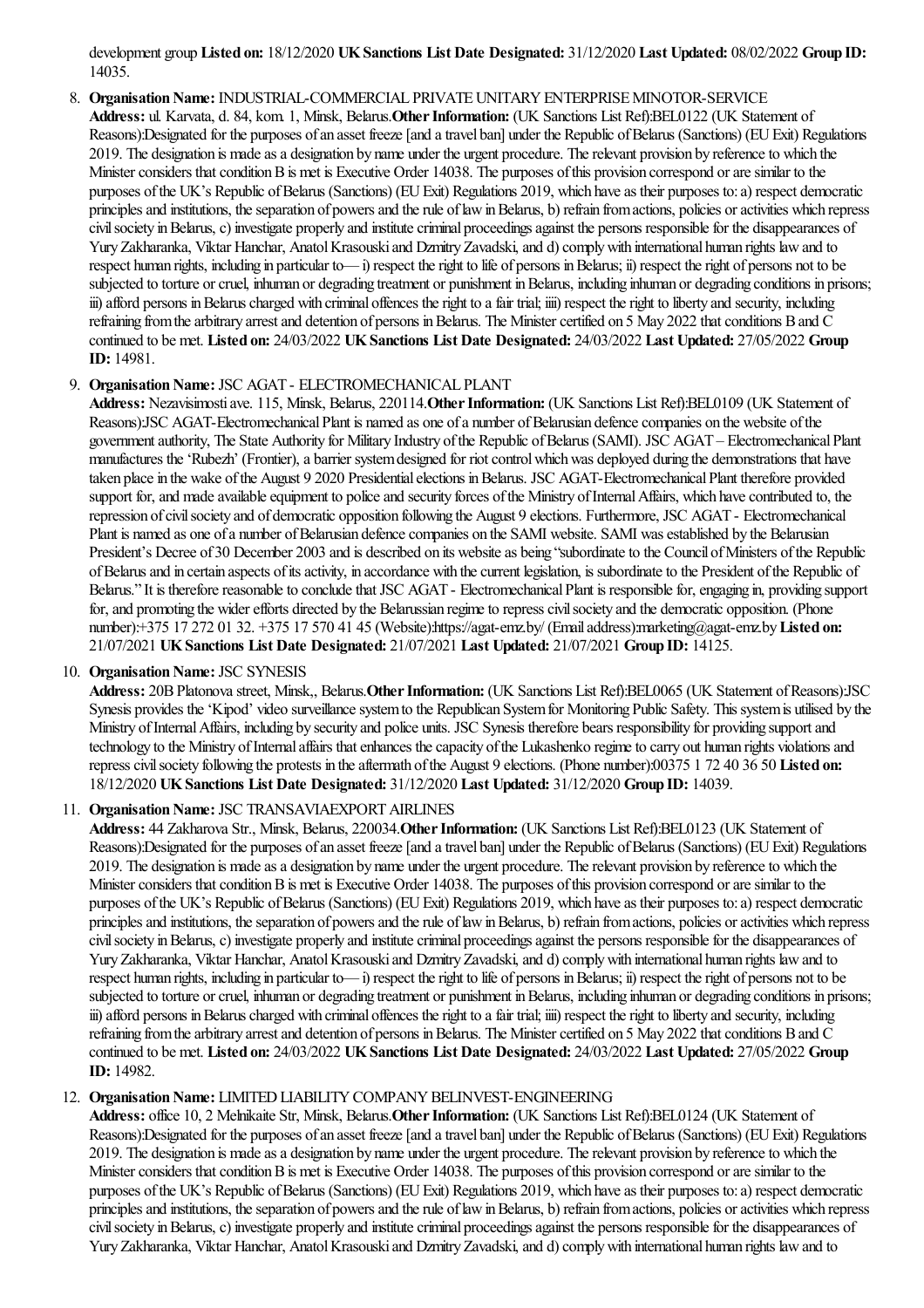development group **Listed on:** 18/12/2020 **UK Sanctions List Date Designated:** 31/12/2020 **Last Updated:** 08/02/2022 **Group ID:** 14035.

8. **Organisation Name:** INDUSTRIAL-COMMERCIAL PRIVATE UNITARY ENTERPRISE MINOTOR-SERVICE
**Address:** ul. Karvata, d. 84, korn. 1, Minsk, Belarus.**Other Information:** (UK Sanctions List Ref):BEL0122 (UK Statement of Reasons):Designated for the purposes of an asset freeze [and a travel ban] under the Republic of Belarus (Sanctions) (EU Exit) Regulations 2019. The designation is made as a designation by name under the urgent procedure. The relevant provision by reference to which the Minister considers that condition B is met is Executive Order 14038. The purposes of this provision correspond or are similar to the purposes of the UK's Republic of Belarus (Sanctions) (EU Exit) Regulations 2019, which have as their purposes to: a) respect democratic principles and institutions, the separation of powers and the rule of law in Belarus, b) refrain from actions, policies or activities which repress civil society in Belarus, c) investigate properly and institute criminal proceedings against the persons responsible for the disappearances of Yury Zakharanka, Viktar Hanchar, Anatol Krasouski and Dzmitry Zavadski, and d) comply with international human rights law and to respect human rights, including in particular to— i) respect the right to life of persons in Belarus; ii) respect the right of persons not to be subjected to torture or cruel, inhuman or degrading treatment or punishment in Belarus, including inhuman or degrading conditions in prisons; iii) afford persons in Belarus charged with criminal offences the right to a fair trial; iiii) respect the right to liberty and security, including refraining from the arbitrary arrest and detention of persons in Belarus. The Minister certified on 5 May 2022 that conditions B and C continued to be met. **Listed on:** 24/03/2022 **UK Sanctions List Date Designated:** 24/03/2022 **Last Updated:** 27/05/2022 **Group ID:** 14981.

9. **Organisation Name:** JSC AGAT - ELECTROMECHANICAL PLANT
**Address:** Nezavisimosti ave. 115, Minsk, Belarus, 220114.**Other Information:** (UK Sanctions List Ref):BEL0109 (UK Statement of Reasons):JSC AGAT-Electromechanical Plant is named as one of a number of Belarusian defence companies on the website of the government authority, The State Authority for Military Industry of the Republic of Belarus (SAMI). JSC AGAT – Electromechanical Plant manufactures the 'Rubezh' (Frontier), a barrier system designed for riot control which was deployed during the demonstrations that have taken place in the wake of the August 9 2020 Presidential elections in Belarus. JSC AGAT-Electromechanical Plant therefore provided support for, and made available equipment to police and security forces of the Ministry of Internal Affairs, which have contributed to, the repression of civil society and of democratic opposition following the August 9 elections. Furthermore, JSC AGAT - Electromechanical Plant is named as one of a number of Belarusian defence companies on the SAMI website. SAMI was established by the Belarusian President's Decree of 30 December 2003 and is described on its website as being "subordinate to the Council of Ministers of the Republic of Belarus and in certain aspects of its activity, in accordance with the current legislation, is subordinate to the President of the Republic of Belarus." It is therefore reasonable to conclude that JSC AGAT - Electromechanical Plant is responsible for, engaging in, providing support for, and promoting the wider efforts directed by the Belarussian regime to repress civil society and the democratic opposition. (Phone number):+375 17 272 01 32. +375 17 570 41 45 (Website):https://agat-emz.by/ (Email address):marketing@agat-emz.by **Listed on:** 21/07/2021 **UK Sanctions List Date Designated:** 21/07/2021 **Last Updated:** 21/07/2021 **Group ID:** 14125.

10. **Organisation Name:** JSC SYNESIS
**Address:** 20B Platonova street, Minsk,, Belarus.**Other Information:** (UK Sanctions List Ref):BEL0065 (UK Statement of Reasons):JSC Synesis provides the 'Kipod' video surveillance system to the Republican System for Monitoring Public Safety. This system is utilised by the Ministry of Internal Affairs, including by security and police units. JSC Synesis therefore bears responsibility for providing support and technology to the Ministry of Internal affairs that enhances the capacity of the Lukashenko regime to carry out human rights violations and repress civil society following the protests in the aftermath of the August 9 elections. (Phone number):00375 1 72 40 36 50 **Listed on:** 18/12/2020 **UK Sanctions List Date Designated:** 31/12/2020 **Last Updated:** 31/12/2020 **Group ID:** 14039.

11. **Organisation Name:** JSC TRANSAVIAEXPORT AIRLINES
**Address:** 44 Zakharova Str., Minsk, Belarus, 220034.**Other Information:** (UK Sanctions List Ref):BEL0123 (UK Statement of Reasons):Designated for the purposes of an asset freeze [and a travel ban] under the Republic of Belarus (Sanctions) (EU Exit) Regulations 2019. The designation is made as a designation by name under the urgent procedure. The relevant provision by reference to which the Minister considers that condition B is met is Executive Order 14038. The purposes of this provision correspond or are similar to the purposes of the UK's Republic of Belarus (Sanctions) (EU Exit) Regulations 2019, which have as their purposes to: a) respect democratic principles and institutions, the separation of powers and the rule of law in Belarus, b) refrain from actions, policies or activities which repress civil society in Belarus, c) investigate properly and institute criminal proceedings against the persons responsible for the disappearances of Yury Zakharanka, Viktar Hanchar, Anatol Krasouski and Dzmitry Zavadski, and d) comply with international human rights law and to respect human rights, including in particular to— i) respect the right to life of persons in Belarus; ii) respect the right of persons not to be subjected to torture or cruel, inhuman or degrading treatment or punishment in Belarus, including inhuman or degrading conditions in prisons; iii) afford persons in Belarus charged with criminal offences the right to a fair trial; iiii) respect the right to liberty and security, including refraining from the arbitrary arrest and detention of persons in Belarus. The Minister certified on 5 May 2022 that conditions B and C continued to be met. **Listed on:** 24/03/2022 **UK Sanctions List Date Designated:** 24/03/2022 **Last Updated:** 27/05/2022 **Group ID:** 14982.

12. **Organisation Name:** LIMITED LIABILITY COMPANY BELINVEST-ENGINEERING
**Address:** office 10, 2 Melnikaite Str, Minsk, Belarus.**Other Information:** (UK Sanctions List Ref):BEL0124 (UK Statement of Reasons):Designated for the purposes of an asset freeze [and a travel ban] under the Republic of Belarus (Sanctions) (EU Exit) Regulations 2019. The designation is made as a designation by name under the urgent procedure. The relevant provision by reference to which the Minister considers that condition B is met is Executive Order 14038. The purposes of this provision correspond or are similar to the purposes of the UK's Republic of Belarus (Sanctions) (EU Exit) Regulations 2019, which have as their purposes to: a) respect democratic principles and institutions, the separation of powers and the rule of law in Belarus, b) refrain from actions, policies or activities which repress civil society in Belarus, c) investigate properly and institute criminal proceedings against the persons responsible for the disappearances of Yury Zakharanka, Viktar Hanchar, Anatol Krasouski and Dzmitry Zavadski, and d) comply with international human rights law and to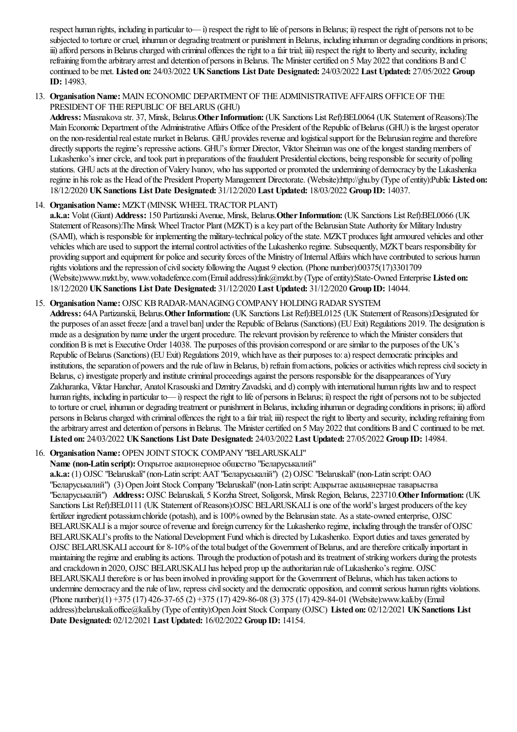respect human rights, including in particular to— i) respect the right to life of persons in Belarus; ii) respect the right of persons not to be subjected to torture or cruel, inhuman or degrading treatment or punishment in Belarus, including inhuman or degrading conditions in prisons; iii) afford persons in Belarus charged with criminal offences the right to a fair trial; iiii) respect the right to liberty and security, including refraining from the arbitrary arrest and detention of persons in Belarus. The Minister certified on 5 May 2022 that conditions B and C continued to be met. **Listed on:** 24/03/2022 **UK Sanctions List Date Designated:** 24/03/2022 **Last Updated:** 27/05/2022 **Group ID:** 14983.

13. **Organisation Name:** MAIN ECONOMIC DEPARTMENT OF THE ADMINISTRATIVE AFFAIRS OFFICE OF THE PRESIDENT OF THE REPUBLIC OF BELARUS (GHU)
**Address:** Miasnakova str. 37, Minsk, Belarus.**Other Information:** (UK Sanctions List Ref):BEL0064 (UK Statement of Reasons):The Main Economic Department of the Administrative Affairs Office of the President of the Republic of Belarus (GHU) is the largest operator on the non-residential real estate market in Belarus. GHU provides revenue and logistical support for the Belarusian regime and therefore directly supports the regime's repressive actions. GHU's former Director, Viktor Sheiman was one of the longest standing members of Lukashenko's inner circle, and took part in preparations of the fraudulent Presidential elections, being responsible for security of polling stations. GHU acts at the direction of Valery Ivanov, who has supported or promoted the undermining of democracy by the Lukashenka regime in his role as the Head of the President Property Management Directorate. (Website):http://ghu.by (Type of entity):Public **Listed on:** 18/12/2020 **UK Sanctions List Date Designated:** 31/12/2020 **Last Updated:** 18/03/2022 **Group ID:** 14037.

14. **Organisation Name:** MZKT (MINSK WHEEL TRACTOR PLANT)
**a.k.a:** Volat (Giant) **Address:** 150 Partizanski Avenue, Minsk, Belarus.**Other Information:** (UK Sanctions List Ref):BEL0066 (UK Statement of Reasons):The Minsk Wheel Tractor Plant (MZKT) is a key part of the Belarusian State Authority for Military Industry (SAMI), which is responsible for implementing the military-technical policy of the state. MZKT produces light armoured vehicles and other vehicles which are used to support the internal control activities of the Lukashenko regime. Subsequently, MZKT bears responsibility for providing support and equipment for police and security forces of the Ministry of Internal Affairs which have contributed to serious human rights violations and the repression of civil society following the August 9 election. (Phone number):00375(17)3301709 (Website):www.mzkt.by, www.voltadefence.com (Email address):link@mzkt.by (Type of entity):State-Owned Enterprise **Listed on:** 18/12/2020 **UK Sanctions List Date Designated:** 31/12/2020 **Last Updated:** 31/12/2020 **Group ID:** 14044.

15. **Organisation Name:** OJSC KB RADAR-MANAGING COMPANY HOLDING RADAR SYSTEM
**Address:** 64A Partizanskii, Belarus.**Other Information:** (UK Sanctions List Ref):BEL0125 (UK Statement of Reasons):Designated for the purposes of an asset freeze [and a travel ban] under the Republic of Belarus (Sanctions) (EU Exit) Regulations 2019. The designation is made as a designation by name under the urgent procedure. The relevant provision by reference to which the Minister considers that condition B is met is Executive Order 14038. The purposes of this provision correspond or are similar to the purposes of the UK's Republic of Belarus (Sanctions) (EU Exit) Regulations 2019, which have as their purposes to: a) respect democratic principles and institutions, the separation of powers and the rule of law in Belarus, b) refrain from actions, policies or activities which repress civil society in Belarus, c) investigate properly and institute criminal proceedings against the persons responsible for the disappearances of Yury Zakharanka, Viktar Hanchar, Anatol Krasouski and Dzmitry Zavadski, and d) comply with international human rights law and to respect human rights, including in particular to— i) respect the right to life of persons in Belarus; ii) respect the right of persons not to be subjected to torture or cruel, inhuman or degrading treatment or punishment in Belarus, including inhuman or degrading conditions in prisons; iii) afford persons in Belarus charged with criminal offences the right to a fair trial; iiii) respect the right to liberty and security, including refraining from the arbitrary arrest and detention of persons in Belarus. The Minister certified on 5 May 2022 that conditions B and C continued to be met. **Listed on:** 24/03/2022 **UK Sanctions List Date Designated:** 24/03/2022 **Last Updated:** 27/05/2022 **Group ID:** 14984.

16. **Organisation Name:** OPEN JOINT STOCK COMPANY "BELARUSKALI"
**Name (non-Latin script):** Открытое акционерное общество "Беларуськалий"
**a.k.a:** (1) OJSC "Belaruskali" (non-Latin script: ААТ "Беларуськалій") (2) OJSC "Belaruskali" (non-Latin script: ОАО "Беларуськалий") (3) Open Joint Stock Company "Belaruskali" (non-Latin script: Адкрытае акцыянернае таварыства "Беларуськалій") **Address:** OJSC Belaruskali, 5 Korzha Street, Soligorsk, Minsk Region, Belarus, 223710.**Other Information:** (UK Sanctions List Ref):BEL0111 (UK Statement of Reasons):OJSC BELARUSKALI is one of the world's largest producers of the key fertilizer ingredient potassium chloride (potash), and is 100% owned by the Belarusian state. As a state-owned enterprise, OJSC BELARUSKALI is a major source of revenue and foreign currency for the Lukashenko regime, including through the transfer of OJSC BELARUSKALI's profits to the National Development Fund which is directed by Lukashenko. Export duties and taxes generated by OJSC BELARUSKALI account for 8-10% of the total budget of the Government of Belarus, and are therefore critically important in maintaining the regime and enabling its actions. Through the production of potash and its treatment of striking workers during the protests and crackdown in 2020, OJSC BELARUSKALI has helped prop up the authoritarian rule of Lukashenko's regime. OJSC BELARUSKALI therefore is or has been involved in providing support for the Government of Belarus, which has taken actions to undermine democracy and the rule of law, repress civil society and the democratic opposition, and commit serious human rights violations. (Phone number):(1) +375 (17) 426-37-65 (2) +375 (17) 429-86-08 (3) 375 (17) 429-84-01 (Website):www.kali.by (Email address):belaruskali.office@kali.by (Type of entity):Open Joint Stock Company (OJSC) **Listed on:** 02/12/2021 **UK Sanctions List Date Designated:** 02/12/2021 **Last Updated:** 16/02/2022 **Group ID:** 14154.